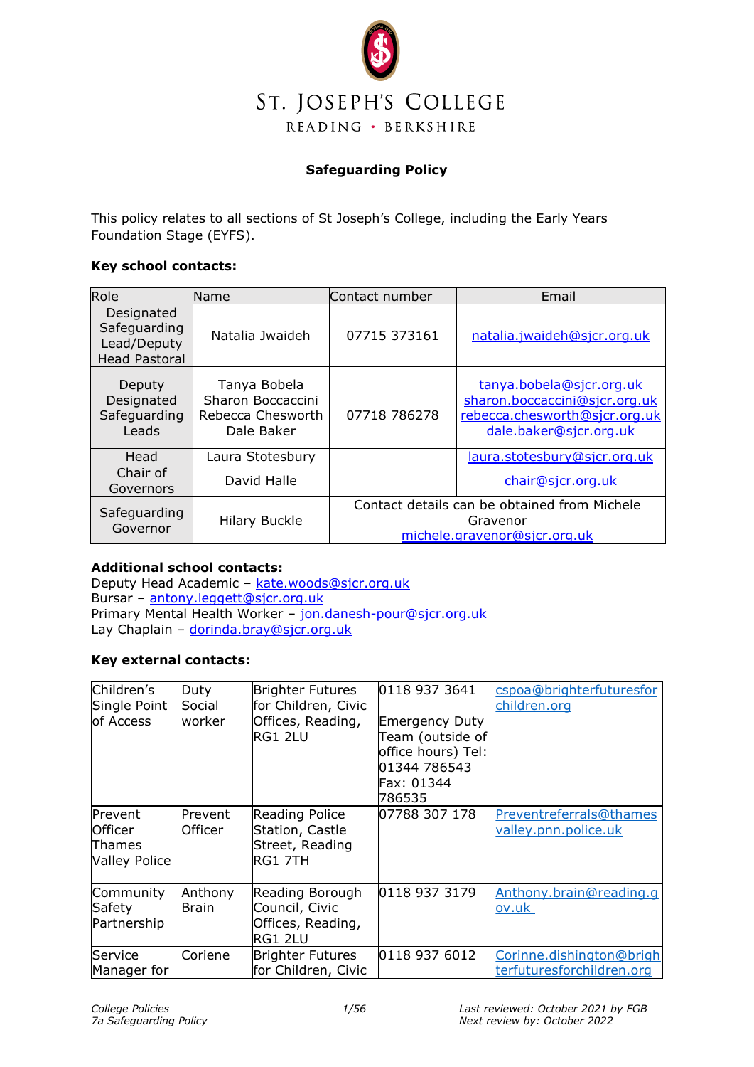# St. Joseph's College

READING • BERKSHIRE

## Safeguarding Policy

This policy relates to all sections of St Joseph's College, including the Early Years Foundation Stage (EYFS).

### Key school contacts:

| Role | Name | Contact number | Email |
|---|---|---|---|
| Designated Safeguarding Lead/Deputy Head Pastoral | Natalia Jwaideh | 07715 373161 | natalia.jwaideh@sjcr.org.uk |
| Deputy Designated Safeguarding Leads | Tanya Bobela<br>Sharon Boccaccini<br>Rebecca Chesworth<br>Dale Baker | 07718 786278 | tanya.bobela@sjcr.org.uk<br>sharon.boccaccini@sjcr.org.uk<br>rebecca.chesworth@sjcr.org.uk<br>dale.baker@sjcr.org.uk |
| Head | Laura Stotesbury | | laura.stotesbury@sjcr.org.uk |
| Chair of Governors | David Halle | | chair@sjcr.org.uk |
| Safeguarding Governor | Hilary Buckle | Contact details can be obtained from Michele Gravenor michele.gravenor@sjcr.org.uk | |

### Additional school contacts:

Deputy Head Academic – kate.woods@sjcr.org.uk
Bursar – antony.leggett@sjcr.org.uk
Primary Mental Health Worker – jon.danesh-pour@sjcr.org.uk
Lay Chaplain – dorinda.bray@sjcr.org.uk

### Key external contacts:

| | | | | |
|---|---|---|---|---|
| Children's Single Point of Access | Duty Social worker | Brighter Futures for Children, Civic Offices, Reading, RG1 2LU | 0118 937 3641<br><br>Emergency Duty Team (outside of office hours) Tel: 01344 786543<br>Fax: 01344 786535 | cspoa@brighterfuturesforchildren.org |
| Prevent Officer Thames Valley Police | Prevent Officer | Reading Police Station, Castle Street, Reading RG1 7TH | 07788 307 178 | Preventreferrals@thamesvalley.pnn.police.uk |
| Community Safety Partnership | Anthony Brain | Reading Borough Council, Civic Offices, Reading, RG1 2LU | 0118 937 3179 | Anthony.brain@reading.gov.uk |
| Service Manager for | Coriene | Brighter Futures for Children, Civic | 0118 937 6012 | Corinne.dishington@brighterfuturesforchildren.org |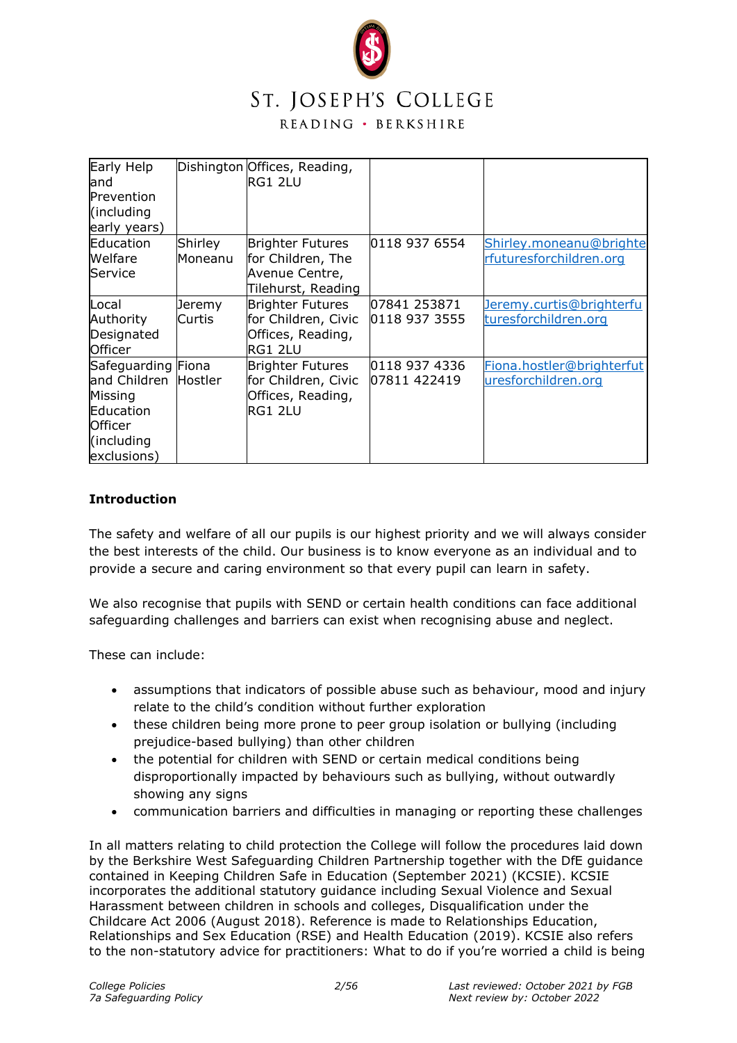| | | | | |
|---|---|---|---|---|
| Early Help and Prevention (including early years) | Dishington | Offices, Reading, RG1 2LU | | |
| Education Welfare Service | Shirley Moneanu | Brighter Futures for Children, The Avenue Centre, Tilehurst, Reading | 0118 937 6554 | Shirley.moneanu@brighterfuturesforchildren.org |
| Local Authority Designated Officer | Jeremy Curtis | Brighter Futures for Children, Civic Offices, Reading, RG1 2LU | 07841 253871<br>0118 937 3555 | Jeremy.curtis@brighterfuturesforchildren.org |
| Safeguarding and Children Missing Education Officer (including exclusions) | Fiona Hostler | Brighter Futures for Children, Civic Offices, Reading, RG1 2LU | 0118 937 4336<br>07811 422419 | Fiona.hostler@brighterfuturesforchildren.org |

**Introduction**

The safety and welfare of all our pupils is our highest priority and we will always consider the best interests of the child. Our business is to know everyone as an individual and to provide a secure and caring environment so that every pupil can learn in safety.

We also recognise that pupils with SEND or certain health conditions can face additional safeguarding challenges and barriers can exist when recognising abuse and neglect.

These can include:

- assumptions that indicators of possible abuse such as behaviour, mood and injury relate to the child's condition without further exploration
- these children being more prone to peer group isolation or bullying (including prejudice-based bullying) than other children
- the potential for children with SEND or certain medical conditions being disproportionally impacted by behaviours such as bullying, without outwardly showing any signs
- communication barriers and difficulties in managing or reporting these challenges

In all matters relating to child protection the College will follow the procedures laid down by the Berkshire West Safeguarding Children Partnership together with the DfE guidance contained in Keeping Children Safe in Education (September 2021) (KCSIE). KCSIE incorporates the additional statutory guidance including Sexual Violence and Sexual Harassment between children in schools and colleges, Disqualification under the Childcare Act 2006 (August 2018). Reference is made to Relationships Education, Relationships and Sex Education (RSE) and Health Education (2019). KCSIE also refers to the non-statutory advice for practitioners: What to do if you're worried a child is being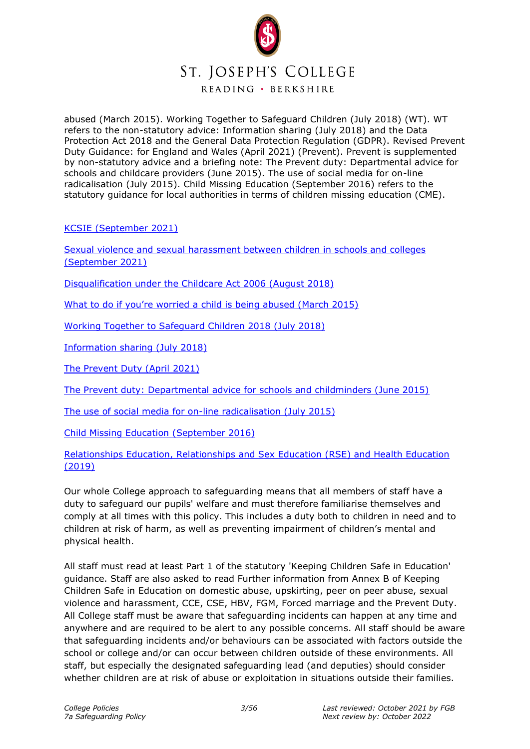abused (March 2015). Working Together to Safeguard Children (July 2018) (WT). WT refers to the non-statutory advice: Information sharing (July 2018) and the Data Protection Act 2018 and the General Data Protection Regulation (GDPR). Revised Prevent Duty Guidance: for England and Wales (April 2021) (Prevent). Prevent is supplemented by non-statutory advice and a briefing note: The Prevent duty: Departmental advice for schools and childcare providers (June 2015). The use of social media for on-line radicalisation (July 2015). Child Missing Education (September 2016) refers to the statutory guidance for local authorities in terms of children missing education (CME).

KCSIE (September 2021)

Sexual violence and sexual harassment between children in schools and colleges (September 2021)

Disqualification under the Childcare Act 2006 (August 2018)

What to do if you're worried a child is being abused (March 2015)

Working Together to Safeguard Children 2018 (July 2018)

Information sharing (July 2018)

The Prevent Duty (April 2021)

The Prevent duty: Departmental advice for schools and childminders (June 2015)

The use of social media for on-line radicalisation (July 2015)

Child Missing Education (September 2016)

Relationships Education, Relationships and Sex Education (RSE) and Health Education (2019)

Our whole College approach to safeguarding means that all members of staff have a duty to safeguard our pupils' welfare and must therefore familiarise themselves and comply at all times with this policy. This includes a duty both to children in need and to children at risk of harm, as well as preventing impairment of children's mental and physical health.

All staff must read at least Part 1 of the statutory 'Keeping Children Safe in Education' guidance. Staff are also asked to read Further information from Annex B of Keeping Children Safe in Education on domestic abuse, upskirting, peer on peer abuse, sexual violence and harassment, CCE, CSE, HBV, FGM, Forced marriage and the Prevent Duty. All College staff must be aware that safeguarding incidents can happen at any time and anywhere and are required to be alert to any possible concerns. All staff should be aware that safeguarding incidents and/or behaviours can be associated with factors outside the school or college and/or can occur between children outside of these environments. All staff, but especially the designated safeguarding lead (and deputies) should consider whether children are at risk of abuse or exploitation in situations outside their families.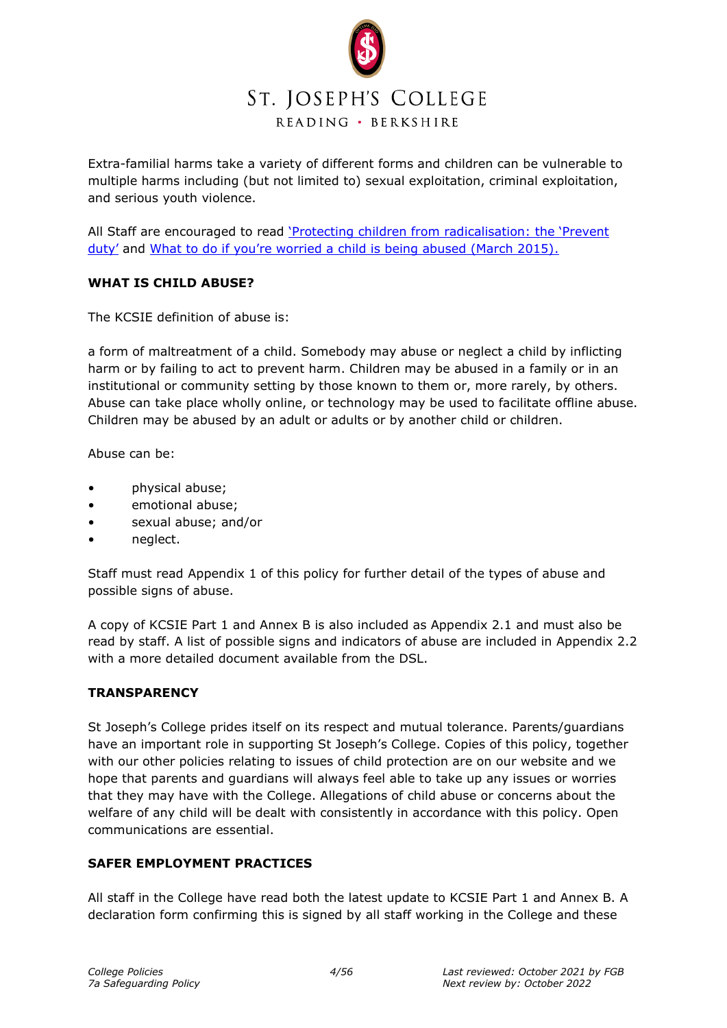Extra-familial harms take a variety of different forms and children can be vulnerable to multiple harms including (but not limited to) sexual exploitation, criminal exploitation, and serious youth violence.

All Staff are encouraged to read 'Protecting children from radicalisation: the 'Prevent duty' and What to do if you're worried a child is being abused (March 2015).

## WHAT IS CHILD ABUSE?

The KCSIE definition of abuse is:

a form of maltreatment of a child. Somebody may abuse or neglect a child by inflicting harm or by failing to act to prevent harm. Children may be abused in a family or in an institutional or community setting by those known to them or, more rarely, by others. Abuse can take place wholly online, or technology may be used to facilitate offline abuse. Children may be abused by an adult or adults or by another child or children.

Abuse can be:

- physical abuse;
- emotional abuse;
- sexual abuse; and/or
- neglect.

Staff must read Appendix 1 of this policy for further detail of the types of abuse and possible signs of abuse.

A copy of KCSIE Part 1 and Annex B is also included as Appendix 2.1 and must also be read by staff. A list of possible signs and indicators of abuse are included in Appendix 2.2 with a more detailed document available from the DSL.

## TRANSPARENCY

St Joseph's College prides itself on its respect and mutual tolerance. Parents/guardians have an important role in supporting St Joseph's College. Copies of this policy, together with our other policies relating to issues of child protection are on our website and we hope that parents and guardians will always feel able to take up any issues or worries that they may have with the College. Allegations of child abuse or concerns about the welfare of any child will be dealt with consistently in accordance with this policy. Open communications are essential.

## SAFER EMPLOYMENT PRACTICES

All staff in the College have read both the latest update to KCSIE Part 1 and Annex B. A declaration form confirming this is signed by all staff working in the College and these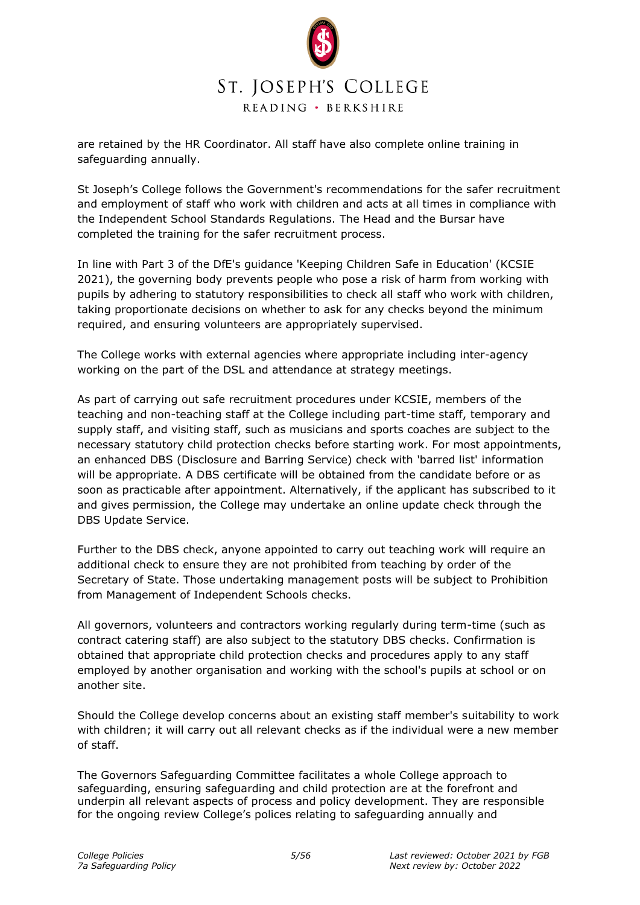are retained by the HR Coordinator. All staff have also complete online training in safeguarding annually.

St Joseph's College follows the Government's recommendations for the safer recruitment and employment of staff who work with children and acts at all times in compliance with the Independent School Standards Regulations. The Head and the Bursar have completed the training for the safer recruitment process.

In line with Part 3 of the DfE's guidance 'Keeping Children Safe in Education' (KCSIE 2021), the governing body prevents people who pose a risk of harm from working with pupils by adhering to statutory responsibilities to check all staff who work with children, taking proportionate decisions on whether to ask for any checks beyond the minimum required, and ensuring volunteers are appropriately supervised.

The College works with external agencies where appropriate including inter-agency working on the part of the DSL and attendance at strategy meetings.

As part of carrying out safe recruitment procedures under KCSIE, members of the teaching and non-teaching staff at the College including part-time staff, temporary and supply staff, and visiting staff, such as musicians and sports coaches are subject to the necessary statutory child protection checks before starting work. For most appointments, an enhanced DBS (Disclosure and Barring Service) check with 'barred list' information will be appropriate. A DBS certificate will be obtained from the candidate before or as soon as practicable after appointment. Alternatively, if the applicant has subscribed to it and gives permission, the College may undertake an online update check through the DBS Update Service.

Further to the DBS check, anyone appointed to carry out teaching work will require an additional check to ensure they are not prohibited from teaching by order of the Secretary of State. Those undertaking management posts will be subject to Prohibition from Management of Independent Schools checks.

All governors, volunteers and contractors working regularly during term-time (such as contract catering staff) are also subject to the statutory DBS checks. Confirmation is obtained that appropriate child protection checks and procedures apply to any staff employed by another organisation and working with the school's pupils at school or on another site.

Should the College develop concerns about an existing staff member's suitability to work with children; it will carry out all relevant checks as if the individual were a new member of staff.

The Governors Safeguarding Committee facilitates a whole College approach to safeguarding, ensuring safeguarding and child protection are at the forefront and underpin all relevant aspects of process and policy development. They are responsible for the ongoing review College's polices relating to safeguarding annually and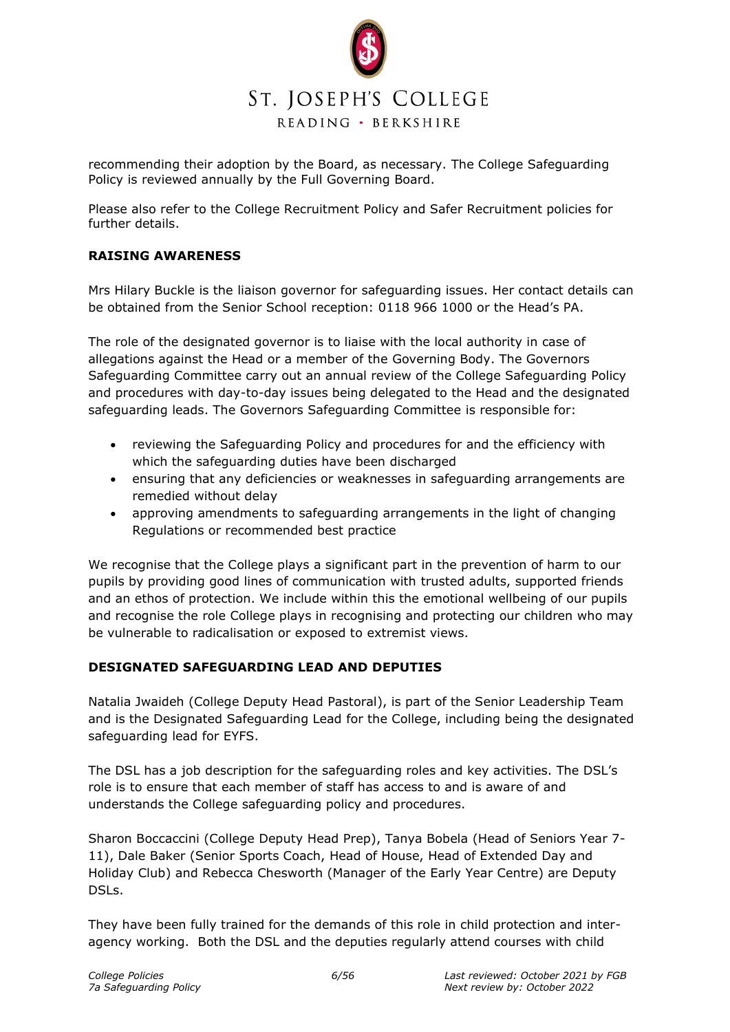recommending their adoption by the Board, as necessary. The College Safeguarding Policy is reviewed annually by the Full Governing Board.

Please also refer to the College Recruitment Policy and Safer Recruitment policies for further details.

## RAISING AWARENESS

Mrs Hilary Buckle is the liaison governor for safeguarding issues. Her contact details can be obtained from the Senior School reception: 0118 966 1000 or the Head's PA.

The role of the designated governor is to liaise with the local authority in case of allegations against the Head or a member of the Governing Body. The Governors Safeguarding Committee carry out an annual review of the College Safeguarding Policy and procedures with day-to-day issues being delegated to the Head and the designated safeguarding leads. The Governors Safeguarding Committee is responsible for:

- reviewing the Safeguarding Policy and procedures for and the efficiency with which the safeguarding duties have been discharged
- ensuring that any deficiencies or weaknesses in safeguarding arrangements are remedied without delay
- approving amendments to safeguarding arrangements in the light of changing Regulations or recommended best practice

We recognise that the College plays a significant part in the prevention of harm to our pupils by providing good lines of communication with trusted adults, supported friends and an ethos of protection. We include within this the emotional wellbeing of our pupils and recognise the role College plays in recognising and protecting our children who may be vulnerable to radicalisation or exposed to extremist views.

## DESIGNATED SAFEGUARDING LEAD AND DEPUTIES

Natalia Jwaideh (College Deputy Head Pastoral), is part of the Senior Leadership Team and is the Designated Safeguarding Lead for the College, including being the designated safeguarding lead for EYFS.

The DSL has a job description for the safeguarding roles and key activities. The DSL's role is to ensure that each member of staff has access to and is aware of and understands the College safeguarding policy and procedures.

Sharon Boccaccini (College Deputy Head Prep), Tanya Bobela (Head of Seniors Year 7-11), Dale Baker (Senior Sports Coach, Head of House, Head of Extended Day and Holiday Club) and Rebecca Chesworth (Manager of the Early Year Centre) are Deputy DSLs.

They have been fully trained for the demands of this role in child protection and inter-agency working. Both the DSL and the deputies regularly attend courses with child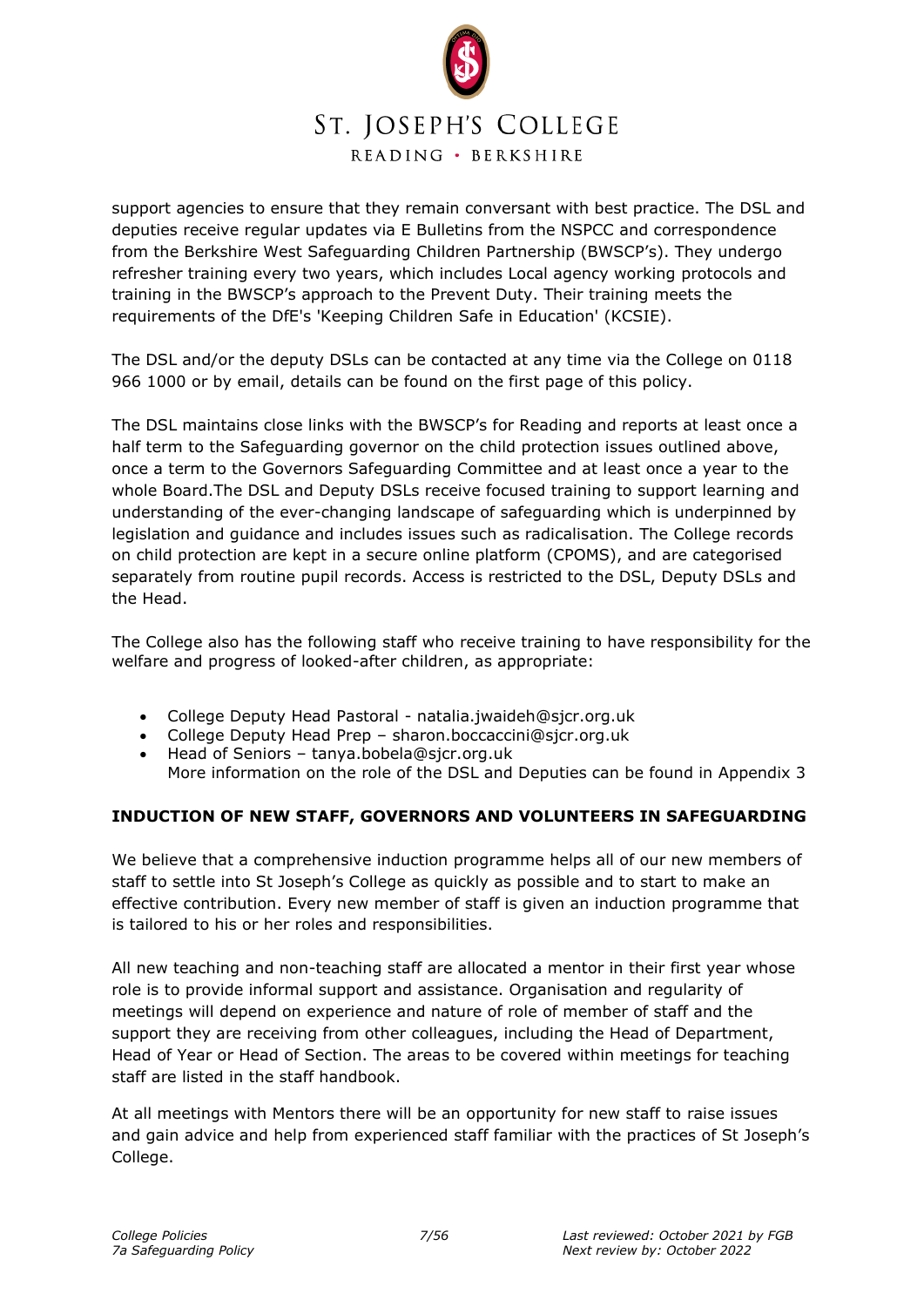support agencies to ensure that they remain conversant with best practice. The DSL and deputies receive regular updates via E Bulletins from the NSPCC and correspondence from the Berkshire West Safeguarding Children Partnership (BWSCP's). They undergo refresher training every two years, which includes Local agency working protocols and training in the BWSCP's approach to the Prevent Duty. Their training meets the requirements of the DfE's 'Keeping Children Safe in Education' (KCSIE).

The DSL and/or the deputy DSLs can be contacted at any time via the College on 0118 966 1000 or by email, details can be found on the first page of this policy.

The DSL maintains close links with the BWSCP's for Reading and reports at least once a half term to the Safeguarding governor on the child protection issues outlined above, once a term to the Governors Safeguarding Committee and at least once a year to the whole Board.The DSL and Deputy DSLs receive focused training to support learning and understanding of the ever-changing landscape of safeguarding which is underpinned by legislation and guidance and includes issues such as radicalisation. The College records on child protection are kept in a secure online platform (CPOMS), and are categorised separately from routine pupil records. Access is restricted to the DSL, Deputy DSLs and the Head.

The College also has the following staff who receive training to have responsibility for the welfare and progress of looked-after children, as appropriate:

- College Deputy Head Pastoral - natalia.jwaideh@sjcr.org.uk
- College Deputy Head Prep – sharon.boccaccini@sjcr.org.uk
- Head of Seniors – tanya.bobela@sjcr.org.uk
  More information on the role of the DSL and Deputies can be found in Appendix 3

**INDUCTION OF NEW STAFF, GOVERNORS AND VOLUNTEERS IN SAFEGUARDING**

We believe that a comprehensive induction programme helps all of our new members of staff to settle into St Joseph's College as quickly as possible and to start to make an effective contribution. Every new member of staff is given an induction programme that is tailored to his or her roles and responsibilities.

All new teaching and non-teaching staff are allocated a mentor in their first year whose role is to provide informal support and assistance. Organisation and regularity of meetings will depend on experience and nature of role of member of staff and the support they are receiving from other colleagues, including the Head of Department, Head of Year or Head of Section. The areas to be covered within meetings for teaching staff are listed in the staff handbook.

At all meetings with Mentors there will be an opportunity for new staff to raise issues and gain advice and help from experienced staff familiar with the practices of St Joseph's College.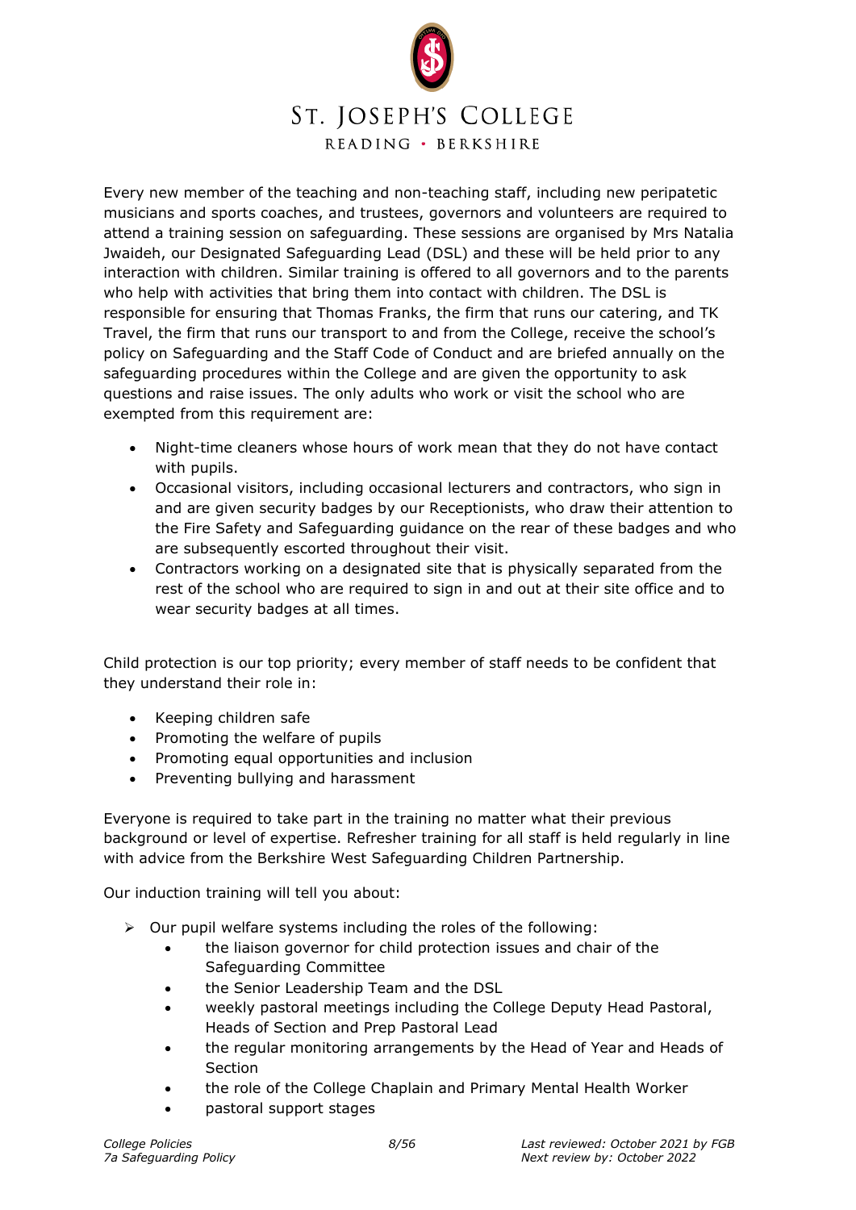Every new member of the teaching and non-teaching staff, including new peripatetic musicians and sports coaches, and trustees, governors and volunteers are required to attend a training session on safeguarding. These sessions are organised by Mrs Natalia Jwaideh, our Designated Safeguarding Lead (DSL) and these will be held prior to any interaction with children. Similar training is offered to all governors and to the parents who help with activities that bring them into contact with children. The DSL is responsible for ensuring that Thomas Franks, the firm that runs our catering, and TK Travel, the firm that runs our transport to and from the College, receive the school's policy on Safeguarding and the Staff Code of Conduct and are briefed annually on the safeguarding procedures within the College and are given the opportunity to ask questions and raise issues. The only adults who work or visit the school who are exempted from this requirement are:

- Night-time cleaners whose hours of work mean that they do not have contact with pupils.
- Occasional visitors, including occasional lecturers and contractors, who sign in and are given security badges by our Receptionists, who draw their attention to the Fire Safety and Safeguarding guidance on the rear of these badges and who are subsequently escorted throughout their visit.
- Contractors working on a designated site that is physically separated from the rest of the school who are required to sign in and out at their site office and to wear security badges at all times.

Child protection is our top priority; every member of staff needs to be confident that they understand their role in:

- Keeping children safe
- Promoting the welfare of pupils
- Promoting equal opportunities and inclusion
- Preventing bullying and harassment

Everyone is required to take part in the training no matter what their previous background or level of expertise. Refresher training for all staff is held regularly in line with advice from the Berkshire West Safeguarding Children Partnership.

Our induction training will tell you about:

- Our pupil welfare systems including the roles of the following:
    - the liaison governor for child protection issues and chair of the Safeguarding Committee
    - the Senior Leadership Team and the DSL
    - weekly pastoral meetings including the College Deputy Head Pastoral, Heads of Section and Prep Pastoral Lead
    - the regular monitoring arrangements by the Head of Year and Heads of Section
    - the role of the College Chaplain and Primary Mental Health Worker
    - pastoral support stages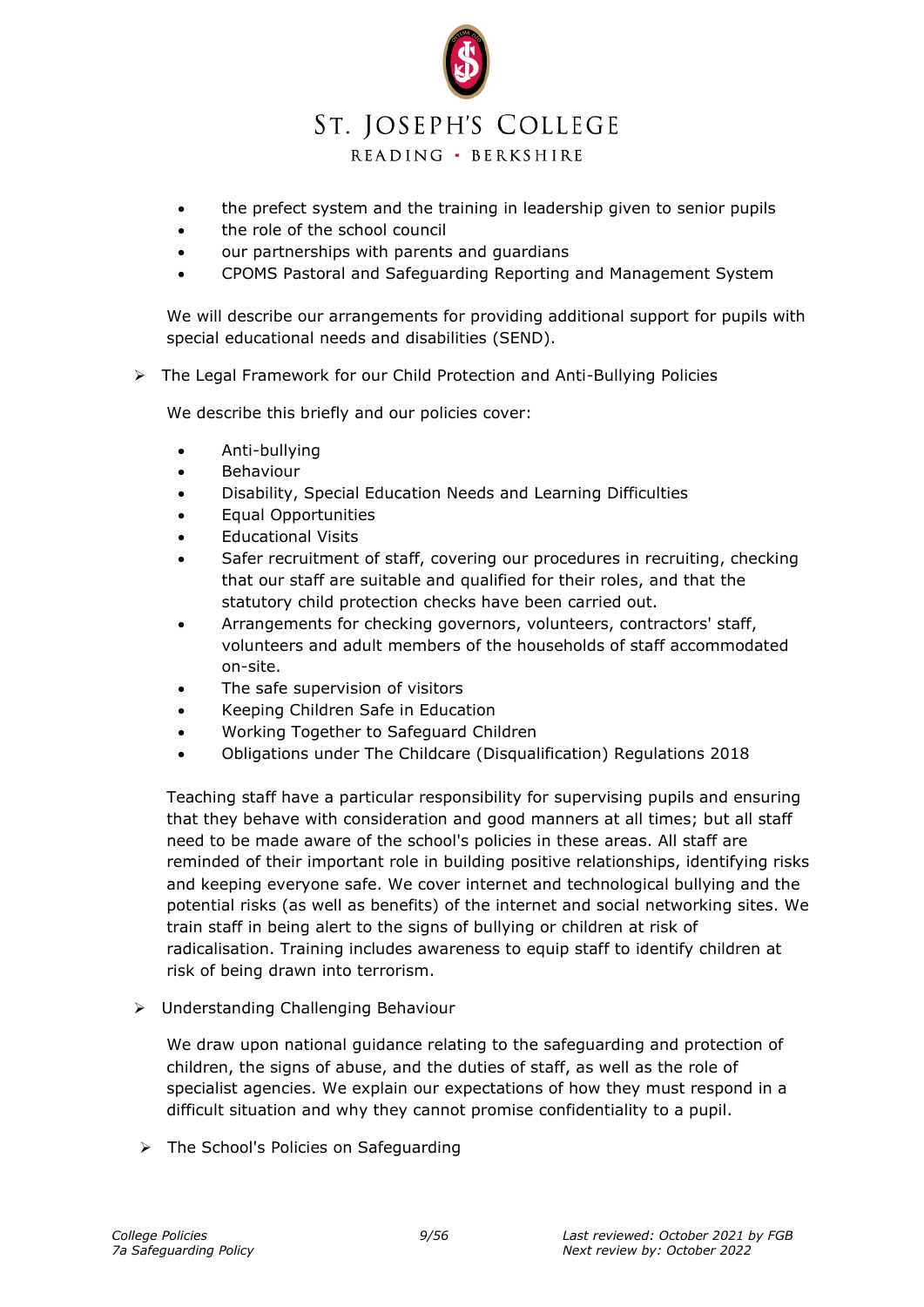- the prefect system and the training in leadership given to senior pupils
- the role of the school council
- our partnerships with parents and guardians
- CPOMS Pastoral and Safeguarding Reporting and Management System

We will describe our arrangements for providing additional support for pupils with special educational needs and disabilities (SEND).

➢ The Legal Framework for our Child Protection and Anti-Bullying Policies

We describe this briefly and our policies cover:

- Anti-bullying
- Behaviour
- Disability, Special Education Needs and Learning Difficulties
- Equal Opportunities
- Educational Visits
- Safer recruitment of staff, covering our procedures in recruiting, checking that our staff are suitable and qualified for their roles, and that the statutory child protection checks have been carried out.
- Arrangements for checking governors, volunteers, contractors' staff, volunteers and adult members of the households of staff accommodated on-site.
- The safe supervision of visitors
- Keeping Children Safe in Education
- Working Together to Safeguard Children
- Obligations under The Childcare (Disqualification) Regulations 2018

Teaching staff have a particular responsibility for supervising pupils and ensuring that they behave with consideration and good manners at all times; but all staff need to be made aware of the school's policies in these areas. All staff are reminded of their important role in building positive relationships, identifying risks and keeping everyone safe. We cover internet and technological bullying and the potential risks (as well as benefits) of the internet and social networking sites. We train staff in being alert to the signs of bullying or children at risk of radicalisation. Training includes awareness to equip staff to identify children at risk of being drawn into terrorism.

➢ Understanding Challenging Behaviour

We draw upon national guidance relating to the safeguarding and protection of children, the signs of abuse, and the duties of staff, as well as the role of specialist agencies. We explain our expectations of how they must respond in a difficult situation and why they cannot promise confidentiality to a pupil.

➢ The School's Policies on Safeguarding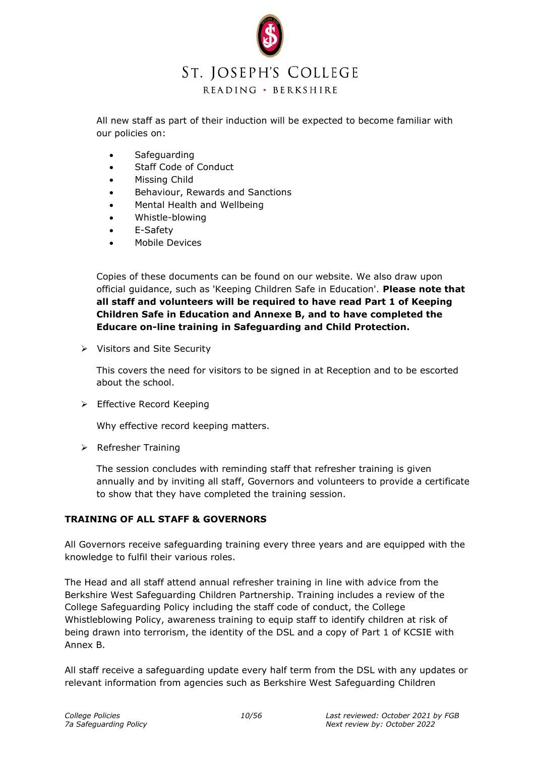All new staff as part of their induction will be expected to become familiar with our policies on:

- Safeguarding
- Staff Code of Conduct
- Missing Child
- Behaviour, Rewards and Sanctions
- Mental Health and Wellbeing
- Whistle-blowing
- E-Safety
- Mobile Devices

Copies of these documents can be found on our website. We also draw upon official guidance, such as 'Keeping Children Safe in Education'. **Please note that all staff and volunteers will be required to have read Part 1 of Keeping Children Safe in Education and Annexe B, and to have completed the Educare on-line training in Safeguarding and Child Protection.**

- Visitors and Site Security

  This covers the need for visitors to be signed in at Reception and to be escorted about the school.

- Effective Record Keeping

  Why effective record keeping matters.

- Refresher Training

  The session concludes with reminding staff that refresher training is given annually and by inviting all staff, Governors and volunteers to provide a certificate to show that they have completed the training session.

**TRAINING OF ALL STAFF & GOVERNORS**

All Governors receive safeguarding training every three years and are equipped with the knowledge to fulfil their various roles.

The Head and all staff attend annual refresher training in line with advice from the Berkshire West Safeguarding Children Partnership. Training includes a review of the College Safeguarding Policy including the staff code of conduct, the College Whistleblowing Policy, awareness training to equip staff to identify children at risk of being drawn into terrorism, the identity of the DSL and a copy of Part 1 of KCSIE with Annex B.

All staff receive a safeguarding update every half term from the DSL with any updates or relevant information from agencies such as Berkshire West Safeguarding Children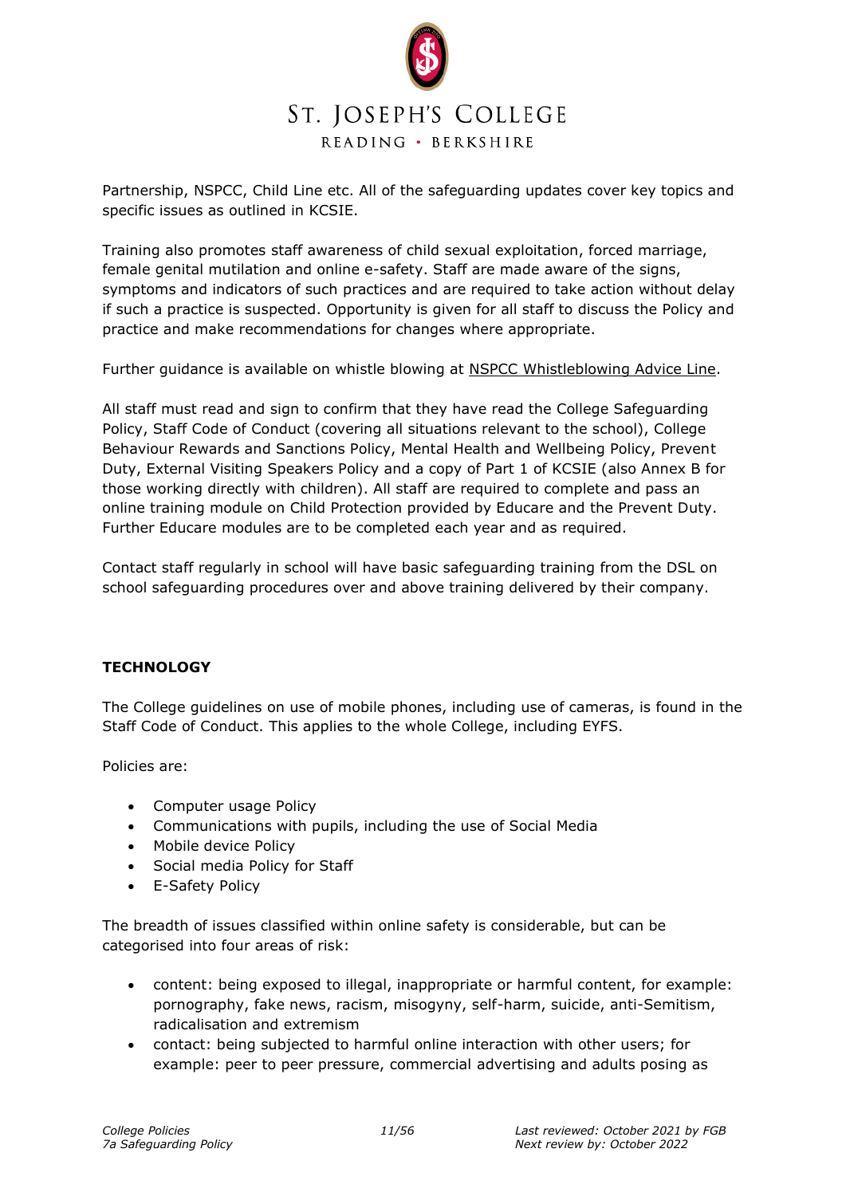Partnership, NSPCC, Child Line etc. All of the safeguarding updates cover key topics and specific issues as outlined in KCSIE.

Training also promotes staff awareness of child sexual exploitation, forced marriage, female genital mutilation and online e-safety. Staff are made aware of the signs, symptoms and indicators of such practices and are required to take action without delay if such a practice is suspected. Opportunity is given for all staff to discuss the Policy and practice and make recommendations for changes where appropriate.

Further guidance is available on whistle blowing at NSPCC Whistleblowing Advice Line.

All staff must read and sign to confirm that they have read the College Safeguarding Policy, Staff Code of Conduct (covering all situations relevant to the school), College Behaviour Rewards and Sanctions Policy, Mental Health and Wellbeing Policy, Prevent Duty, External Visiting Speakers Policy and a copy of Part 1 of KCSIE (also Annex B for those working directly with children). All staff are required to complete and pass an online training module on Child Protection provided by Educare and the Prevent Duty. Further Educare modules are to be completed each year and as required.

Contact staff regularly in school will have basic safeguarding training from the DSL on school safeguarding procedures over and above training delivered by their company.

**TECHNOLOGY**

The College guidelines on use of mobile phones, including use of cameras, is found in the Staff Code of Conduct. This applies to the whole College, including EYFS.

Policies are:

- Computer usage Policy
- Communications with pupils, including the use of Social Media
- Mobile device Policy
- Social media Policy for Staff
- E-Safety Policy

The breadth of issues classified within online safety is considerable, but can be categorised into four areas of risk:

- content: being exposed to illegal, inappropriate or harmful content, for example: pornography, fake news, racism, misogyny, self-harm, suicide, anti-Semitism, radicalisation and extremism
- contact: being subjected to harmful online interaction with other users; for example: peer to peer pressure, commercial advertising and adults posing as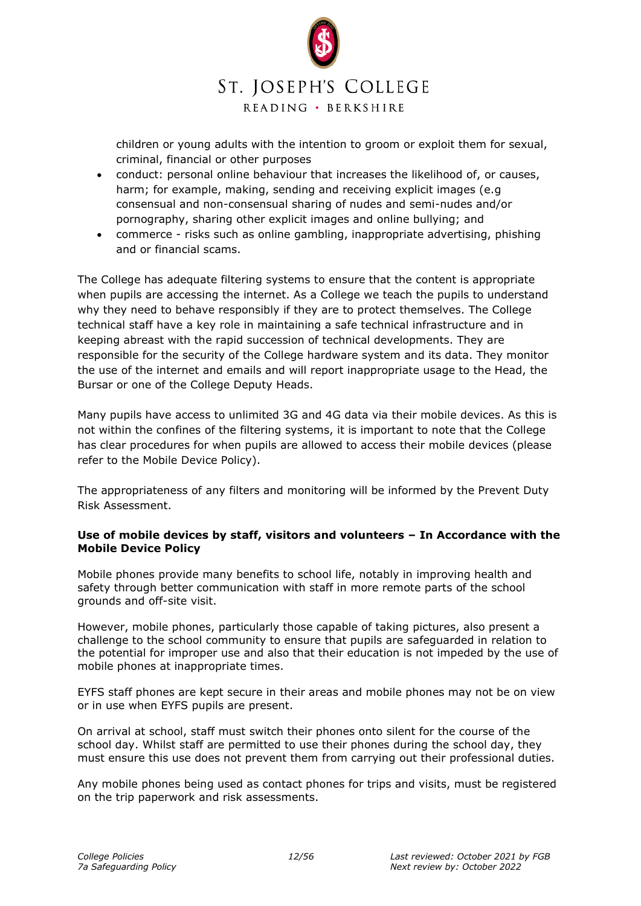children or young adults with the intention to groom or exploit them for sexual, criminal, financial or other purposes

- conduct: personal online behaviour that increases the likelihood of, or causes, harm; for example, making, sending and receiving explicit images (e.g consensual and non-consensual sharing of nudes and semi-nudes and/or pornography, sharing other explicit images and online bullying; and
- commerce - risks such as online gambling, inappropriate advertising, phishing and or financial scams.

The College has adequate filtering systems to ensure that the content is appropriate when pupils are accessing the internet. As a College we teach the pupils to understand why they need to behave responsibly if they are to protect themselves. The College technical staff have a key role in maintaining a safe technical infrastructure and in keeping abreast with the rapid succession of technical developments. They are responsible for the security of the College hardware system and its data. They monitor the use of the internet and emails and will report inappropriate usage to the Head, the Bursar or one of the College Deputy Heads.

Many pupils have access to unlimited 3G and 4G data via their mobile devices. As this is not within the confines of the filtering systems, it is important to note that the College has clear procedures for when pupils are allowed to access their mobile devices (please refer to the Mobile Device Policy).

The appropriateness of any filters and monitoring will be informed by the Prevent Duty Risk Assessment.

**Use of mobile devices by staff, visitors and volunteers – In Accordance with the Mobile Device Policy**

Mobile phones provide many benefits to school life, notably in improving health and safety through better communication with staff in more remote parts of the school grounds and off-site visit.

However, mobile phones, particularly those capable of taking pictures, also present a challenge to the school community to ensure that pupils are safeguarded in relation to the potential for improper use and also that their education is not impeded by the use of mobile phones at inappropriate times.

EYFS staff phones are kept secure in their areas and mobile phones may not be on view or in use when EYFS pupils are present.

On arrival at school, staff must switch their phones onto silent for the course of the school day. Whilst staff are permitted to use their phones during the school day, they must ensure this use does not prevent them from carrying out their professional duties.

Any mobile phones being used as contact phones for trips and visits, must be registered on the trip paperwork and risk assessments.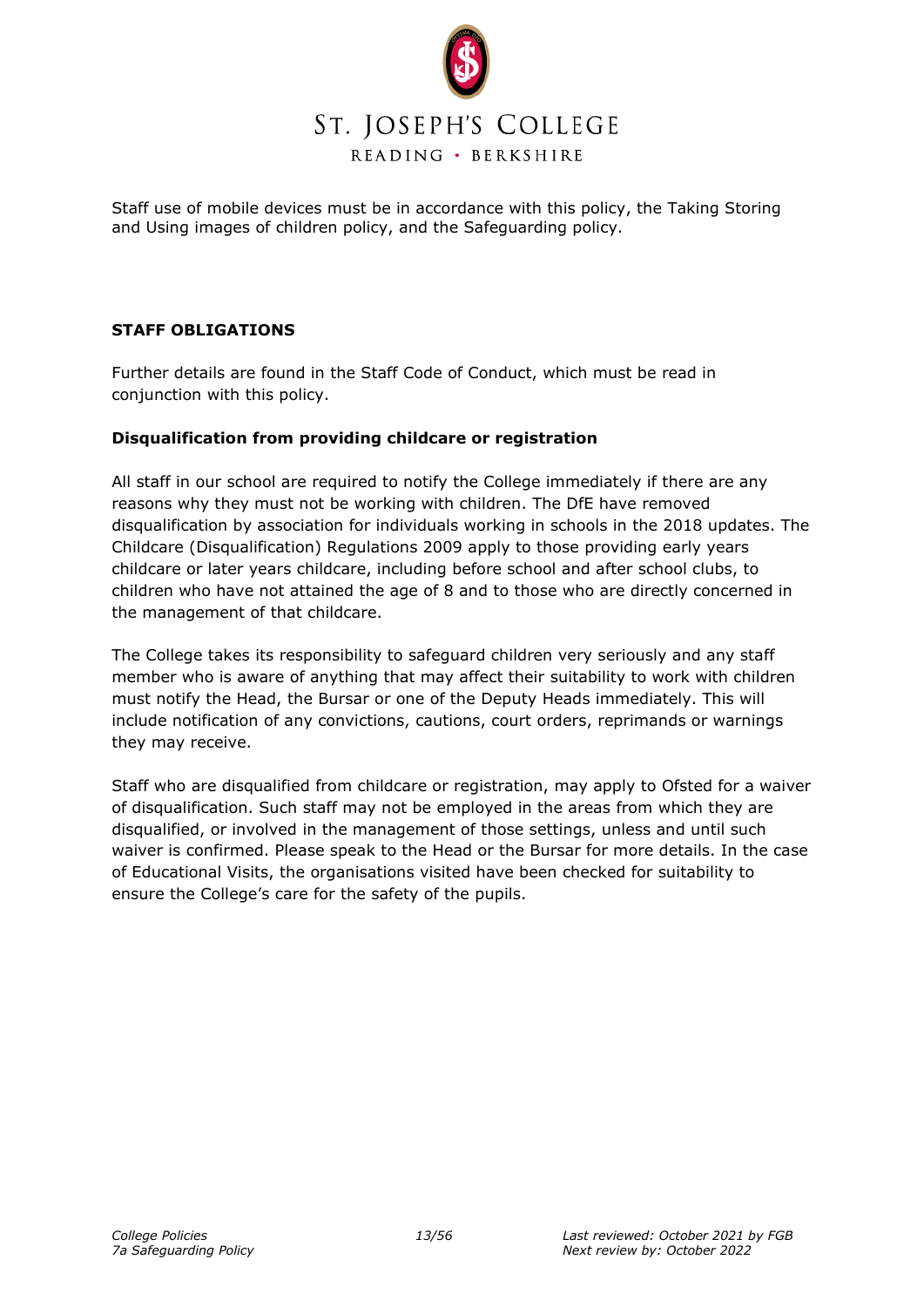Staff use of mobile devices must be in accordance with this policy, the Taking Storing and Using images of children policy, and the Safeguarding policy.

## STAFF OBLIGATIONS

Further details are found in the Staff Code of Conduct, which must be read in conjunction with this policy.

### Disqualification from providing childcare or registration

All staff in our school are required to notify the College immediately if there are any reasons why they must not be working with children. The DfE have removed disqualification by association for individuals working in schools in the 2018 updates. The Childcare (Disqualification) Regulations 2009 apply to those providing early years childcare or later years childcare, including before school and after school clubs, to children who have not attained the age of 8 and to those who are directly concerned in the management of that childcare.

The College takes its responsibility to safeguard children very seriously and any staff member who is aware of anything that may affect their suitability to work with children must notify the Head, the Bursar or one of the Deputy Heads immediately. This will include notification of any convictions, cautions, court orders, reprimands or warnings they may receive.

Staff who are disqualified from childcare or registration, may apply to Ofsted for a waiver of disqualification. Such staff may not be employed in the areas from which they are disqualified, or involved in the management of those settings, unless and until such waiver is confirmed. Please speak to the Head or the Bursar for more details. In the case of Educational Visits, the organisations visited have been checked for suitability to ensure the College's care for the safety of the pupils.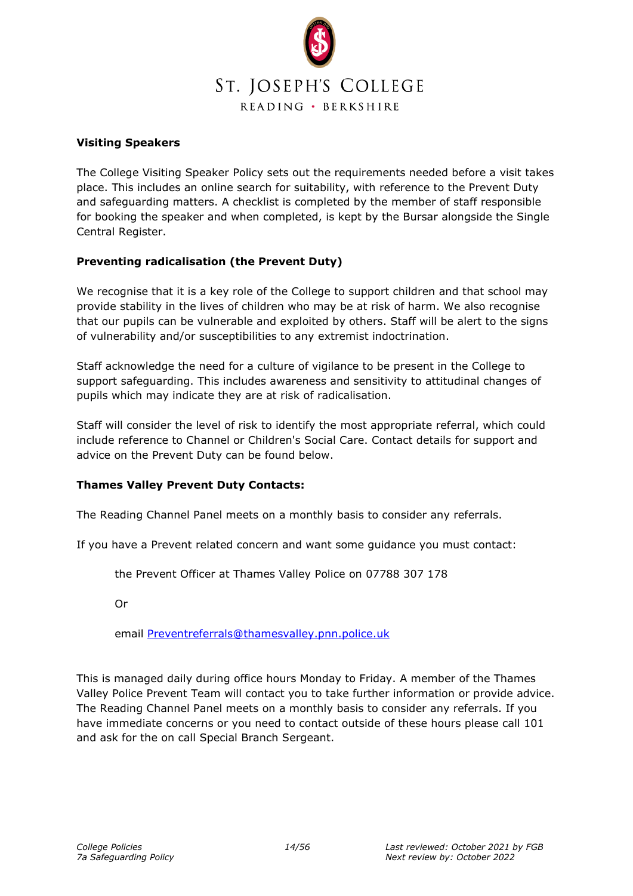**Visiting Speakers**

The College Visiting Speaker Policy sets out the requirements needed before a visit takes place. This includes an online search for suitability, with reference to the Prevent Duty and safeguarding matters. A checklist is completed by the member of staff responsible for booking the speaker and when completed, is kept by the Bursar alongside the Single Central Register.

**Preventing radicalisation (the Prevent Duty)**

We recognise that it is a key role of the College to support children and that school may provide stability in the lives of children who may be at risk of harm. We also recognise that our pupils can be vulnerable and exploited by others. Staff will be alert to the signs of vulnerability and/or susceptibilities to any extremist indoctrination.

Staff acknowledge the need for a culture of vigilance to be present in the College to support safeguarding. This includes awareness and sensitivity to attitudinal changes of pupils which may indicate they are at risk of radicalisation.

Staff will consider the level of risk to identify the most appropriate referral, which could include reference to Channel or Children's Social Care. Contact details for support and advice on the Prevent Duty can be found below.

**Thames Valley Prevent Duty Contacts:**

The Reading Channel Panel meets on a monthly basis to consider any referrals.

If you have a Prevent related concern and want some guidance you must contact:

> the Prevent Officer at Thames Valley Police on 07788 307 178
>
> Or
>
> email Preventreferrals@thamesvalley.pnn.police.uk

This is managed daily during office hours Monday to Friday. A member of the Thames Valley Police Prevent Team will contact you to take further information or provide advice. The Reading Channel Panel meets on a monthly basis to consider any referrals. If you have immediate concerns or you need to contact outside of these hours please call 101 and ask for the on call Special Branch Sergeant.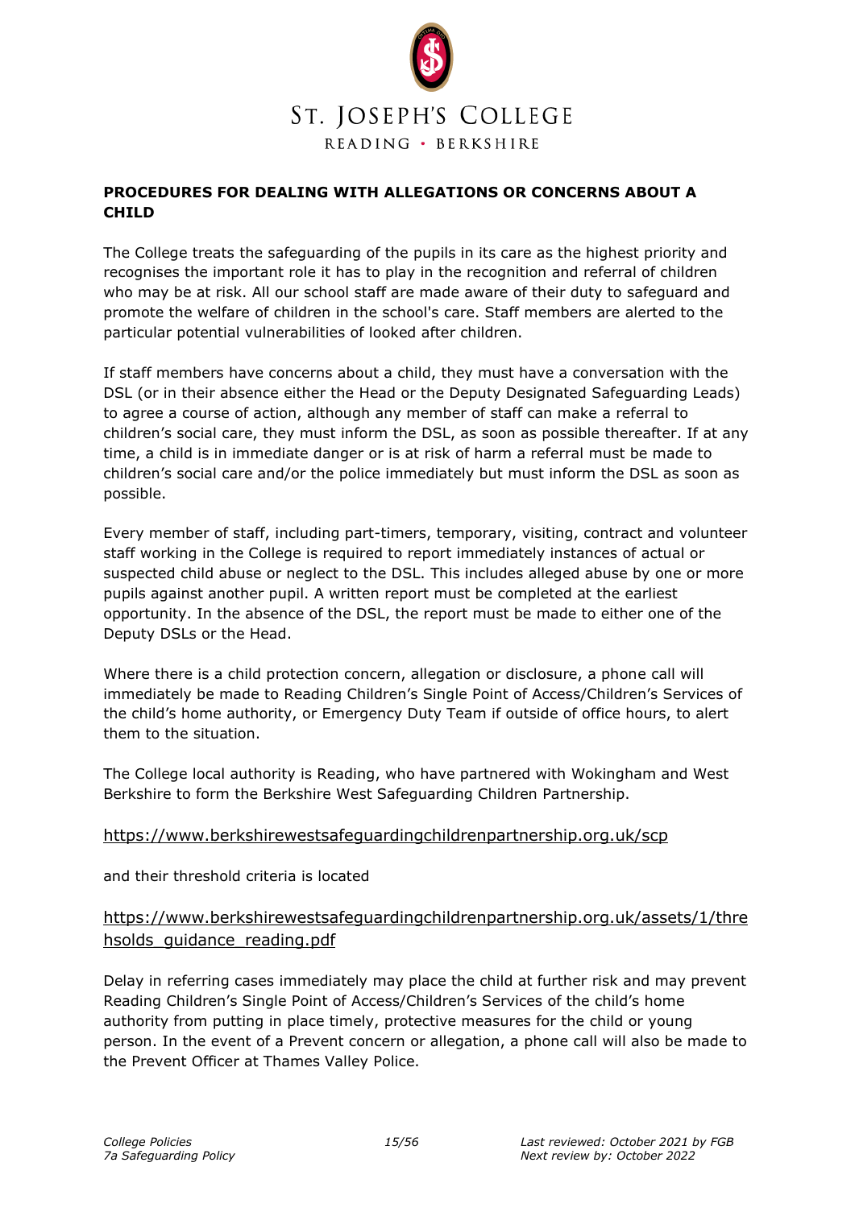ST. JOSEPH'S COLLEGE
READING • BERKSHIRE

**PROCEDURES FOR DEALING WITH ALLEGATIONS OR CONCERNS ABOUT A CHILD**

The College treats the safeguarding of the pupils in its care as the highest priority and recognises the important role it has to play in the recognition and referral of children who may be at risk. All our school staff are made aware of their duty to safeguard and promote the welfare of children in the school's care. Staff members are alerted to the particular potential vulnerabilities of looked after children.

If staff members have concerns about a child, they must have a conversation with the DSL (or in their absence either the Head or the Deputy Designated Safeguarding Leads) to agree a course of action, although any member of staff can make a referral to children's social care, they must inform the DSL, as soon as possible thereafter. If at any time, a child is in immediate danger or is at risk of harm a referral must be made to children's social care and/or the police immediately but must inform the DSL as soon as possible.

Every member of staff, including part-timers, temporary, visiting, contract and volunteer staff working in the College is required to report immediately instances of actual or suspected child abuse or neglect to the DSL. This includes alleged abuse by one or more pupils against another pupil. A written report must be completed at the earliest opportunity. In the absence of the DSL, the report must be made to either one of the Deputy DSLs or the Head.

Where there is a child protection concern, allegation or disclosure, a phone call will immediately be made to Reading Children's Single Point of Access/Children's Services of the child's home authority, or Emergency Duty Team if outside of office hours, to alert them to the situation.

The College local authority is Reading, who have partnered with Wokingham and West Berkshire to form the Berkshire West Safeguarding Children Partnership.

https://www.berkshirewestsafeguardingchildrenpartnership.org.uk/scp

and their threshold criteria is located

https://www.berkshirewestsafeguardingchildrenpartnership.org.uk/assets/1/threhsolds_guidance_reading.pdf

Delay in referring cases immediately may place the child at further risk and may prevent Reading Children's Single Point of Access/Children's Services of the child's home authority from putting in place timely, protective measures for the child or young person. In the event of a Prevent concern or allegation, a phone call will also be made to the Prevent Officer at Thames Valley Police.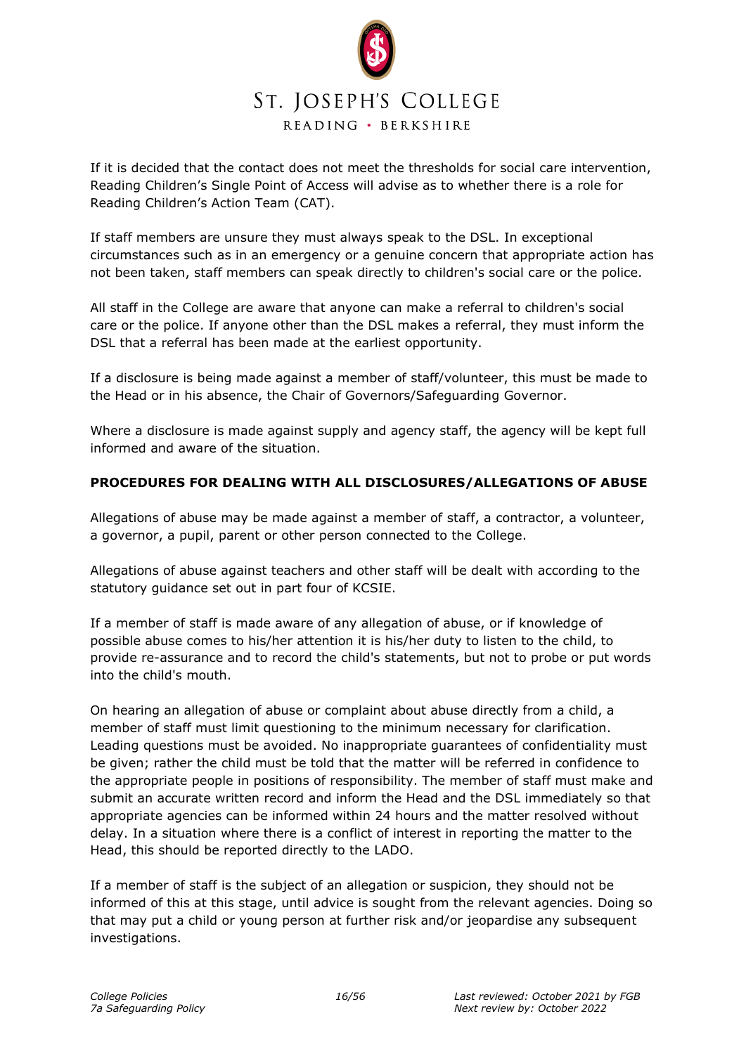If it is decided that the contact does not meet the thresholds for social care intervention, Reading Children's Single Point of Access will advise as to whether there is a role for Reading Children's Action Team (CAT).

If staff members are unsure they must always speak to the DSL. In exceptional circumstances such as in an emergency or a genuine concern that appropriate action has not been taken, staff members can speak directly to children's social care or the police.

All staff in the College are aware that anyone can make a referral to children's social care or the police. If anyone other than the DSL makes a referral, they must inform the DSL that a referral has been made at the earliest opportunity.

If a disclosure is being made against a member of staff/volunteer, this must be made to the Head or in his absence, the Chair of Governors/Safeguarding Governor.

Where a disclosure is made against supply and agency staff, the agency will be kept full informed and aware of the situation.

**PROCEDURES FOR DEALING WITH ALL DISCLOSURES/ALLEGATIONS OF ABUSE**

Allegations of abuse may be made against a member of staff, a contractor, a volunteer, a governor, a pupil, parent or other person connected to the College.

Allegations of abuse against teachers and other staff will be dealt with according to the statutory guidance set out in part four of KCSIE.

If a member of staff is made aware of any allegation of abuse, or if knowledge of possible abuse comes to his/her attention it is his/her duty to listen to the child, to provide re-assurance and to record the child's statements, but not to probe or put words into the child's mouth.

On hearing an allegation of abuse or complaint about abuse directly from a child, a member of staff must limit questioning to the minimum necessary for clarification. Leading questions must be avoided. No inappropriate guarantees of confidentiality must be given; rather the child must be told that the matter will be referred in confidence to the appropriate people in positions of responsibility. The member of staff must make and submit an accurate written record and inform the Head and the DSL immediately so that appropriate agencies can be informed within 24 hours and the matter resolved without delay. In a situation where there is a conflict of interest in reporting the matter to the Head, this should be reported directly to the LADO.

If a member of staff is the subject of an allegation or suspicion, they should not be informed of this at this stage, until advice is sought from the relevant agencies. Doing so that may put a child or young person at further risk and/or jeopardise any subsequent investigations.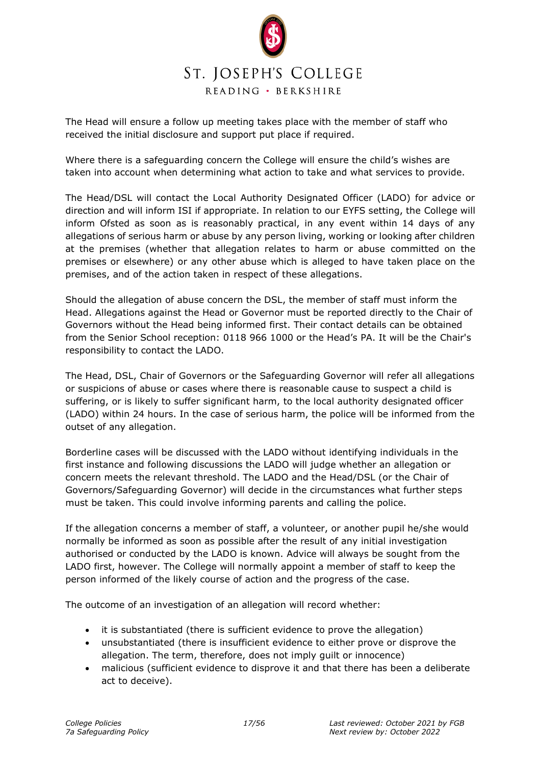The Head will ensure a follow up meeting takes place with the member of staff who received the initial disclosure and support put place if required.

Where there is a safeguarding concern the College will ensure the child's wishes are taken into account when determining what action to take and what services to provide.

The Head/DSL will contact the Local Authority Designated Officer (LADO) for advice or direction and will inform ISI if appropriate. In relation to our EYFS setting, the College will inform Ofsted as soon as is reasonably practical, in any event within 14 days of any allegations of serious harm or abuse by any person living, working or looking after children at the premises (whether that allegation relates to harm or abuse committed on the premises or elsewhere) or any other abuse which is alleged to have taken place on the premises, and of the action taken in respect of these allegations.

Should the allegation of abuse concern the DSL, the member of staff must inform the Head. Allegations against the Head or Governor must be reported directly to the Chair of Governors without the Head being informed first. Their contact details can be obtained from the Senior School reception: 0118 966 1000 or the Head's PA. It will be the Chair's responsibility to contact the LADO.

The Head, DSL, Chair of Governors or the Safeguarding Governor will refer all allegations or suspicions of abuse or cases where there is reasonable cause to suspect a child is suffering, or is likely to suffer significant harm, to the local authority designated officer (LADO) within 24 hours. In the case of serious harm, the police will be informed from the outset of any allegation.

Borderline cases will be discussed with the LADO without identifying individuals in the first instance and following discussions the LADO will judge whether an allegation or concern meets the relevant threshold. The LADO and the Head/DSL (or the Chair of Governors/Safeguarding Governor) will decide in the circumstances what further steps must be taken. This could involve informing parents and calling the police.

If the allegation concerns a member of staff, a volunteer, or another pupil he/she would normally be informed as soon as possible after the result of any initial investigation authorised or conducted by the LADO is known. Advice will always be sought from the LADO first, however. The College will normally appoint a member of staff to keep the person informed of the likely course of action and the progress of the case.

The outcome of an investigation of an allegation will record whether:

- it is substantiated (there is sufficient evidence to prove the allegation)
- unsubstantiated (there is insufficient evidence to either prove or disprove the allegation. The term, therefore, does not imply guilt or innocence)
- malicious (sufficient evidence to disprove it and that there has been a deliberate act to deceive).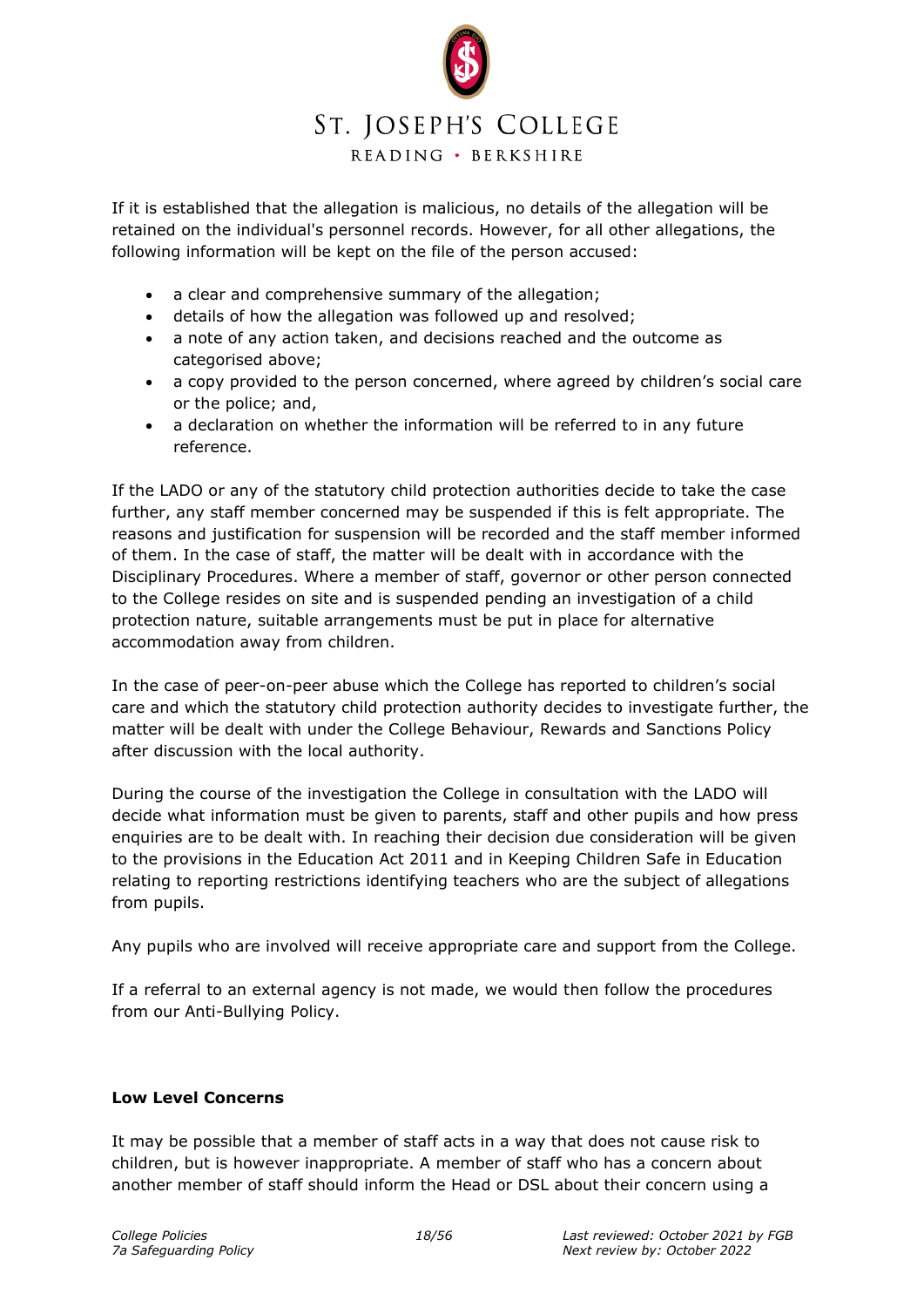If it is established that the allegation is malicious, no details of the allegation will be retained on the individual's personnel records. However, for all other allegations, the following information will be kept on the file of the person accused:

- a clear and comprehensive summary of the allegation;
- details of how the allegation was followed up and resolved;
- a note of any action taken, and decisions reached and the outcome as categorised above;
- a copy provided to the person concerned, where agreed by children's social care or the police; and,
- a declaration on whether the information will be referred to in any future reference.

If the LADO or any of the statutory child protection authorities decide to take the case further, any staff member concerned may be suspended if this is felt appropriate. The reasons and justification for suspension will be recorded and the staff member informed of them. In the case of staff, the matter will be dealt with in accordance with the Disciplinary Procedures. Where a member of staff, governor or other person connected to the College resides on site and is suspended pending an investigation of a child protection nature, suitable arrangements must be put in place for alternative accommodation away from children.

In the case of peer-on-peer abuse which the College has reported to children's social care and which the statutory child protection authority decides to investigate further, the matter will be dealt with under the College Behaviour, Rewards and Sanctions Policy after discussion with the local authority.

During the course of the investigation the College in consultation with the LADO will decide what information must be given to parents, staff and other pupils and how press enquiries are to be dealt with. In reaching their decision due consideration will be given to the provisions in the Education Act 2011 and in Keeping Children Safe in Education relating to reporting restrictions identifying teachers who are the subject of allegations from pupils.

Any pupils who are involved will receive appropriate care and support from the College.

If a referral to an external agency is not made, we would then follow the procedures from our Anti-Bullying Policy.

**Low Level Concerns**

It may be possible that a member of staff acts in a way that does not cause risk to children, but is however inappropriate. A member of staff who has a concern about another member of staff should inform the Head or DSL about their concern using a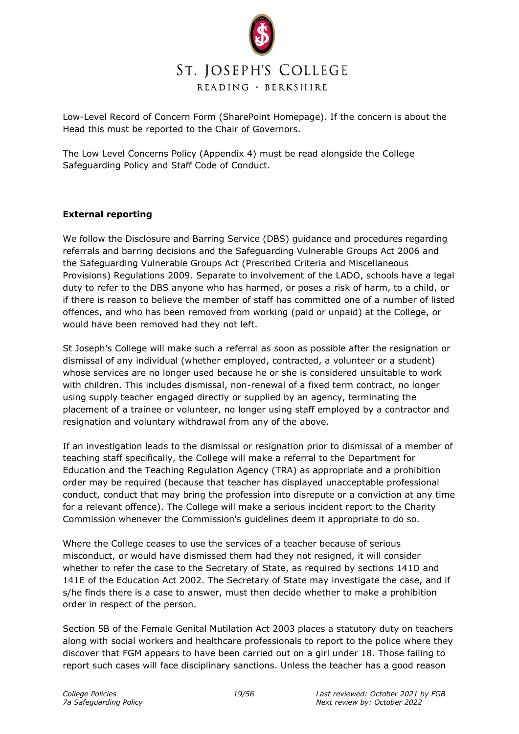Low-Level Record of Concern Form (SharePoint Homepage). If the concern is about the Head this must be reported to the Chair of Governors.

The Low Level Concerns Policy (Appendix 4) must be read alongside the College Safeguarding Policy and Staff Code of Conduct.

**External reporting**

We follow the Disclosure and Barring Service (DBS) guidance and procedures regarding referrals and barring decisions and the Safeguarding Vulnerable Groups Act 2006 and the Safeguarding Vulnerable Groups Act (Prescribed Criteria and Miscellaneous Provisions) Regulations 2009. Separate to involvement of the LADO, schools have a legal duty to refer to the DBS anyone who has harmed, or poses a risk of harm, to a child, or if there is reason to believe the member of staff has committed one of a number of listed offences, and who has been removed from working (paid or unpaid) at the College, or would have been removed had they not left.

St Joseph's College will make such a referral as soon as possible after the resignation or dismissal of any individual (whether employed, contracted, a volunteer or a student) whose services are no longer used because he or she is considered unsuitable to work with children. This includes dismissal, non-renewal of a fixed term contract, no longer using supply teacher engaged directly or supplied by an agency, terminating the placement of a trainee or volunteer, no longer using staff employed by a contractor and resignation and voluntary withdrawal from any of the above.

If an investigation leads to the dismissal or resignation prior to dismissal of a member of teaching staff specifically, the College will make a referral to the Department for Education and the Teaching Regulation Agency (TRA) as appropriate and a prohibition order may be required (because that teacher has displayed unacceptable professional conduct, conduct that may bring the profession into disrepute or a conviction at any time for a relevant offence). The College will make a serious incident report to the Charity Commission whenever the Commission's guidelines deem it appropriate to do so.

Where the College ceases to use the services of a teacher because of serious misconduct, or would have dismissed them had they not resigned, it will consider whether to refer the case to the Secretary of State, as required by sections 141D and 141E of the Education Act 2002. The Secretary of State may investigate the case, and if s/he finds there is a case to answer, must then decide whether to make a prohibition order in respect of the person.

Section 5B of the Female Genital Mutilation Act 2003 places a statutory duty on teachers along with social workers and healthcare professionals to report to the police where they discover that FGM appears to have been carried out on a girl under 18. Those failing to report such cases will face disciplinary sanctions. Unless the teacher has a good reason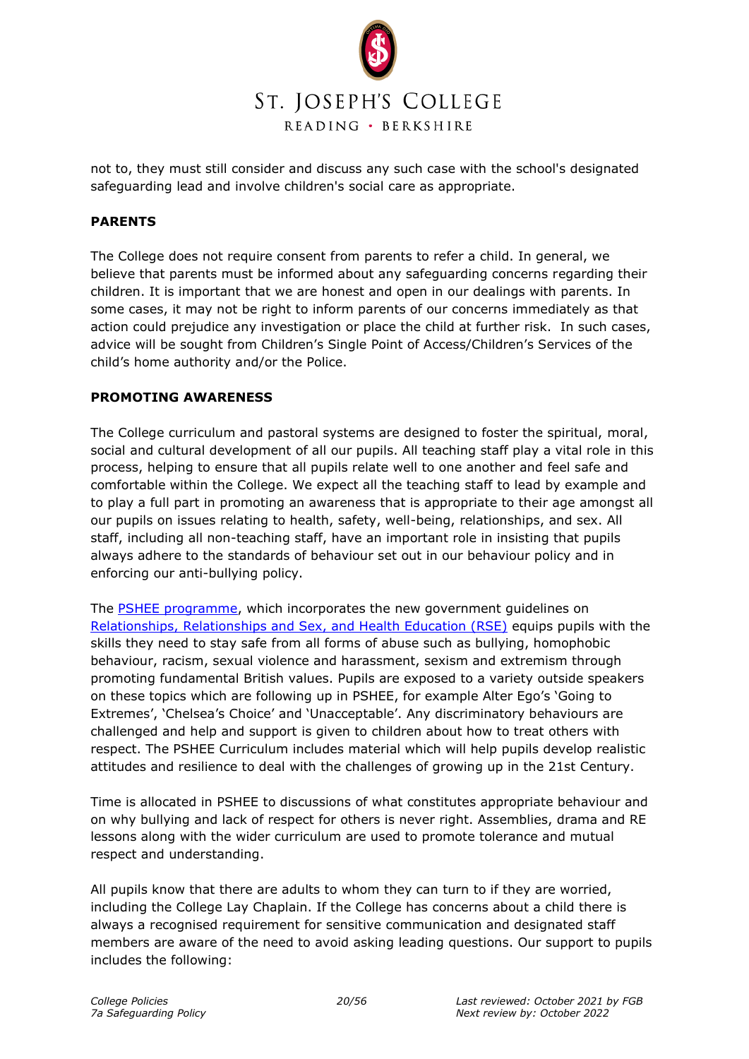not to, they must still consider and discuss any such case with the school's designated safeguarding lead and involve children's social care as appropriate.

**PARENTS**

The College does not require consent from parents to refer a child. In general, we believe that parents must be informed about any safeguarding concerns regarding their children. It is important that we are honest and open in our dealings with parents. In some cases, it may not be right to inform parents of our concerns immediately as that action could prejudice any investigation or place the child at further risk. In such cases, advice will be sought from Children's Single Point of Access/Children's Services of the child's home authority and/or the Police.

**PROMOTING AWARENESS**

The College curriculum and pastoral systems are designed to foster the spiritual, moral, social and cultural development of all our pupils. All teaching staff play a vital role in this process, helping to ensure that all pupils relate well to one another and feel safe and comfortable within the College. We expect all the teaching staff to lead by example and to play a full part in promoting an awareness that is appropriate to their age amongst all our pupils on issues relating to health, safety, well-being, relationships, and sex. All staff, including all non-teaching staff, have an important role in insisting that pupils always adhere to the standards of behaviour set out in our behaviour policy and in enforcing our anti-bullying policy.

The PSHEE programme, which incorporates the new government guidelines on Relationships, Relationships and Sex, and Health Education (RSE) equips pupils with the skills they need to stay safe from all forms of abuse such as bullying, homophobic behaviour, racism, sexual violence and harassment, sexism and extremism through promoting fundamental British values. Pupils are exposed to a variety outside speakers on these topics which are following up in PSHEE, for example Alter Ego's 'Going to Extremes', 'Chelsea's Choice' and 'Unacceptable'. Any discriminatory behaviours are challenged and help and support is given to children about how to treat others with respect. The PSHEE Curriculum includes material which will help pupils develop realistic attitudes and resilience to deal with the challenges of growing up in the 21st Century.

Time is allocated in PSHEE to discussions of what constitutes appropriate behaviour and on why bullying and lack of respect for others is never right. Assemblies, drama and RE lessons along with the wider curriculum are used to promote tolerance and mutual respect and understanding.

All pupils know that there are adults to whom they can turn to if they are worried, including the College Lay Chaplain. If the College has concerns about a child there is always a recognised requirement for sensitive communication and designated staff members are aware of the need to avoid asking leading questions. Our support to pupils includes the following: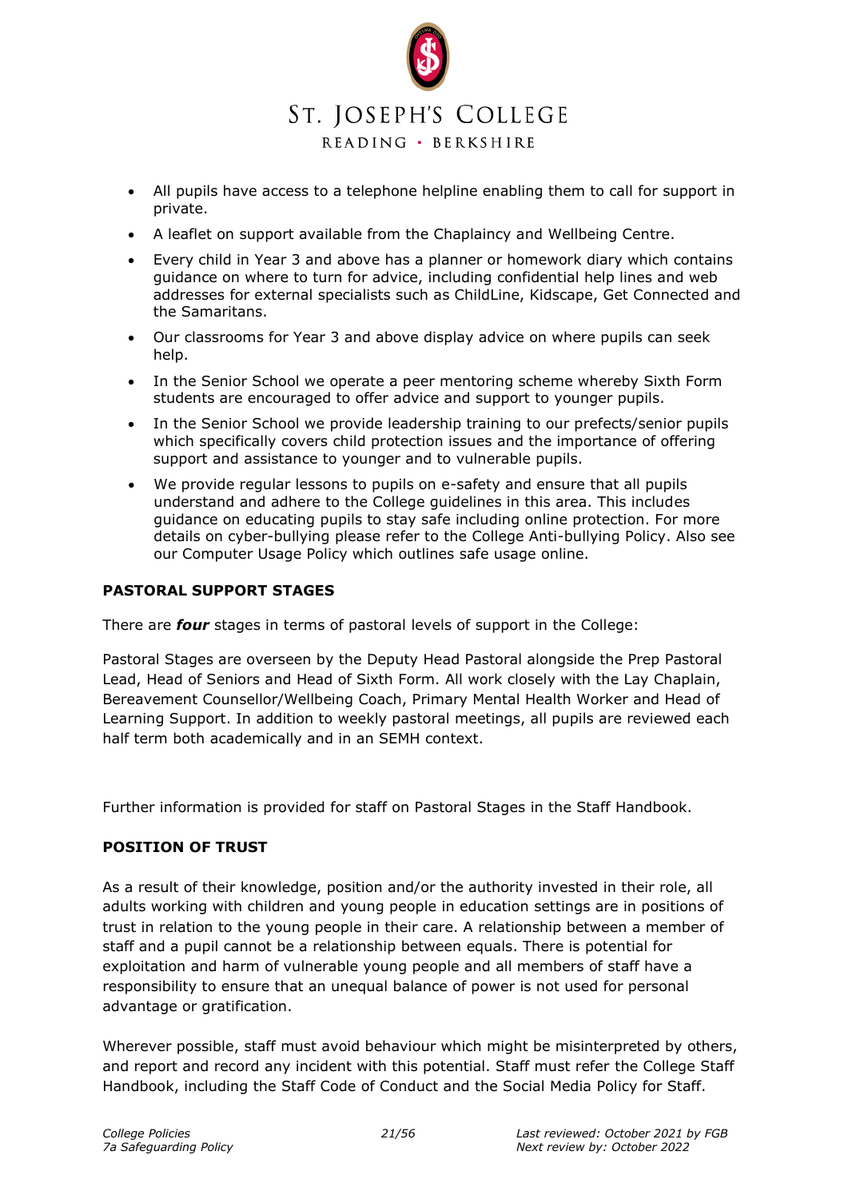- All pupils have access to a telephone helpline enabling them to call for support in private.
- A leaflet on support available from the Chaplaincy and Wellbeing Centre.
- Every child in Year 3 and above has a planner or homework diary which contains guidance on where to turn for advice, including confidential help lines and web addresses for external specialists such as ChildLine, Kidscape, Get Connected and the Samaritans.
- Our classrooms for Year 3 and above display advice on where pupils can seek help.
- In the Senior School we operate a peer mentoring scheme whereby Sixth Form students are encouraged to offer advice and support to younger pupils.
- In the Senior School we provide leadership training to our prefects/senior pupils which specifically covers child protection issues and the importance of offering support and assistance to younger and to vulnerable pupils.
- We provide regular lessons to pupils on e-safety and ensure that all pupils understand and adhere to the College guidelines in this area. This includes guidance on educating pupils to stay safe including online protection. For more details on cyber-bullying please refer to the College Anti-bullying Policy. Also see our Computer Usage Policy which outlines safe usage online.

**PASTORAL SUPPORT STAGES**

There are ***four*** stages in terms of pastoral levels of support in the College:

Pastoral Stages are overseen by the Deputy Head Pastoral alongside the Prep Pastoral Lead, Head of Seniors and Head of Sixth Form. All work closely with the Lay Chaplain, Bereavement Counsellor/Wellbeing Coach, Primary Mental Health Worker and Head of Learning Support. In addition to weekly pastoral meetings, all pupils are reviewed each half term both academically and in an SEMH context.

Further information is provided for staff on Pastoral Stages in the Staff Handbook.

**POSITION OF TRUST**

As a result of their knowledge, position and/or the authority invested in their role, all adults working with children and young people in education settings are in positions of trust in relation to the young people in their care. A relationship between a member of staff and a pupil cannot be a relationship between equals. There is potential for exploitation and harm of vulnerable young people and all members of staff have a responsibility to ensure that an unequal balance of power is not used for personal advantage or gratification.

Wherever possible, staff must avoid behaviour which might be misinterpreted by others, and report and record any incident with this potential. Staff must refer the College Staff Handbook, including the Staff Code of Conduct and the Social Media Policy for Staff.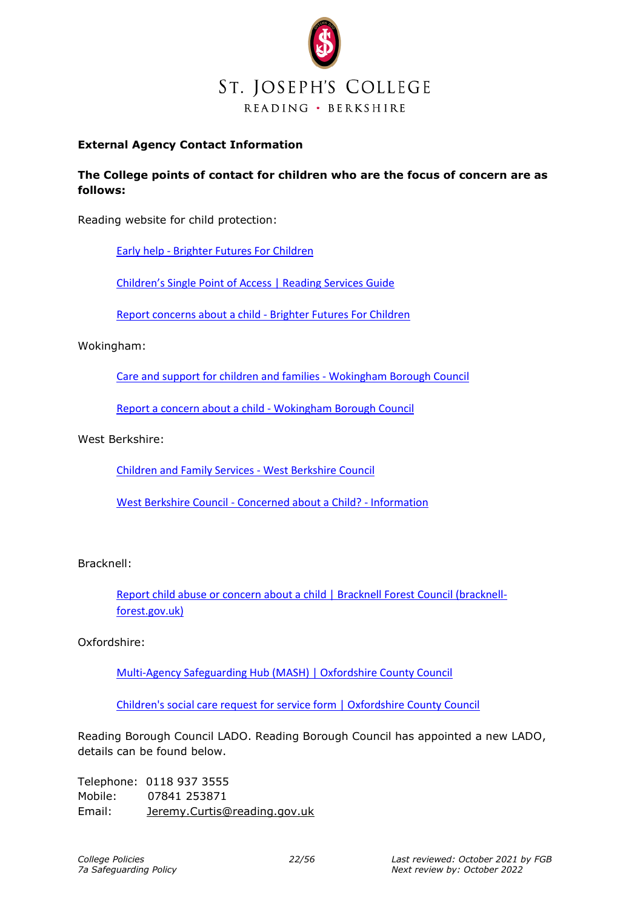**External Agency Contact Information**

**The College points of contact for children who are the focus of concern are as follows:**

Reading website for child protection:

> Early help - Brighter Futures For Children
>
> Children's Single Point of Access | Reading Services Guide
>
> Report concerns about a child - Brighter Futures For Children

Wokingham:

> Care and support for children and families - Wokingham Borough Council
>
> Report a concern about a child - Wokingham Borough Council

West Berkshire:

> Children and Family Services - West Berkshire Council
>
> West Berkshire Council - Concerned about a Child? - Information

Bracknell:

> Report child abuse or concern about a child | Bracknell Forest Council (bracknell-forest.gov.uk)

Oxfordshire:

> Multi-Agency Safeguarding Hub (MASH) | Oxfordshire County Council
>
> Children's social care request for service form | Oxfordshire County Council

Reading Borough Council LADO. Reading Borough Council has appointed a new LADO, details can be found below.

Telephone: 0118 937 3555
Mobile: 07841 253871
Email: Jeremy.Curtis@reading.gov.uk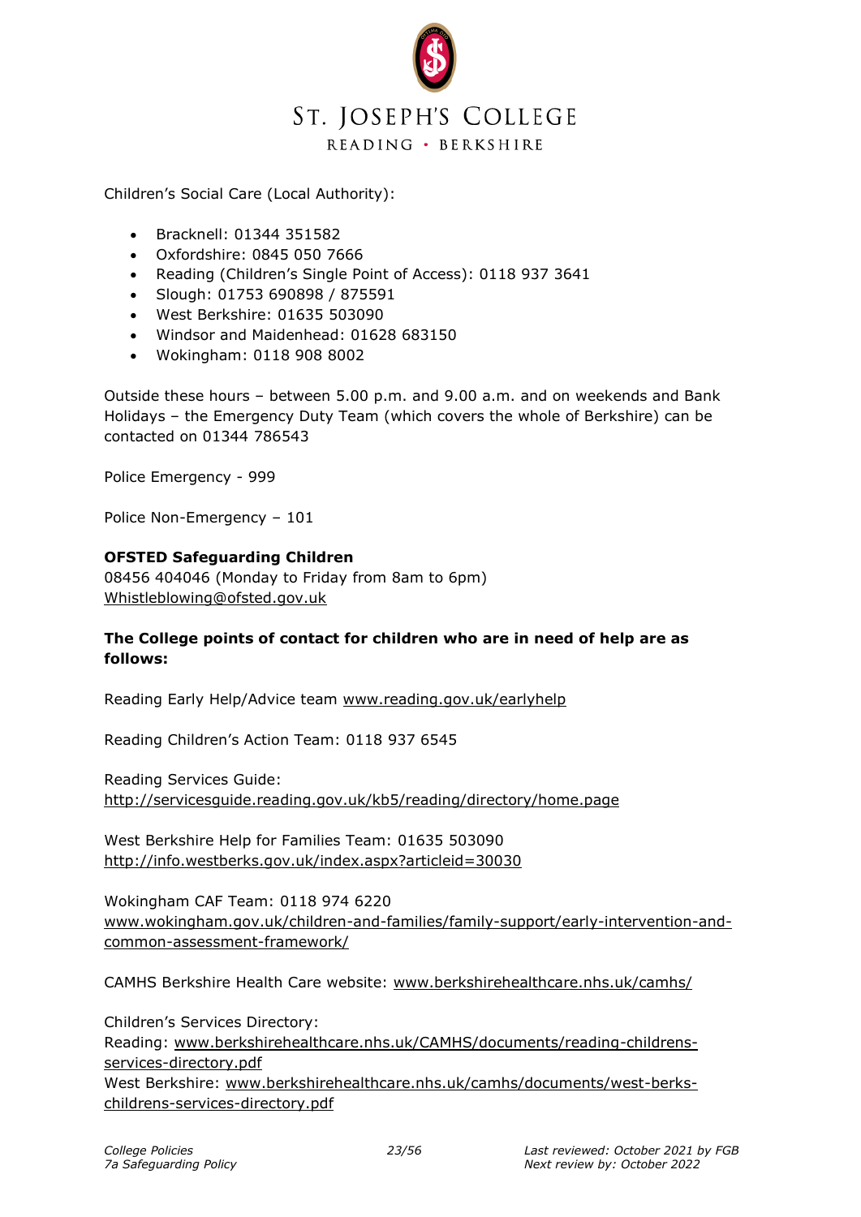Children's Social Care (Local Authority):

- Bracknell: 01344 351582
- Oxfordshire: 0845 050 7666
- Reading (Children's Single Point of Access): 0118 937 3641
- Slough: 01753 690898 / 875591
- West Berkshire: 01635 503090
- Windsor and Maidenhead: 01628 683150
- Wokingham: 0118 908 8002

Outside these hours – between 5.00 p.m. and 9.00 a.m. and on weekends and Bank Holidays – the Emergency Duty Team (which covers the whole of Berkshire) can be contacted on 01344 786543

Police Emergency - 999

Police Non-Emergency – 101

**OFSTED Safeguarding Children**
08456 404046 (Monday to Friday from 8am to 6pm)
Whistleblowing@ofsted.gov.uk

**The College points of contact for children who are in need of help are as follows:**

Reading Early Help/Advice team www.reading.gov.uk/earlyhelp

Reading Children's Action Team: 0118 937 6545

Reading Services Guide:
http://servicesguide.reading.gov.uk/kb5/reading/directory/home.page

West Berkshire Help for Families Team: 01635 503090
http://info.westberks.gov.uk/index.aspx?articleid=30030

Wokingham CAF Team: 0118 974 6220
www.wokingham.gov.uk/children-and-families/family-support/early-intervention-and-common-assessment-framework/

CAMHS Berkshire Health Care website: www.berkshirehealthcare.nhs.uk/camhs/

Children's Services Directory:
Reading: www.berkshirehealthcare.nhs.uk/CAMHS/documents/reading-childrens-services-directory.pdf
West Berkshire: www.berkshirehealthcare.nhs.uk/camhs/documents/west-berks-childrens-services-directory.pdf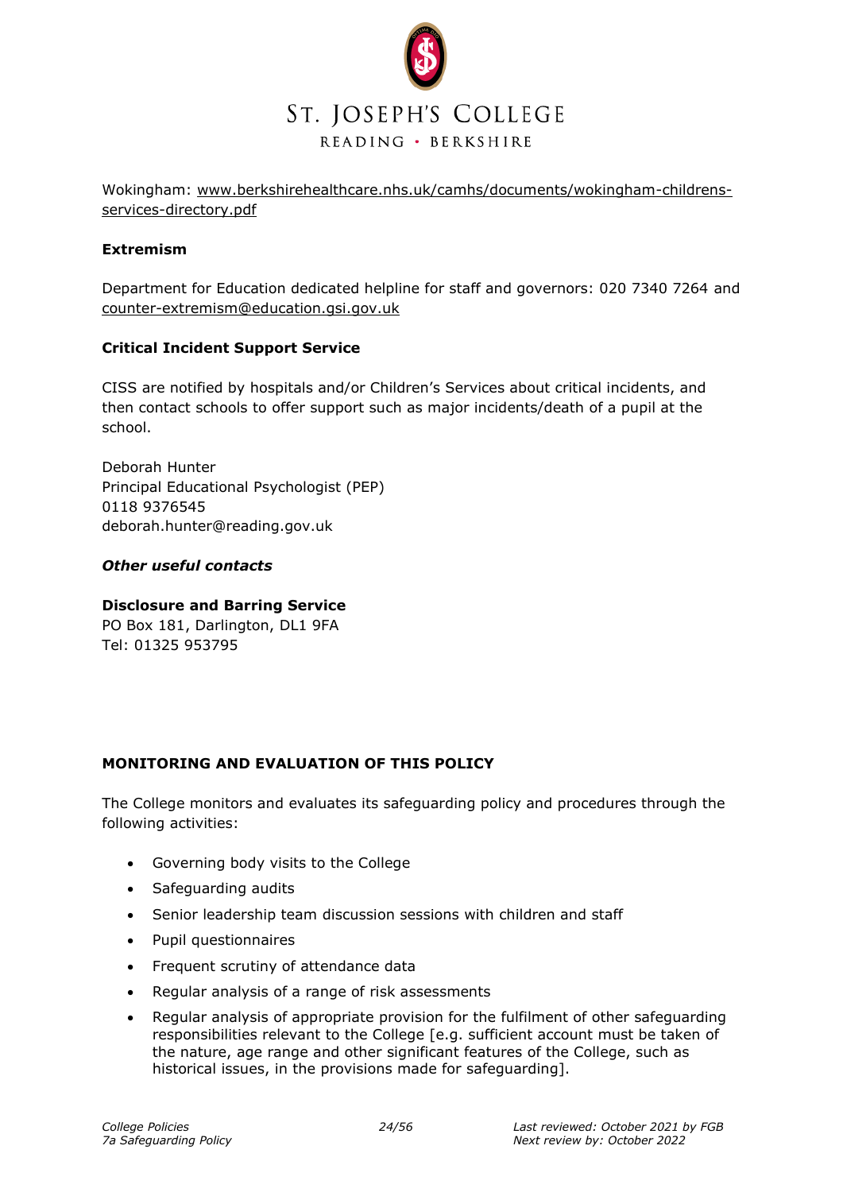Wokingham: www.berkshirehealthcare.nhs.uk/camhs/documents/wokingham-childrens-services-directory.pdf

**Extremism**

Department for Education dedicated helpline for staff and governors: 020 7340 7264 and counter-extremism@education.gsi.gov.uk

**Critical Incident Support Service**

CISS are notified by hospitals and/or Children's Services about critical incidents, and then contact schools to offer support such as major incidents/death of a pupil at the school.

Deborah Hunter
Principal Educational Psychologist (PEP)
0118 9376545
deborah.hunter@reading.gov.uk

***Other useful contacts***

**Disclosure and Barring Service**
PO Box 181, Darlington, DL1 9FA
Tel: 01325 953795

## MONITORING AND EVALUATION OF THIS POLICY

The College monitors and evaluates its safeguarding policy and procedures through the following activities:

- Governing body visits to the College
- Safeguarding audits
- Senior leadership team discussion sessions with children and staff
- Pupil questionnaires
- Frequent scrutiny of attendance data
- Regular analysis of a range of risk assessments
- Regular analysis of appropriate provision for the fulfilment of other safeguarding responsibilities relevant to the College [e.g. sufficient account must be taken of the nature, age range and other significant features of the College, such as historical issues, in the provisions made for safeguarding].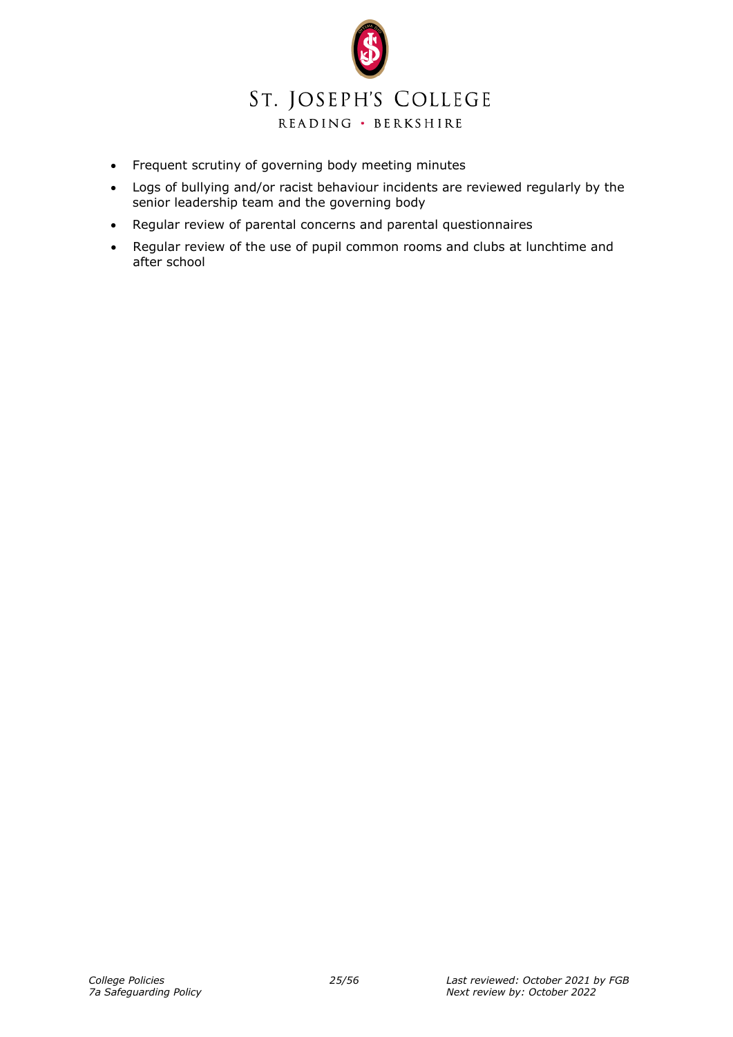- Frequent scrutiny of governing body meeting minutes
- Logs of bullying and/or racist behaviour incidents are reviewed regularly by the senior leadership team and the governing body
- Regular review of parental concerns and parental questionnaires
- Regular review of the use of pupil common rooms and clubs at lunchtime and after school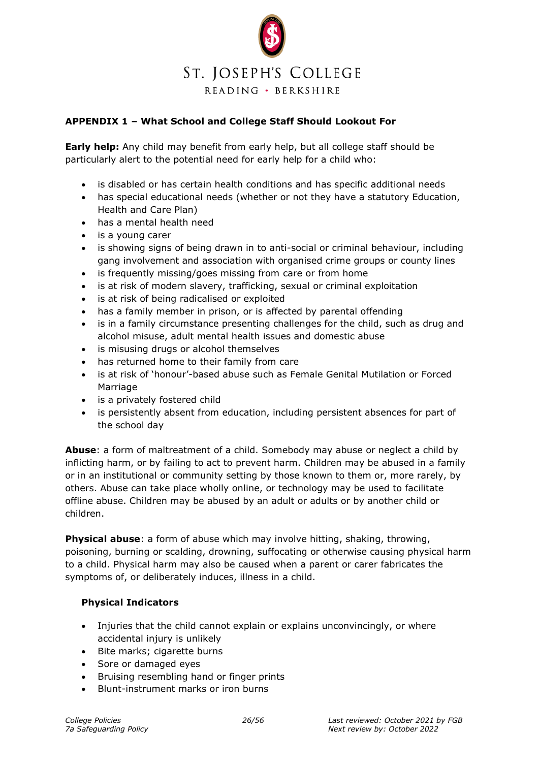## APPENDIX 1 – What School and College Staff Should Lookout For

**Early help:** Any child may benefit from early help, but all college staff should be particularly alert to the potential need for early help for a child who:

- is disabled or has certain health conditions and has specific additional needs
- has special educational needs (whether or not they have a statutory Education, Health and Care Plan)
- has a mental health need
- is a young carer
- is showing signs of being drawn in to anti-social or criminal behaviour, including gang involvement and association with organised crime groups or county lines
- is frequently missing/goes missing from care or from home
- is at risk of modern slavery, trafficking, sexual or criminal exploitation
- is at risk of being radicalised or exploited
- has a family member in prison, or is affected by parental offending
- is in a family circumstance presenting challenges for the child, such as drug and alcohol misuse, adult mental health issues and domestic abuse
- is misusing drugs or alcohol themselves
- has returned home to their family from care
- is at risk of 'honour'-based abuse such as Female Genital Mutilation or Forced Marriage
- is a privately fostered child
- is persistently absent from education, including persistent absences for part of the school day

**Abuse**: a form of maltreatment of a child. Somebody may abuse or neglect a child by inflicting harm, or by failing to act to prevent harm. Children may be abused in a family or in an institutional or community setting by those known to them or, more rarely, by others. Abuse can take place wholly online, or technology may be used to facilitate offline abuse. Children may be abused by an adult or adults or by another child or children.

**Physical abuse**: a form of abuse which may involve hitting, shaking, throwing, poisoning, burning or scalding, drowning, suffocating or otherwise causing physical harm to a child. Physical harm may also be caused when a parent or carer fabricates the symptoms of, or deliberately induces, illness in a child.

**Physical Indicators**

- Injuries that the child cannot explain or explains unconvincingly, or where accidental injury is unlikely
- Bite marks; cigarette burns
- Sore or damaged eyes
- Bruising resembling hand or finger prints
- Blunt-instrument marks or iron burns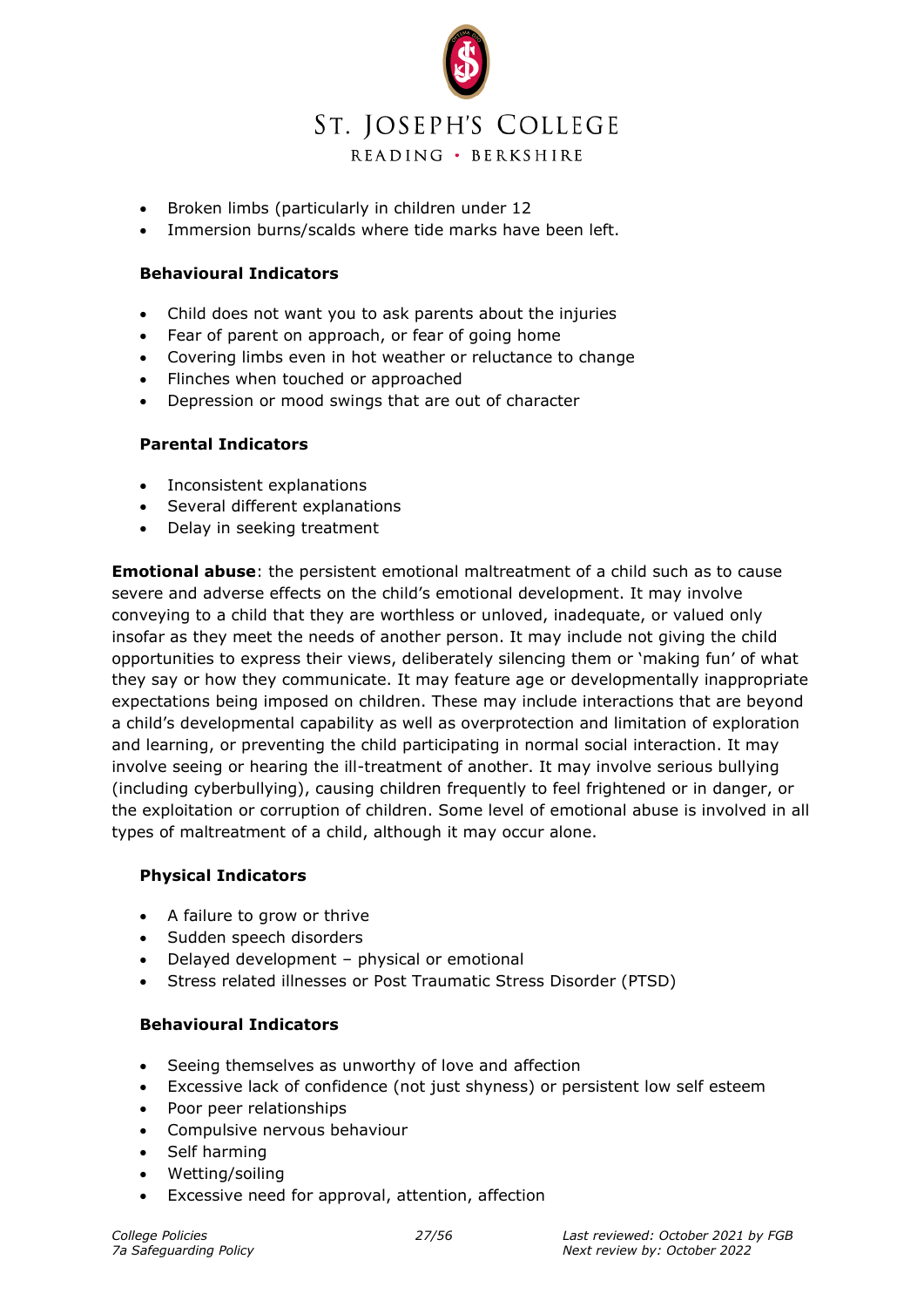- Broken limbs (particularly in children under 12
- Immersion burns/scalds where tide marks have been left.

**Behavioural Indicators**

- Child does not want you to ask parents about the injuries
- Fear of parent on approach, or fear of going home
- Covering limbs even in hot weather or reluctance to change
- Flinches when touched or approached
- Depression or mood swings that are out of character

**Parental Indicators**

- Inconsistent explanations
- Several different explanations
- Delay in seeking treatment

**Emotional abuse**: the persistent emotional maltreatment of a child such as to cause severe and adverse effects on the child's emotional development. It may involve conveying to a child that they are worthless or unloved, inadequate, or valued only insofar as they meet the needs of another person. It may include not giving the child opportunities to express their views, deliberately silencing them or 'making fun' of what they say or how they communicate. It may feature age or developmentally inappropriate expectations being imposed on children. These may include interactions that are beyond a child's developmental capability as well as overprotection and limitation of exploration and learning, or preventing the child participating in normal social interaction. It may involve seeing or hearing the ill-treatment of another. It may involve serious bullying (including cyberbullying), causing children frequently to feel frightened or in danger, or the exploitation or corruption of children. Some level of emotional abuse is involved in all types of maltreatment of a child, although it may occur alone.

**Physical Indicators**

- A failure to grow or thrive
- Sudden speech disorders
- Delayed development – physical or emotional
- Stress related illnesses or Post Traumatic Stress Disorder (PTSD)

**Behavioural Indicators**

- Seeing themselves as unworthy of love and affection
- Excessive lack of confidence (not just shyness) or persistent low self esteem
- Poor peer relationships
- Compulsive nervous behaviour
- Self harming
- Wetting/soiling
- Excessive need for approval, attention, affection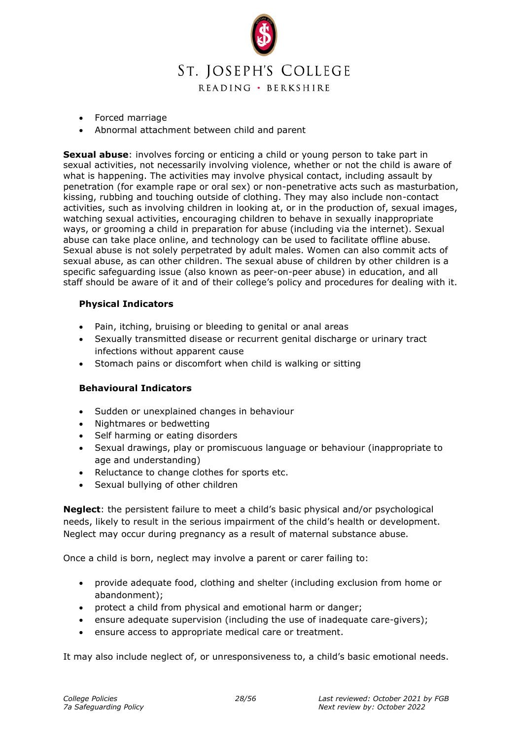- Forced marriage
- Abnormal attachment between child and parent

**Sexual abuse**: involves forcing or enticing a child or young person to take part in sexual activities, not necessarily involving violence, whether or not the child is aware of what is happening. The activities may involve physical contact, including assault by penetration (for example rape or oral sex) or non-penetrative acts such as masturbation, kissing, rubbing and touching outside of clothing. They may also include non-contact activities, such as involving children in looking at, or in the production of, sexual images, watching sexual activities, encouraging children to behave in sexually inappropriate ways, or grooming a child in preparation for abuse (including via the internet). Sexual abuse can take place online, and technology can be used to facilitate offline abuse. Sexual abuse is not solely perpetrated by adult males. Women can also commit acts of sexual abuse, as can other children. The sexual abuse of children by other children is a specific safeguarding issue (also known as peer-on-peer abuse) in education, and all staff should be aware of it and of their college's policy and procedures for dealing with it.

**Physical Indicators**

- Pain, itching, bruising or bleeding to genital or anal areas
- Sexually transmitted disease or recurrent genital discharge or urinary tract infections without apparent cause
- Stomach pains or discomfort when child is walking or sitting

**Behavioural Indicators**

- Sudden or unexplained changes in behaviour
- Nightmares or bedwetting
- Self harming or eating disorders
- Sexual drawings, play or promiscuous language or behaviour (inappropriate to age and understanding)
- Reluctance to change clothes for sports etc.
- Sexual bullying of other children

**Neglect**: the persistent failure to meet a child's basic physical and/or psychological needs, likely to result in the serious impairment of the child's health or development. Neglect may occur during pregnancy as a result of maternal substance abuse.

Once a child is born, neglect may involve a parent or carer failing to:

- provide adequate food, clothing and shelter (including exclusion from home or abandonment);
- protect a child from physical and emotional harm or danger;
- ensure adequate supervision (including the use of inadequate care-givers);
- ensure access to appropriate medical care or treatment.

It may also include neglect of, or unresponsiveness to, a child's basic emotional needs.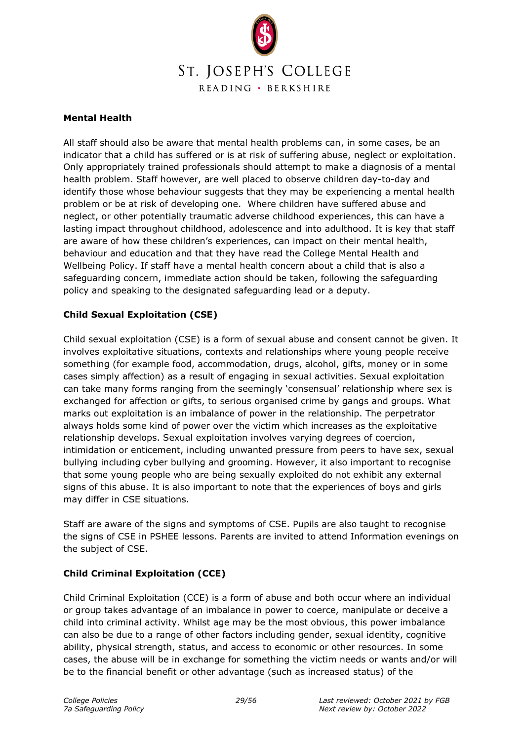**Mental Health**

All staff should also be aware that mental health problems can, in some cases, be an indicator that a child has suffered or is at risk of suffering abuse, neglect or exploitation. Only appropriately trained professionals should attempt to make a diagnosis of a mental health problem. Staff however, are well placed to observe children day-to-day and identify those whose behaviour suggests that they may be experiencing a mental health problem or be at risk of developing one. Where children have suffered abuse and neglect, or other potentially traumatic adverse childhood experiences, this can have a lasting impact throughout childhood, adolescence and into adulthood. It is key that staff are aware of how these children's experiences, can impact on their mental health, behaviour and education and that they have read the College Mental Health and Wellbeing Policy. If staff have a mental health concern about a child that is also a safeguarding concern, immediate action should be taken, following the safeguarding policy and speaking to the designated safeguarding lead or a deputy.

**Child Sexual Exploitation (CSE)**

Child sexual exploitation (CSE) is a form of sexual abuse and consent cannot be given. It involves exploitative situations, contexts and relationships where young people receive something (for example food, accommodation, drugs, alcohol, gifts, money or in some cases simply affection) as a result of engaging in sexual activities. Sexual exploitation can take many forms ranging from the seemingly 'consensual' relationship where sex is exchanged for affection or gifts, to serious organised crime by gangs and groups. What marks out exploitation is an imbalance of power in the relationship. The perpetrator always holds some kind of power over the victim which increases as the exploitative relationship develops. Sexual exploitation involves varying degrees of coercion, intimidation or enticement, including unwanted pressure from peers to have sex, sexual bullying including cyber bullying and grooming. However, it also important to recognise that some young people who are being sexually exploited do not exhibit any external signs of this abuse. It is also important to note that the experiences of boys and girls may differ in CSE situations.

Staff are aware of the signs and symptoms of CSE. Pupils are also taught to recognise the signs of CSE in PSHEE lessons. Parents are invited to attend Information evenings on the subject of CSE.

**Child Criminal Exploitation (CCE)**

Child Criminal Exploitation (CCE) is a form of abuse and both occur where an individual or group takes advantage of an imbalance in power to coerce, manipulate or deceive a child into criminal activity. Whilst age may be the most obvious, this power imbalance can also be due to a range of other factors including gender, sexual identity, cognitive ability, physical strength, status, and access to economic or other resources. In some cases, the abuse will be in exchange for something the victim needs or wants and/or will be to the financial benefit or other advantage (such as increased status) of the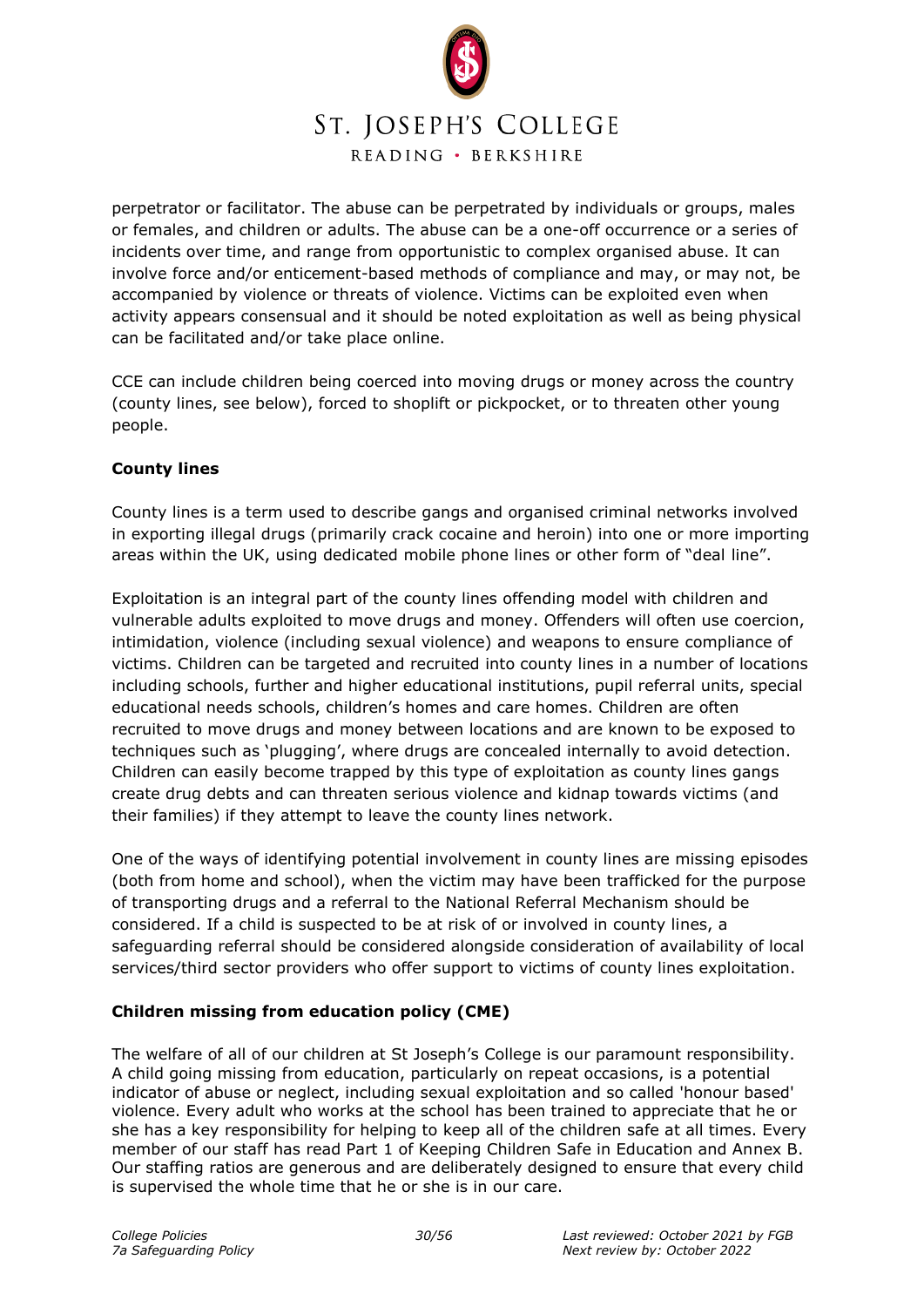perpetrator or facilitator. The abuse can be perpetrated by individuals or groups, males or females, and children or adults. The abuse can be a one-off occurrence or a series of incidents over time, and range from opportunistic to complex organised abuse. It can involve force and/or enticement-based methods of compliance and may, or may not, be accompanied by violence or threats of violence. Victims can be exploited even when activity appears consensual and it should be noted exploitation as well as being physical can be facilitated and/or take place online.

CCE can include children being coerced into moving drugs or money across the country (county lines, see below), forced to shoplift or pickpocket, or to threaten other young people.

**County lines**

County lines is a term used to describe gangs and organised criminal networks involved in exporting illegal drugs (primarily crack cocaine and heroin) into one or more importing areas within the UK, using dedicated mobile phone lines or other form of "deal line".

Exploitation is an integral part of the county lines offending model with children and vulnerable adults exploited to move drugs and money. Offenders will often use coercion, intimidation, violence (including sexual violence) and weapons to ensure compliance of victims. Children can be targeted and recruited into county lines in a number of locations including schools, further and higher educational institutions, pupil referral units, special educational needs schools, children's homes and care homes. Children are often recruited to move drugs and money between locations and are known to be exposed to techniques such as 'plugging', where drugs are concealed internally to avoid detection. Children can easily become trapped by this type of exploitation as county lines gangs create drug debts and can threaten serious violence and kidnap towards victims (and their families) if they attempt to leave the county lines network.

One of the ways of identifying potential involvement in county lines are missing episodes (both from home and school), when the victim may have been trafficked for the purpose of transporting drugs and a referral to the National Referral Mechanism should be considered. If a child is suspected to be at risk of or involved in county lines, a safeguarding referral should be considered alongside consideration of availability of local services/third sector providers who offer support to victims of county lines exploitation.

**Children missing from education policy (CME)**

The welfare of all of our children at St Joseph's College is our paramount responsibility. A child going missing from education, particularly on repeat occasions, is a potential indicator of abuse or neglect, including sexual exploitation and so called 'honour based' violence. Every adult who works at the school has been trained to appreciate that he or she has a key responsibility for helping to keep all of the children safe at all times. Every member of our staff has read Part 1 of Keeping Children Safe in Education and Annex B. Our staffing ratios are generous and are deliberately designed to ensure that every child is supervised the whole time that he or she is in our care.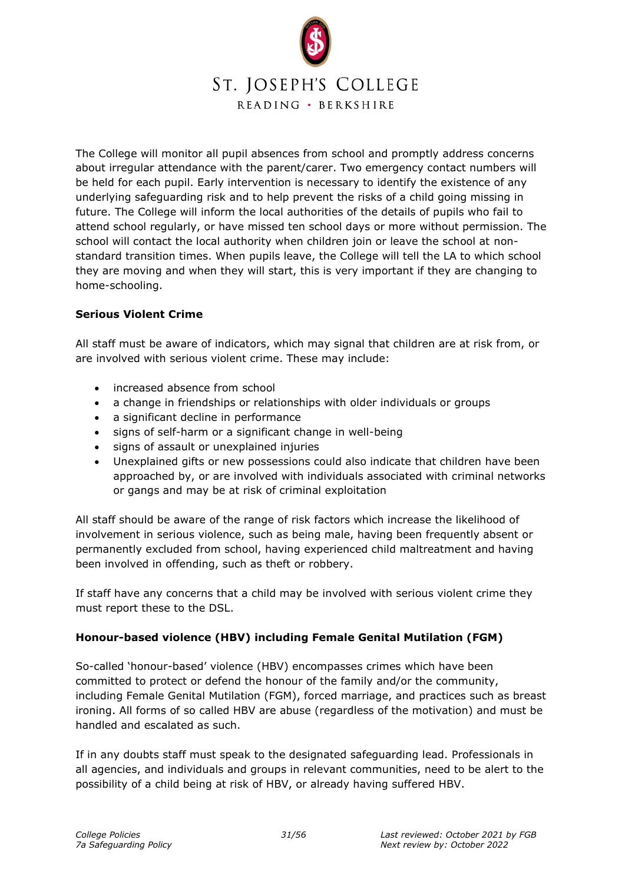The College will monitor all pupil absences from school and promptly address concerns about irregular attendance with the parent/carer. Two emergency contact numbers will be held for each pupil. Early intervention is necessary to identify the existence of any underlying safeguarding risk and to help prevent the risks of a child going missing in future. The College will inform the local authorities of the details of pupils who fail to attend school regularly, or have missed ten school days or more without permission. The school will contact the local authority when children join or leave the school at non-standard transition times. When pupils leave, the College will tell the LA to which school they are moving and when they will start, this is very important if they are changing to home-schooling.

**Serious Violent Crime**

All staff must be aware of indicators, which may signal that children are at risk from, or are involved with serious violent crime. These may include:

- increased absence from school
- a change in friendships or relationships with older individuals or groups
- a significant decline in performance
- signs of self-harm or a significant change in well-being
- signs of assault or unexplained injuries
- Unexplained gifts or new possessions could also indicate that children have been approached by, or are involved with individuals associated with criminal networks or gangs and may be at risk of criminal exploitation

All staff should be aware of the range of risk factors which increase the likelihood of involvement in serious violence, such as being male, having been frequently absent or permanently excluded from school, having experienced child maltreatment and having been involved in offending, such as theft or robbery.

If staff have any concerns that a child may be involved with serious violent crime they must report these to the DSL.

**Honour-based violence (HBV) including Female Genital Mutilation (FGM)**

So-called 'honour-based' violence (HBV) encompasses crimes which have been committed to protect or defend the honour of the family and/or the community, including Female Genital Mutilation (FGM), forced marriage, and practices such as breast ironing. All forms of so called HBV are abuse (regardless of the motivation) and must be handled and escalated as such.

If in any doubts staff must speak to the designated safeguarding lead. Professionals in all agencies, and individuals and groups in relevant communities, need to be alert to the possibility of a child being at risk of HBV, or already having suffered HBV.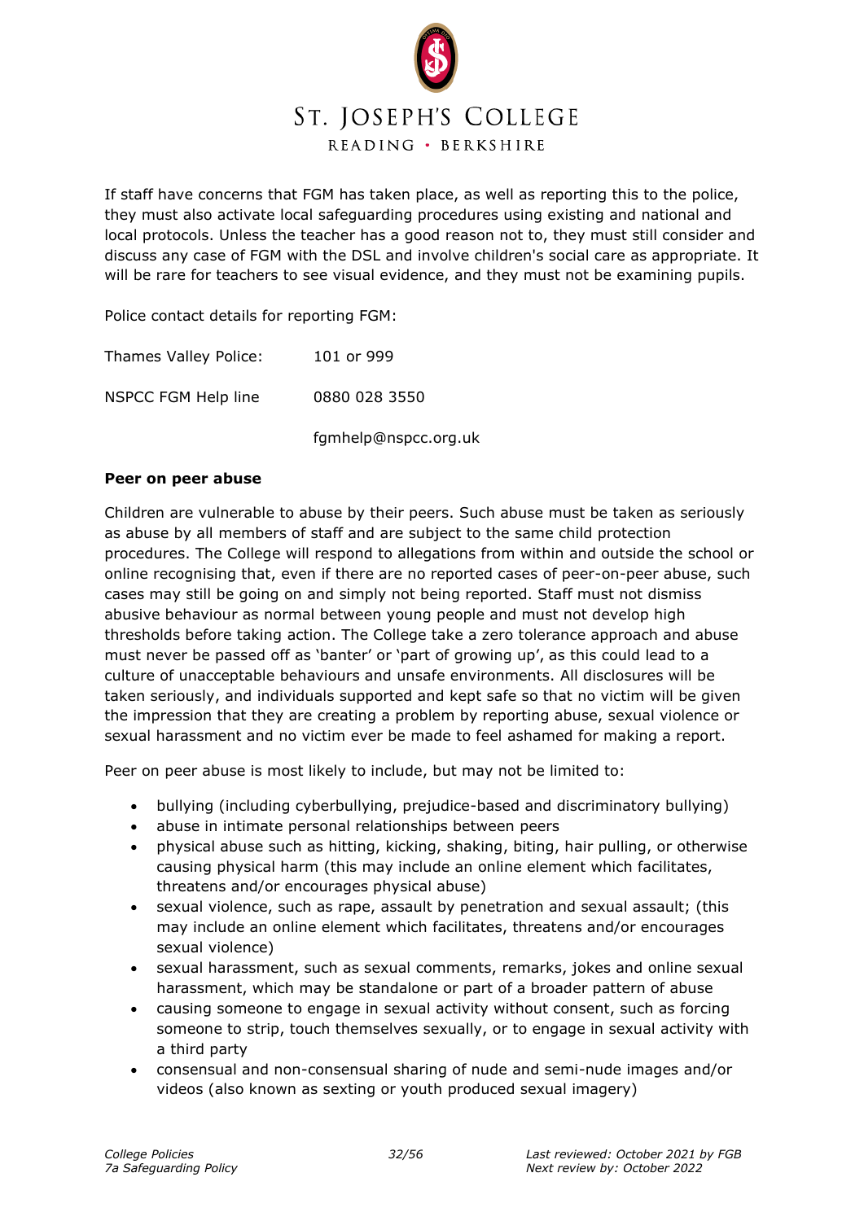If staff have concerns that FGM has taken place, as well as reporting this to the police, they must also activate local safeguarding procedures using existing and national and local protocols. Unless the teacher has a good reason not to, they must still consider and discuss any case of FGM with the DSL and involve children's social care as appropriate. It will be rare for teachers to see visual evidence, and they must not be examining pupils.

Police contact details for reporting FGM:

| | |
|---|---|
| Thames Valley Police: | 101 or 999 |
| NSPCC FGM Help line | 0880 028 3550 |
| | fgmhelp@nspcc.org.uk |

**Peer on peer abuse**

Children are vulnerable to abuse by their peers. Such abuse must be taken as seriously as abuse by all members of staff and are subject to the same child protection procedures. The College will respond to allegations from within and outside the school or online recognising that, even if there are no reported cases of peer-on-peer abuse, such cases may still be going on and simply not being reported. Staff must not dismiss abusive behaviour as normal between young people and must not develop high thresholds before taking action. The College take a zero tolerance approach and abuse must never be passed off as 'banter' or 'part of growing up', as this could lead to a culture of unacceptable behaviours and unsafe environments. All disclosures will be taken seriously, and individuals supported and kept safe so that no victim will be given the impression that they are creating a problem by reporting abuse, sexual violence or sexual harassment and no victim ever be made to feel ashamed for making a report.

Peer on peer abuse is most likely to include, but may not be limited to:

- bullying (including cyberbullying, prejudice-based and discriminatory bullying)
- abuse in intimate personal relationships between peers
- physical abuse such as hitting, kicking, shaking, biting, hair pulling, or otherwise causing physical harm (this may include an online element which facilitates, threatens and/or encourages physical abuse)
- sexual violence, such as rape, assault by penetration and sexual assault; (this may include an online element which facilitates, threatens and/or encourages sexual violence)
- sexual harassment, such as sexual comments, remarks, jokes and online sexual harassment, which may be standalone or part of a broader pattern of abuse
- causing someone to engage in sexual activity without consent, such as forcing someone to strip, touch themselves sexually, or to engage in sexual activity with a third party
- consensual and non-consensual sharing of nude and semi-nude images and/or videos (also known as sexting or youth produced sexual imagery)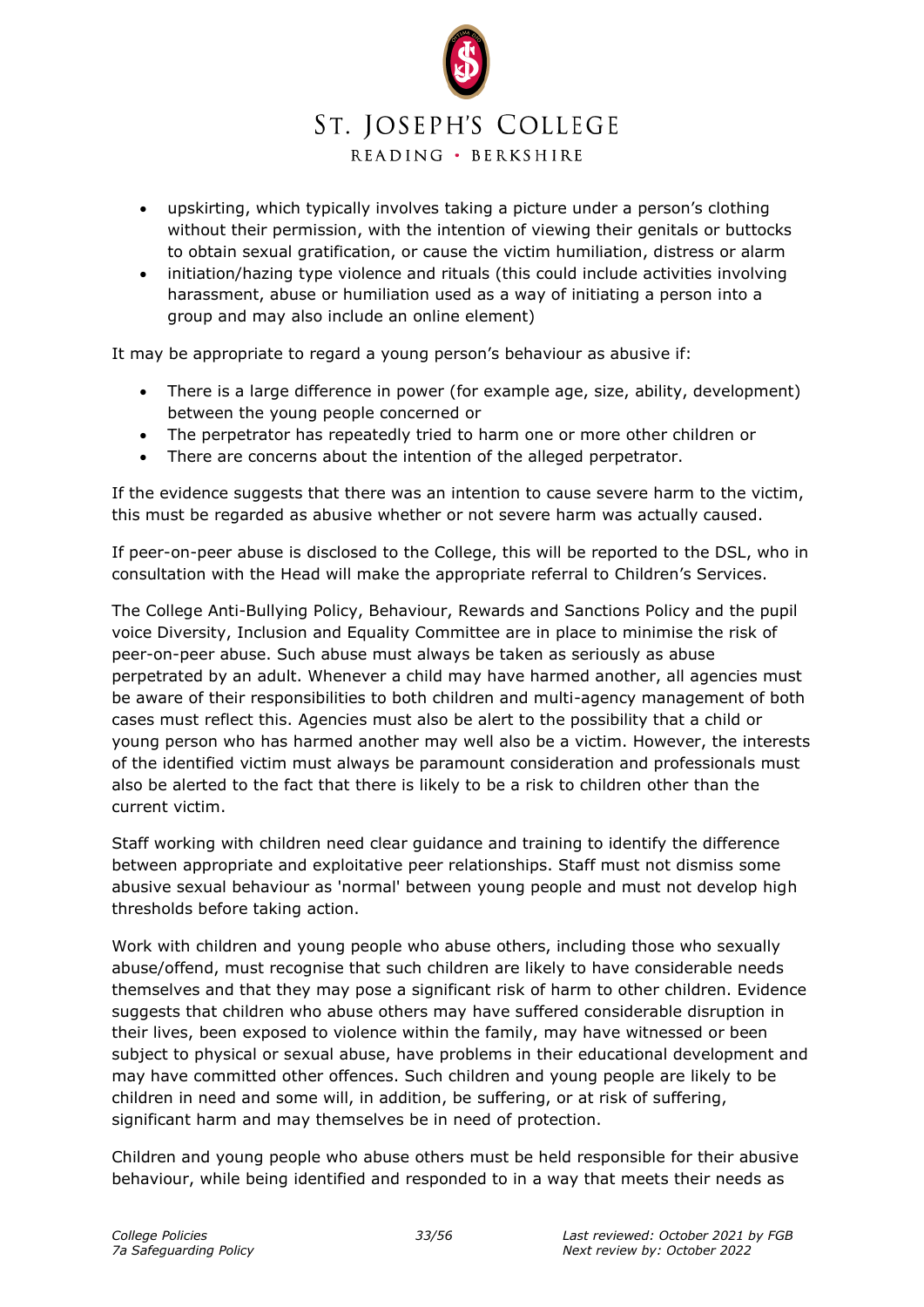- upskirting, which typically involves taking a picture under a person's clothing without their permission, with the intention of viewing their genitals or buttocks to obtain sexual gratification, or cause the victim humiliation, distress or alarm
- initiation/hazing type violence and rituals (this could include activities involving harassment, abuse or humiliation used as a way of initiating a person into a group and may also include an online element)

It may be appropriate to regard a young person's behaviour as abusive if:

- There is a large difference in power (for example age, size, ability, development) between the young people concerned or
- The perpetrator has repeatedly tried to harm one or more other children or
- There are concerns about the intention of the alleged perpetrator.

If the evidence suggests that there was an intention to cause severe harm to the victim, this must be regarded as abusive whether or not severe harm was actually caused.

If peer-on-peer abuse is disclosed to the College, this will be reported to the DSL, who in consultation with the Head will make the appropriate referral to Children's Services.

The College Anti-Bullying Policy, Behaviour, Rewards and Sanctions Policy and the pupil voice Diversity, Inclusion and Equality Committee are in place to minimise the risk of peer-on-peer abuse. Such abuse must always be taken as seriously as abuse perpetrated by an adult. Whenever a child may have harmed another, all agencies must be aware of their responsibilities to both children and multi-agency management of both cases must reflect this. Agencies must also be alert to the possibility that a child or young person who has harmed another may well also be a victim. However, the interests of the identified victim must always be paramount consideration and professionals must also be alerted to the fact that there is likely to be a risk to children other than the current victim.

Staff working with children need clear guidance and training to identify the difference between appropriate and exploitative peer relationships. Staff must not dismiss some abusive sexual behaviour as 'normal' between young people and must not develop high thresholds before taking action.

Work with children and young people who abuse others, including those who sexually abuse/offend, must recognise that such children are likely to have considerable needs themselves and that they may pose a significant risk of harm to other children. Evidence suggests that children who abuse others may have suffered considerable disruption in their lives, been exposed to violence within the family, may have witnessed or been subject to physical or sexual abuse, have problems in their educational development and may have committed other offences. Such children and young people are likely to be children in need and some will, in addition, be suffering, or at risk of suffering, significant harm and may themselves be in need of protection.

Children and young people who abuse others must be held responsible for their abusive behaviour, while being identified and responded to in a way that meets their needs as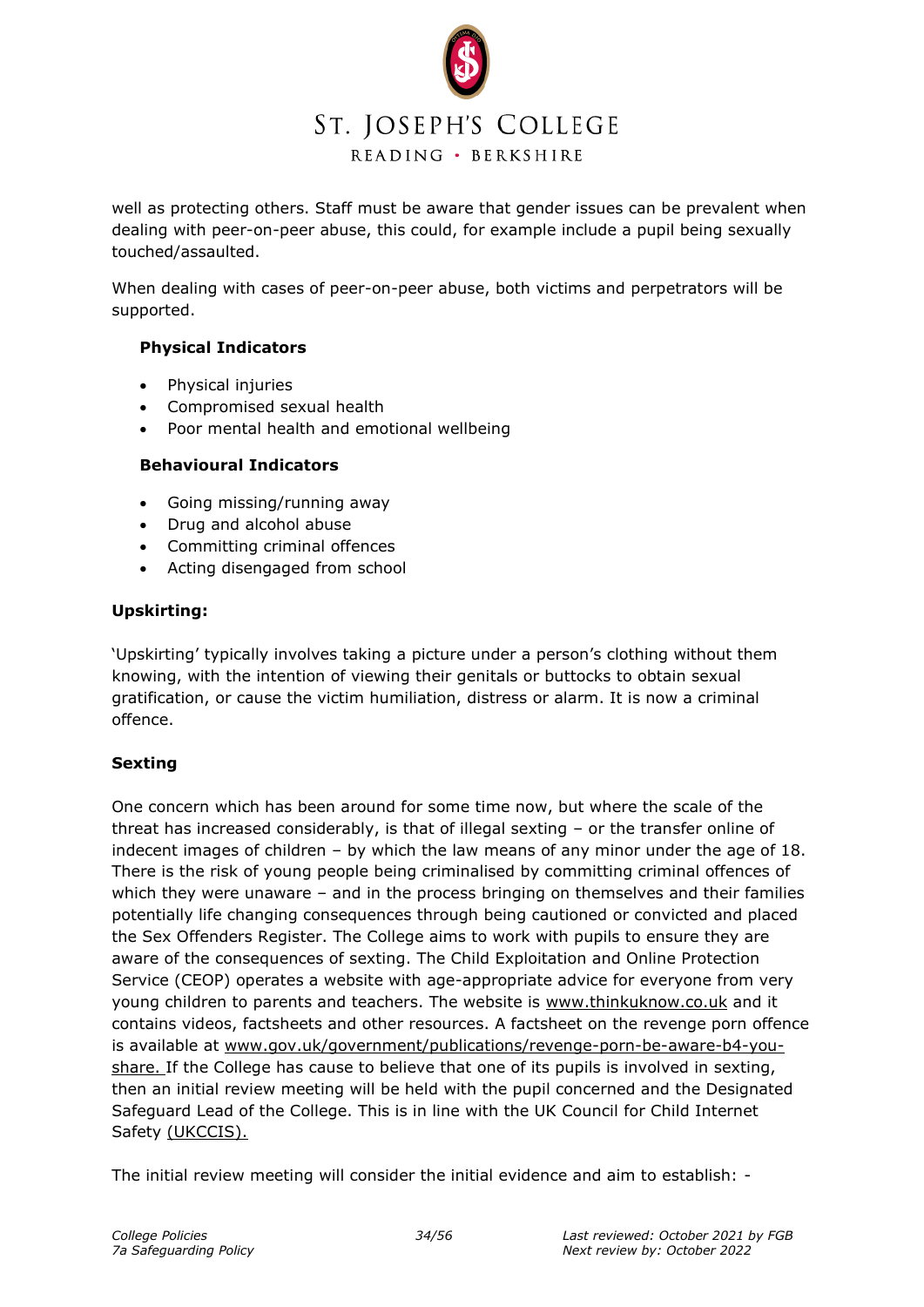well as protecting others. Staff must be aware that gender issues can be prevalent when dealing with peer-on-peer abuse, this could, for example include a pupil being sexually touched/assaulted.

When dealing with cases of peer-on-peer abuse, both victims and perpetrators will be supported.

**Physical Indicators**

- Physical injuries
- Compromised sexual health
- Poor mental health and emotional wellbeing

**Behavioural Indicators**

- Going missing/running away
- Drug and alcohol abuse
- Committing criminal offences
- Acting disengaged from school

**Upskirting:**

'Upskirting' typically involves taking a picture under a person's clothing without them knowing, with the intention of viewing their genitals or buttocks to obtain sexual gratification, or cause the victim humiliation, distress or alarm. It is now a criminal offence.

**Sexting**

One concern which has been around for some time now, but where the scale of the threat has increased considerably, is that of illegal sexting – or the transfer online of indecent images of children – by which the law means of any minor under the age of 18. There is the risk of young people being criminalised by committing criminal offences of which they were unaware – and in the process bringing on themselves and their families potentially life changing consequences through being cautioned or convicted and placed the Sex Offenders Register. The College aims to work with pupils to ensure they are aware of the consequences of sexting. The Child Exploitation and Online Protection Service (CEOP) operates a website with age-appropriate advice for everyone from very young children to parents and teachers. The website is www.thinkuknow.co.uk and it contains videos, factsheets and other resources. A factsheet on the revenge porn offence is available at www.gov.uk/government/publications/revenge-porn-be-aware-b4-you-share. If the College has cause to believe that one of its pupils is involved in sexting, then an initial review meeting will be held with the pupil concerned and the Designated Safeguard Lead of the College. This is in line with the UK Council for Child Internet Safety (UKCCIS).

The initial review meeting will consider the initial evidence and aim to establish: -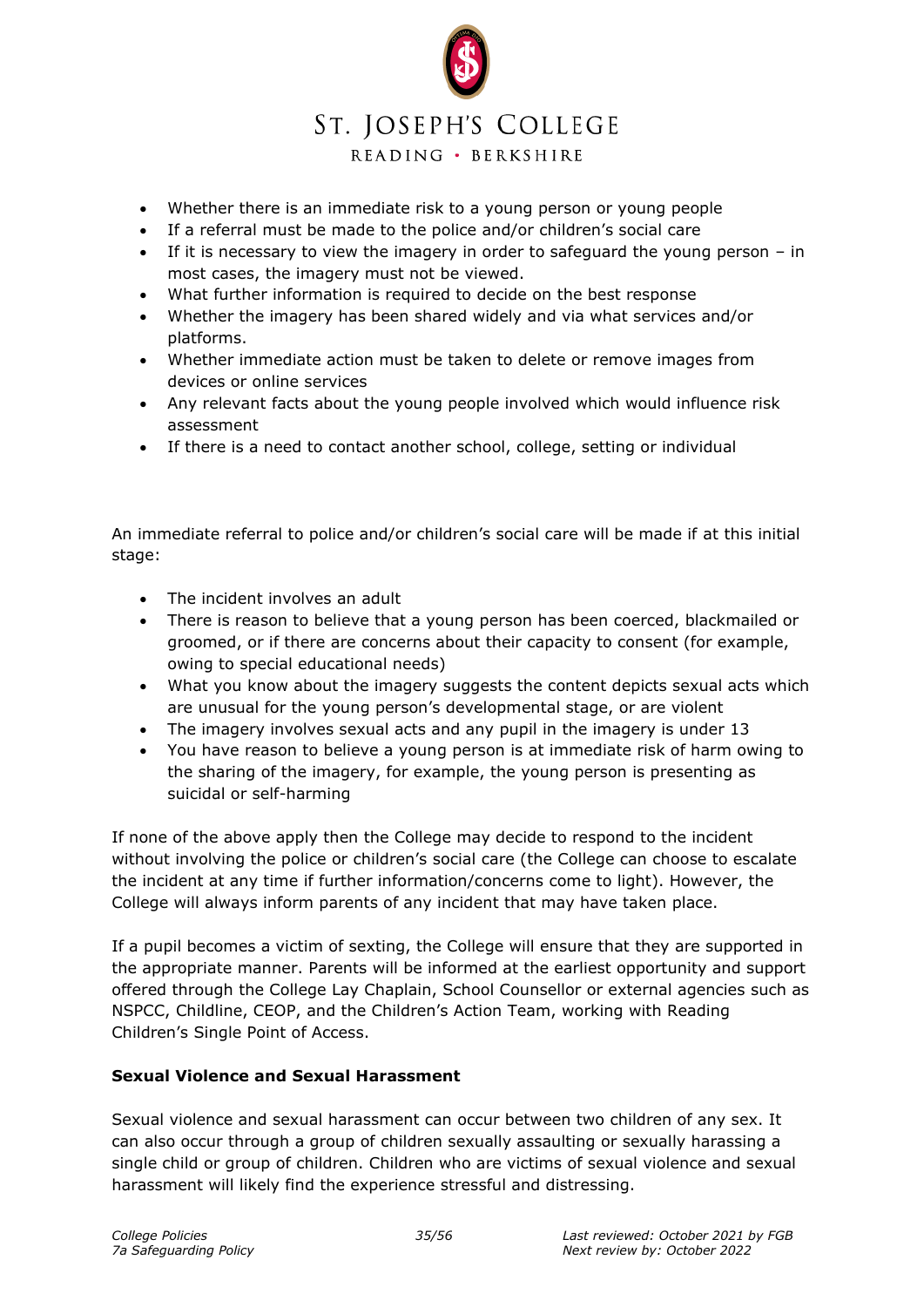- Whether there is an immediate risk to a young person or young people
- If a referral must be made to the police and/or children's social care
- If it is necessary to view the imagery in order to safeguard the young person – in most cases, the imagery must not be viewed.
- What further information is required to decide on the best response
- Whether the imagery has been shared widely and via what services and/or platforms.
- Whether immediate action must be taken to delete or remove images from devices or online services
- Any relevant facts about the young people involved which would influence risk assessment
- If there is a need to contact another school, college, setting or individual

An immediate referral to police and/or children's social care will be made if at this initial stage:

- The incident involves an adult
- There is reason to believe that a young person has been coerced, blackmailed or groomed, or if there are concerns about their capacity to consent (for example, owing to special educational needs)
- What you know about the imagery suggests the content depicts sexual acts which are unusual for the young person's developmental stage, or are violent
- The imagery involves sexual acts and any pupil in the imagery is under 13
- You have reason to believe a young person is at immediate risk of harm owing to the sharing of the imagery, for example, the young person is presenting as suicidal or self-harming

If none of the above apply then the College may decide to respond to the incident without involving the police or children's social care (the College can choose to escalate the incident at any time if further information/concerns come to light). However, the College will always inform parents of any incident that may have taken place.

If a pupil becomes a victim of sexting, the College will ensure that they are supported in the appropriate manner. Parents will be informed at the earliest opportunity and support offered through the College Lay Chaplain, School Counsellor or external agencies such as NSPCC, Childline, CEOP, and the Children's Action Team, working with Reading Children's Single Point of Access.

**Sexual Violence and Sexual Harassment**

Sexual violence and sexual harassment can occur between two children of any sex. It can also occur through a group of children sexually assaulting or sexually harassing a single child or group of children. Children who are victims of sexual violence and sexual harassment will likely find the experience stressful and distressing.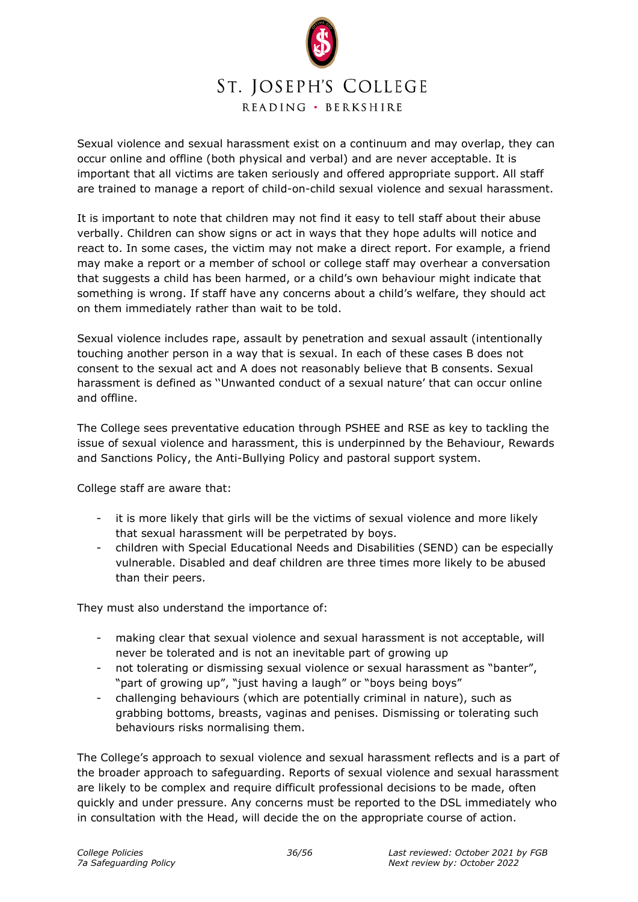Sexual violence and sexual harassment exist on a continuum and may overlap, they can occur online and offline (both physical and verbal) and are never acceptable. It is important that all victims are taken seriously and offered appropriate support. All staff are trained to manage a report of child-on-child sexual violence and sexual harassment.

It is important to note that children may not find it easy to tell staff about their abuse verbally. Children can show signs or act in ways that they hope adults will notice and react to. In some cases, the victim may not make a direct report. For example, a friend may make a report or a member of school or college staff may overhear a conversation that suggests a child has been harmed, or a child's own behaviour might indicate that something is wrong. If staff have any concerns about a child's welfare, they should act on them immediately rather than wait to be told.

Sexual violence includes rape, assault by penetration and sexual assault (intentionally touching another person in a way that is sexual. In each of these cases B does not consent to the sexual act and A does not reasonably believe that B consents. Sexual harassment is defined as "Unwanted conduct of a sexual nature' that can occur online and offline.

The College sees preventative education through PSHEE and RSE as key to tackling the issue of sexual violence and harassment, this is underpinned by the Behaviour, Rewards and Sanctions Policy, the Anti-Bullying Policy and pastoral support system.

College staff are aware that:

- it is more likely that girls will be the victims of sexual violence and more likely that sexual harassment will be perpetrated by boys.
- children with Special Educational Needs and Disabilities (SEND) can be especially vulnerable. Disabled and deaf children are three times more likely to be abused than their peers.

They must also understand the importance of:

- making clear that sexual violence and sexual harassment is not acceptable, will never be tolerated and is not an inevitable part of growing up
- not tolerating or dismissing sexual violence or sexual harassment as "banter", "part of growing up", "just having a laugh" or "boys being boys"
- challenging behaviours (which are potentially criminal in nature), such as grabbing bottoms, breasts, vaginas and penises. Dismissing or tolerating such behaviours risks normalising them.

The College's approach to sexual violence and sexual harassment reflects and is a part of the broader approach to safeguarding. Reports of sexual violence and sexual harassment are likely to be complex and require difficult professional decisions to be made, often quickly and under pressure. Any concerns must be reported to the DSL immediately who in consultation with the Head, will decide the on the appropriate course of action.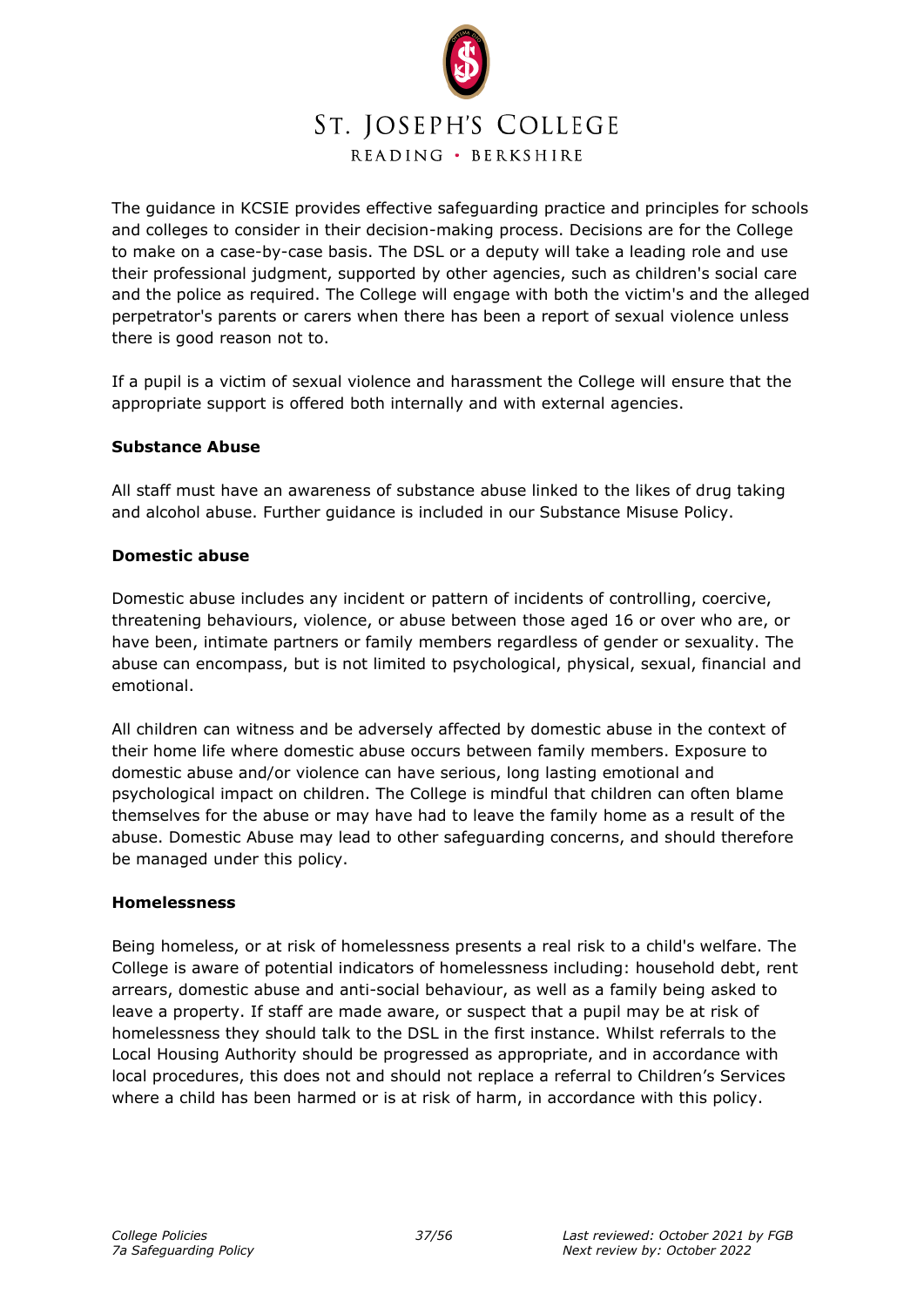The guidance in KCSIE provides effective safeguarding practice and principles for schools and colleges to consider in their decision-making process. Decisions are for the College to make on a case-by-case basis. The DSL or a deputy will take a leading role and use their professional judgment, supported by other agencies, such as children's social care and the police as required. The College will engage with both the victim's and the alleged perpetrator's parents or carers when there has been a report of sexual violence unless there is good reason not to.

If a pupil is a victim of sexual violence and harassment the College will ensure that the appropriate support is offered both internally and with external agencies.

**Substance Abuse**

All staff must have an awareness of substance abuse linked to the likes of drug taking and alcohol abuse. Further guidance is included in our Substance Misuse Policy.

**Domestic abuse**

Domestic abuse includes any incident or pattern of incidents of controlling, coercive, threatening behaviours, violence, or abuse between those aged 16 or over who are, or have been, intimate partners or family members regardless of gender or sexuality. The abuse can encompass, but is not limited to psychological, physical, sexual, financial and emotional.

All children can witness and be adversely affected by domestic abuse in the context of their home life where domestic abuse occurs between family members. Exposure to domestic abuse and/or violence can have serious, long lasting emotional and psychological impact on children. The College is mindful that children can often blame themselves for the abuse or may have had to leave the family home as a result of the abuse. Domestic Abuse may lead to other safeguarding concerns, and should therefore be managed under this policy.

**Homelessness**

Being homeless, or at risk of homelessness presents a real risk to a child's welfare. The College is aware of potential indicators of homelessness including: household debt, rent arrears, domestic abuse and anti-social behaviour, as well as a family being asked to leave a property. If staff are made aware, or suspect that a pupil may be at risk of homelessness they should talk to the DSL in the first instance. Whilst referrals to the Local Housing Authority should be progressed as appropriate, and in accordance with local procedures, this does not and should not replace a referral to Children's Services where a child has been harmed or is at risk of harm, in accordance with this policy.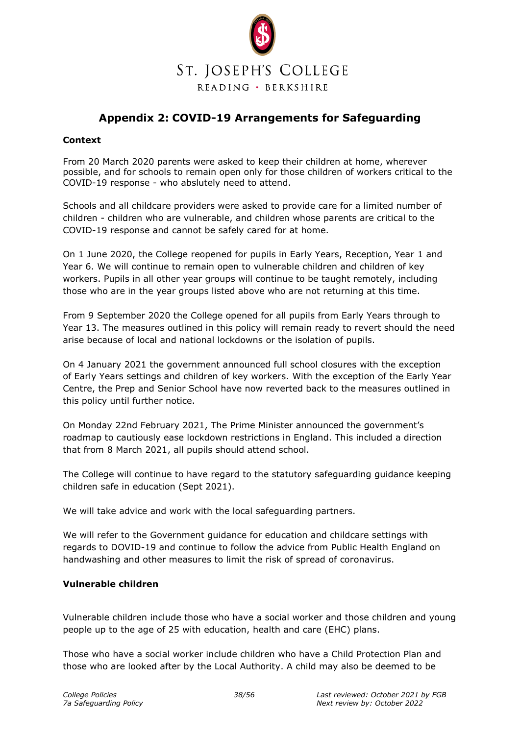## Appendix 2: COVID-19 Arrangements for Safeguarding

**Context**

From 20 March 2020 parents were asked to keep their children at home, wherever possible, and for schools to remain open only for those children of workers critical to the COVID-19 response - who abslutely need to attend.

Schools and all childcare providers were asked to provide care for a limited number of children - children who are vulnerable, and children whose parents are critical to the COVID-19 response and cannot be safely cared for at home.

On 1 June 2020, the College reopened for pupils in Early Years, Reception, Year 1 and Year 6. We will continue to remain open to vulnerable children and children of key workers. Pupils in all other year groups will continue to be taught remotely, including those who are in the year groups listed above who are not returning at this time.

From 9 September 2020 the College opened for all pupils from Early Years through to Year 13. The measures outlined in this policy will remain ready to revert should the need arise because of local and national lockdowns or the isolation of pupils.

On 4 January 2021 the government announced full school closures with the exception of Early Years settings and children of key workers. With the exception of the Early Year Centre, the Prep and Senior School have now reverted back to the measures outlined in this policy until further notice.

On Monday 22nd February 2021, The Prime Minister announced the government's roadmap to cautiously ease lockdown restrictions in England. This included a direction that from 8 March 2021, all pupils should attend school.

The College will continue to have regard to the statutory safeguarding guidance keeping children safe in education (Sept 2021).

We will take advice and work with the local safeguarding partners.

We will refer to the Government guidance for education and childcare settings with regards to DOVID-19 and continue to follow the advice from Public Health England on handwashing and other measures to limit the risk of spread of coronavirus.

**Vulnerable children**

Vulnerable children include those who have a social worker and those children and young people up to the age of 25 with education, health and care (EHC) plans.

Those who have a social worker include children who have a Child Protection Plan and those who are looked after by the Local Authority. A child may also be deemed to be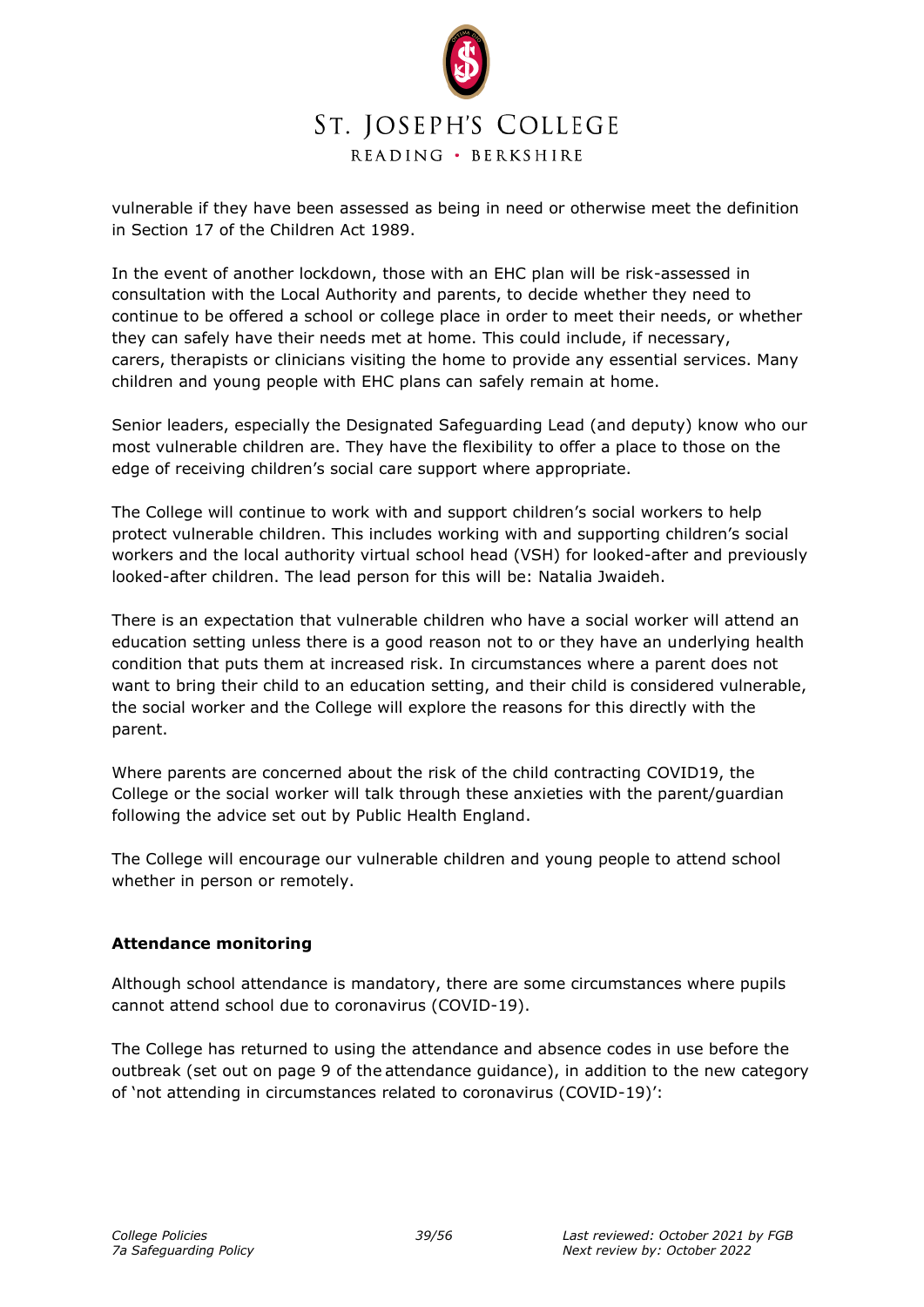vulnerable if they have been assessed as being in need or otherwise meet the definition in Section 17 of the Children Act 1989.

In the event of another lockdown, those with an EHC plan will be risk-assessed in consultation with the Local Authority and parents, to decide whether they need to continue to be offered a school or college place in order to meet their needs, or whether they can safely have their needs met at home. This could include, if necessary, carers, therapists or clinicians visiting the home to provide any essential services. Many children and young people with EHC plans can safely remain at home.

Senior leaders, especially the Designated Safeguarding Lead (and deputy) know who our most vulnerable children are. They have the flexibility to offer a place to those on the edge of receiving children's social care support where appropriate.

The College will continue to work with and support children's social workers to help protect vulnerable children. This includes working with and supporting children's social workers and the local authority virtual school head (VSH) for looked-after and previously looked-after children. The lead person for this will be: Natalia Jwaideh.

There is an expectation that vulnerable children who have a social worker will attend an education setting unless there is a good reason not to or they have an underlying health condition that puts them at increased risk. In circumstances where a parent does not want to bring their child to an education setting, and their child is considered vulnerable, the social worker and the College will explore the reasons for this directly with the parent.

Where parents are concerned about the risk of the child contracting COVID19, the College or the social worker will talk through these anxieties with the parent/guardian following the advice set out by Public Health England.

The College will encourage our vulnerable children and young people to attend school whether in person or remotely.

**Attendance monitoring**

Although school attendance is mandatory, there are some circumstances where pupils cannot attend school due to coronavirus (COVID-19).

The College has returned to using the attendance and absence codes in use before the outbreak (set out on page 9 of the attendance guidance), in addition to the new category of 'not attending in circumstances related to coronavirus (COVID-19)':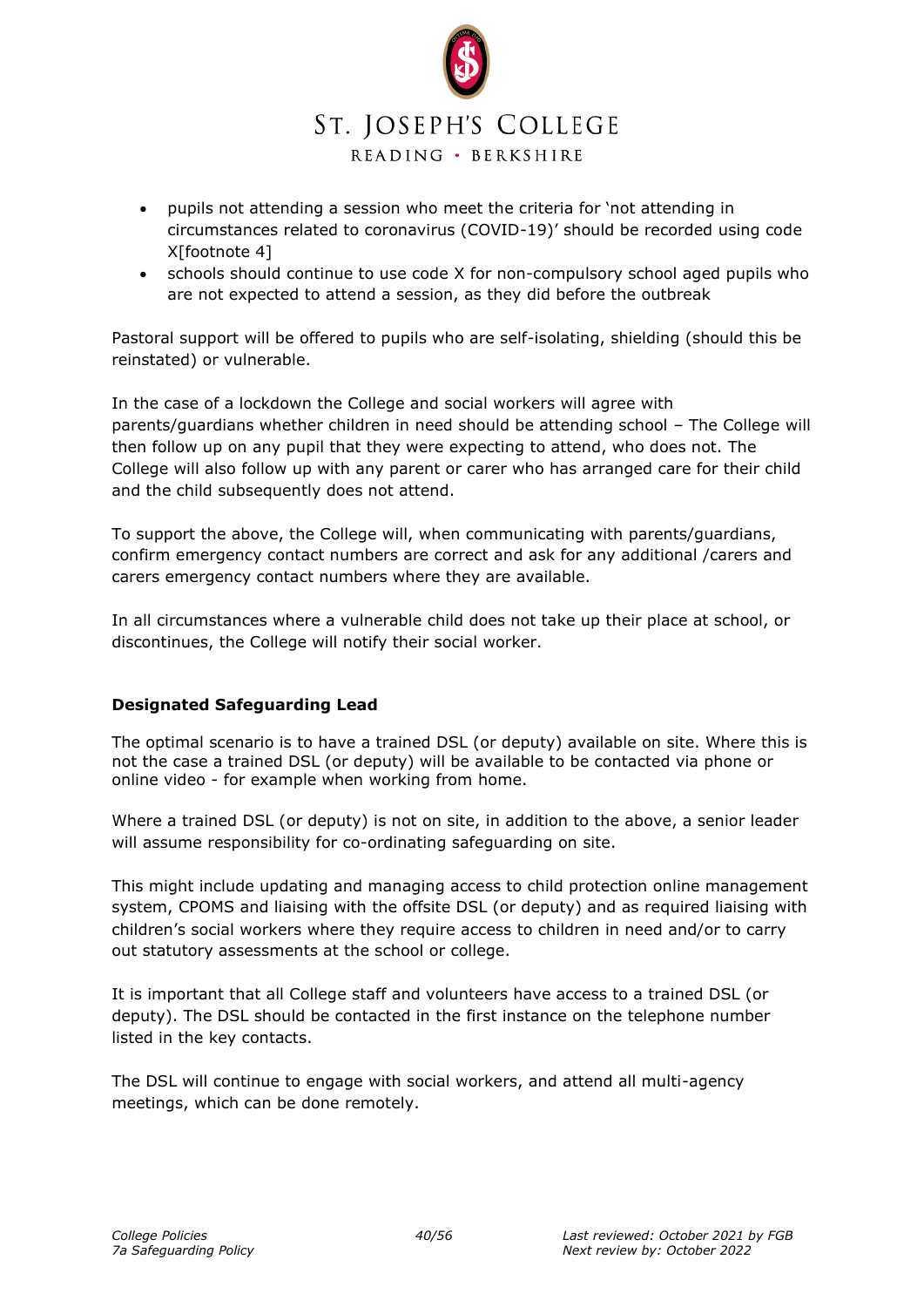- pupils not attending a session who meet the criteria for 'not attending in circumstances related to coronavirus (COVID-19)' should be recorded using code X[footnote 4]
- schools should continue to use code X for non-compulsory school aged pupils who are not expected to attend a session, as they did before the outbreak

Pastoral support will be offered to pupils who are self-isolating, shielding (should this be reinstated) or vulnerable.

In the case of a lockdown the College and social workers will agree with parents/guardians whether children in need should be attending school – The College will then follow up on any pupil that they were expecting to attend, who does not. The College will also follow up with any parent or carer who has arranged care for their child and the child subsequently does not attend.

To support the above, the College will, when communicating with parents/guardians, confirm emergency contact numbers are correct and ask for any additional /carers and carers emergency contact numbers where they are available.

In all circumstances where a vulnerable child does not take up their place at school, or discontinues, the College will notify their social worker.

**Designated Safeguarding Lead**

The optimal scenario is to have a trained DSL (or deputy) available on site. Where this is not the case a trained DSL (or deputy) will be available to be contacted via phone or online video - for example when working from home.

Where a trained DSL (or deputy) is not on site, in addition to the above, a senior leader will assume responsibility for co-ordinating safeguarding on site.

This might include updating and managing access to child protection online management system, CPOMS and liaising with the offsite DSL (or deputy) and as required liaising with children's social workers where they require access to children in need and/or to carry out statutory assessments at the school or college.

It is important that all College staff and volunteers have access to a trained DSL (or deputy). The DSL should be contacted in the first instance on the telephone number listed in the key contacts.

The DSL will continue to engage with social workers, and attend all multi-agency meetings, which can be done remotely.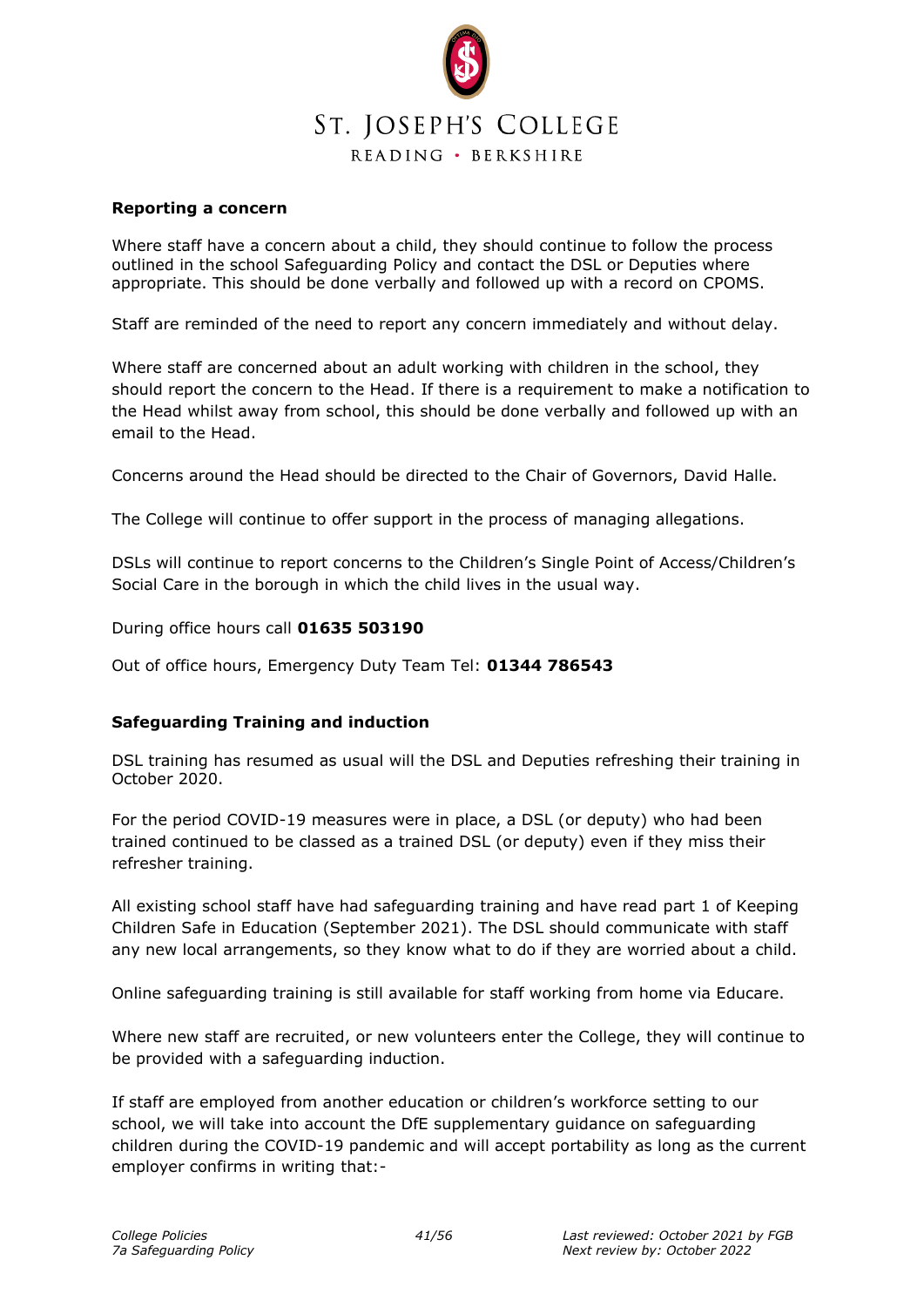**Reporting a concern**

Where staff have a concern about a child, they should continue to follow the process outlined in the school Safeguarding Policy and contact the DSL or Deputies where appropriate. This should be done verbally and followed up with a record on CPOMS.

Staff are reminded of the need to report any concern immediately and without delay.

Where staff are concerned about an adult working with children in the school, they should report the concern to the Head. If there is a requirement to make a notification to the Head whilst away from school, this should be done verbally and followed up with an email to the Head.

Concerns around the Head should be directed to the Chair of Governors, David Halle.

The College will continue to offer support in the process of managing allegations.

DSLs will continue to report concerns to the Children's Single Point of Access/Children's Social Care in the borough in which the child lives in the usual way.

During office hours call **01635 503190**

Out of office hours, Emergency Duty Team Tel: **01344 786543**

**Safeguarding Training and induction**

DSL training has resumed as usual will the DSL and Deputies refreshing their training in October 2020.

For the period COVID-19 measures were in place, a DSL (or deputy) who had been trained continued to be classed as a trained DSL (or deputy) even if they miss their refresher training.

All existing school staff have had safeguarding training and have read part 1 of Keeping Children Safe in Education (September 2021). The DSL should communicate with staff any new local arrangements, so they know what to do if they are worried about a child.

Online safeguarding training is still available for staff working from home via Educare.

Where new staff are recruited, or new volunteers enter the College, they will continue to be provided with a safeguarding induction.

If staff are employed from another education or children's workforce setting to our school, we will take into account the DfE supplementary guidance on safeguarding children during the COVID-19 pandemic and will accept portability as long as the current employer confirms in writing that:-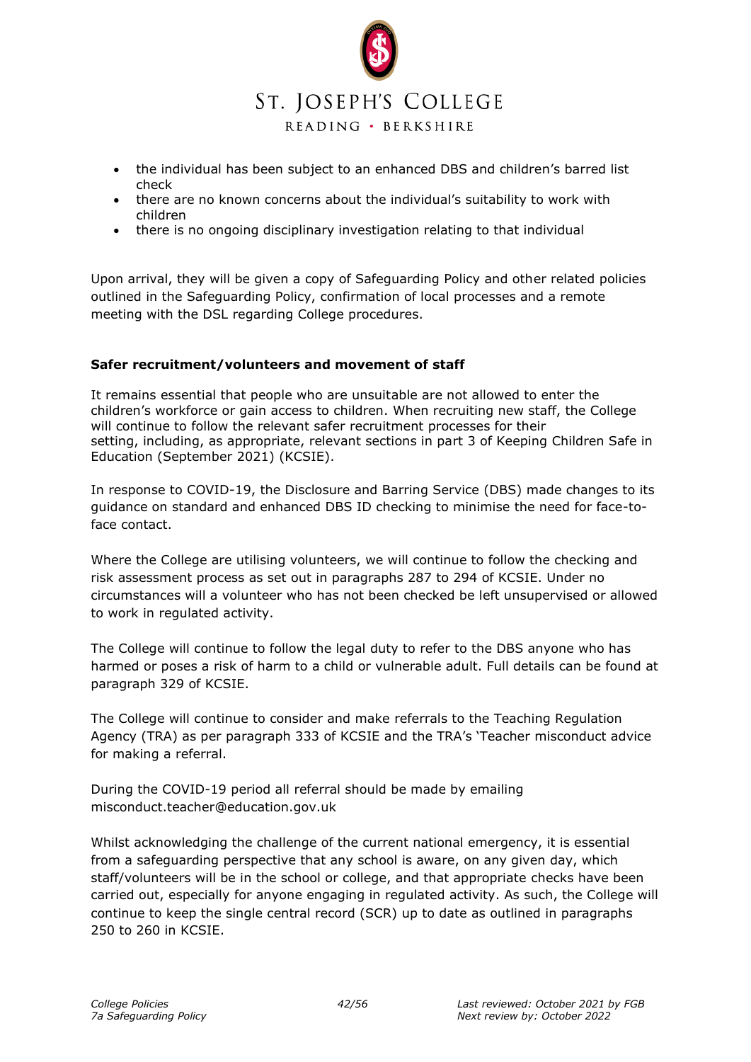- the individual has been subject to an enhanced DBS and children's barred list check
- there are no known concerns about the individual's suitability to work with children
- there is no ongoing disciplinary investigation relating to that individual

Upon arrival, they will be given a copy of Safeguarding Policy and other related policies outlined in the Safeguarding Policy, confirmation of local processes and a remote meeting with the DSL regarding College procedures.

**Safer recruitment/volunteers and movement of staff**

It remains essential that people who are unsuitable are not allowed to enter the children's workforce or gain access to children. When recruiting new staff, the College will continue to follow the relevant safer recruitment processes for their setting, including, as appropriate, relevant sections in part 3 of Keeping Children Safe in Education (September 2021) (KCSIE).

In response to COVID-19, the Disclosure and Barring Service (DBS) made changes to its guidance on standard and enhanced DBS ID checking to minimise the need for face-to-face contact.

Where the College are utilising volunteers, we will continue to follow the checking and risk assessment process as set out in paragraphs 287 to 294 of KCSIE. Under no circumstances will a volunteer who has not been checked be left unsupervised or allowed to work in regulated activity.

The College will continue to follow the legal duty to refer to the DBS anyone who has harmed or poses a risk of harm to a child or vulnerable adult. Full details can be found at paragraph 329 of KCSIE.

The College will continue to consider and make referrals to the Teaching Regulation Agency (TRA) as per paragraph 333 of KCSIE and the TRA's 'Teacher misconduct advice for making a referral.

During the COVID-19 period all referral should be made by emailing misconduct.teacher@education.gov.uk

Whilst acknowledging the challenge of the current national emergency, it is essential from a safeguarding perspective that any school is aware, on any given day, which staff/volunteers will be in the school or college, and that appropriate checks have been carried out, especially for anyone engaging in regulated activity. As such, the College will continue to keep the single central record (SCR) up to date as outlined in paragraphs 250 to 260 in KCSIE.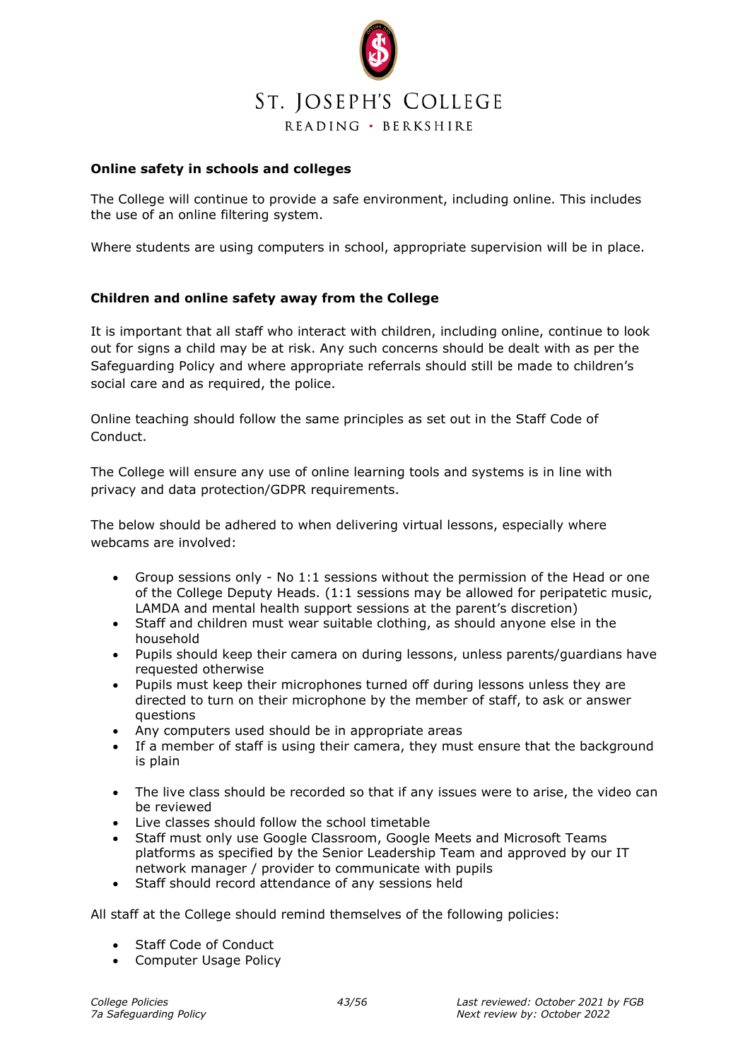**Online safety in schools and colleges**

The College will continue to provide a safe environment, including online. This includes the use of an online filtering system.

Where students are using computers in school, appropriate supervision will be in place.

**Children and online safety away from the College**

It is important that all staff who interact with children, including online, continue to look out for signs a child may be at risk. Any such concerns should be dealt with as per the Safeguarding Policy and where appropriate referrals should still be made to children's social care and as required, the police.

Online teaching should follow the same principles as set out in the Staff Code of Conduct.

The College will ensure any use of online learning tools and systems is in line with privacy and data protection/GDPR requirements.

The below should be adhered to when delivering virtual lessons, especially where webcams are involved:

- Group sessions only - No 1:1 sessions without the permission of the Head or one of the College Deputy Heads. (1:1 sessions may be allowed for peripatetic music, LAMDA and mental health support sessions at the parent's discretion)
- Staff and children must wear suitable clothing, as should anyone else in the household
- Pupils should keep their camera on during lessons, unless parents/guardians have requested otherwise
- Pupils must keep their microphones turned off during lessons unless they are directed to turn on their microphone by the member of staff, to ask or answer questions
- Any computers used should be in appropriate areas
- If a member of staff is using their camera, they must ensure that the background is plain
- The live class should be recorded so that if any issues were to arise, the video can be reviewed
- Live classes should follow the school timetable
- Staff must only use Google Classroom, Google Meets and Microsoft Teams platforms as specified by the Senior Leadership Team and approved by our IT network manager / provider to communicate with pupils
- Staff should record attendance of any sessions held

All staff at the College should remind themselves of the following policies:

- Staff Code of Conduct
- Computer Usage Policy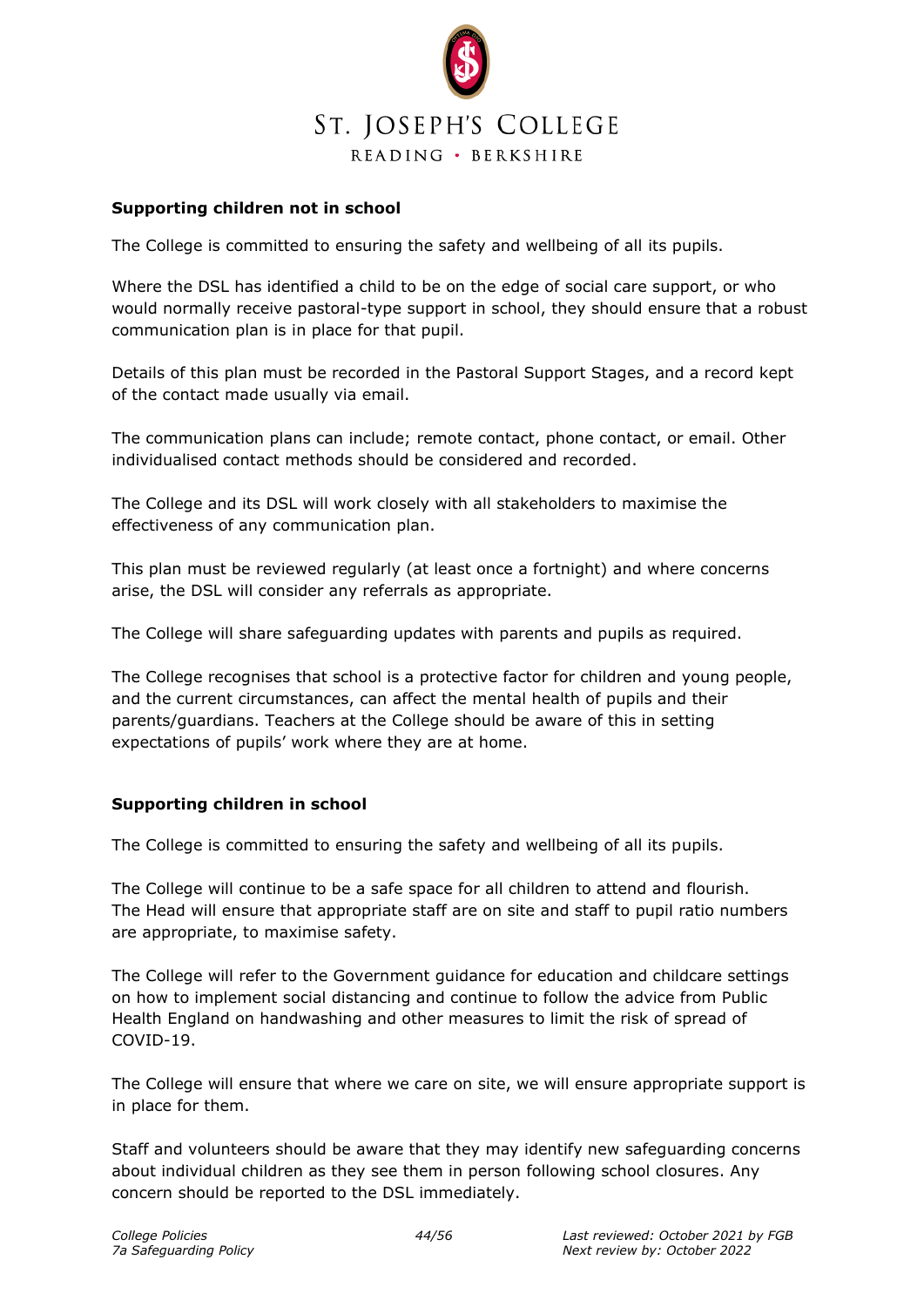**Supporting children not in school**

The College is committed to ensuring the safety and wellbeing of all its pupils.

Where the DSL has identified a child to be on the edge of social care support, or who would normally receive pastoral-type support in school, they should ensure that a robust communication plan is in place for that pupil.

Details of this plan must be recorded in the Pastoral Support Stages, and a record kept of the contact made usually via email.

The communication plans can include; remote contact, phone contact, or email. Other individualised contact methods should be considered and recorded.

The College and its DSL will work closely with all stakeholders to maximise the effectiveness of any communication plan.

This plan must be reviewed regularly (at least once a fortnight) and where concerns arise, the DSL will consider any referrals as appropriate.

The College will share safeguarding updates with parents and pupils as required.

The College recognises that school is a protective factor for children and young people, and the current circumstances, can affect the mental health of pupils and their parents/guardians. Teachers at the College should be aware of this in setting expectations of pupils' work where they are at home.

**Supporting children in school**

The College is committed to ensuring the safety and wellbeing of all its pupils.

The College will continue to be a safe space for all children to attend and flourish. The Head will ensure that appropriate staff are on site and staff to pupil ratio numbers are appropriate, to maximise safety.

The College will refer to the Government guidance for education and childcare settings on how to implement social distancing and continue to follow the advice from Public Health England on handwashing and other measures to limit the risk of spread of COVID-19.

The College will ensure that where we care on site, we will ensure appropriate support is in place for them.

Staff and volunteers should be aware that they may identify new safeguarding concerns about individual children as they see them in person following school closures. Any concern should be reported to the DSL immediately.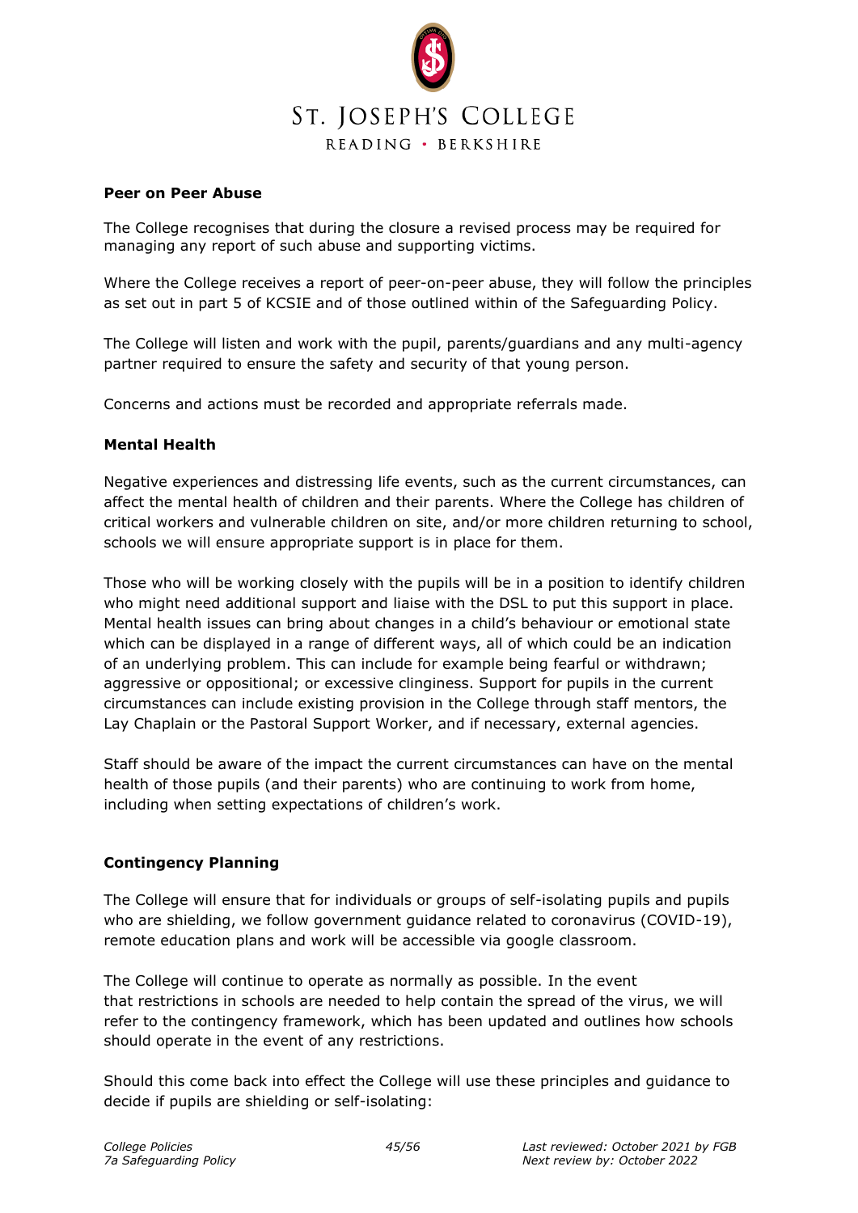**Peer on Peer Abuse**

The College recognises that during the closure a revised process may be required for managing any report of such abuse and supporting victims.

Where the College receives a report of peer-on-peer abuse, they will follow the principles as set out in part 5 of KCSIE and of those outlined within of the Safeguarding Policy.

The College will listen and work with the pupil, parents/guardians and any multi-agency partner required to ensure the safety and security of that young person.

Concerns and actions must be recorded and appropriate referrals made.

**Mental Health**

Negative experiences and distressing life events, such as the current circumstances, can affect the mental health of children and their parents. Where the College has children of critical workers and vulnerable children on site, and/or more children returning to school, schools we will ensure appropriate support is in place for them.

Those who will be working closely with the pupils will be in a position to identify children who might need additional support and liaise with the DSL to put this support in place. Mental health issues can bring about changes in a child's behaviour or emotional state which can be displayed in a range of different ways, all of which could be an indication of an underlying problem. This can include for example being fearful or withdrawn; aggressive or oppositional; or excessive clinginess. Support for pupils in the current circumstances can include existing provision in the College through staff mentors, the Lay Chaplain or the Pastoral Support Worker, and if necessary, external agencies.

Staff should be aware of the impact the current circumstances can have on the mental health of those pupils (and their parents) who are continuing to work from home, including when setting expectations of children's work.

**Contingency Planning**

The College will ensure that for individuals or groups of self-isolating pupils and pupils who are shielding, we follow government guidance related to coronavirus (COVID-19), remote education plans and work will be accessible via google classroom.

The College will continue to operate as normally as possible. In the event that restrictions in schools are needed to help contain the spread of the virus, we will refer to the contingency framework, which has been updated and outlines how schools should operate in the event of any restrictions.

Should this come back into effect the College will use these principles and guidance to decide if pupils are shielding or self-isolating: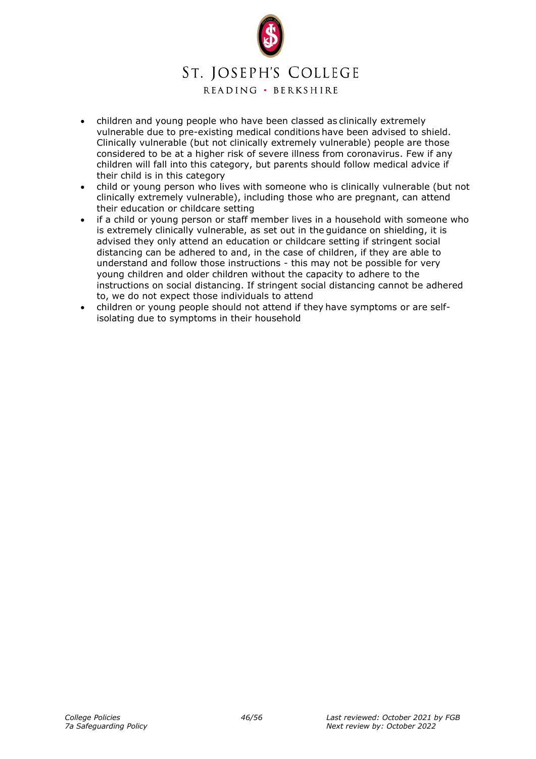- children and young people who have been classed as clinically extremely vulnerable due to pre-existing medical conditions have been advised to shield. Clinically vulnerable (but not clinically extremely vulnerable) people are those considered to be at a higher risk of severe illness from coronavirus. Few if any children will fall into this category, but parents should follow medical advice if their child is in this category
- child or young person who lives with someone who is clinically vulnerable (but not clinically extremely vulnerable), including those who are pregnant, can attend their education or childcare setting
- if a child or young person or staff member lives in a household with someone who is extremely clinically vulnerable, as set out in the guidance on shielding, it is advised they only attend an education or childcare setting if stringent social distancing can be adhered to and, in the case of children, if they are able to understand and follow those instructions - this may not be possible for very young children and older children without the capacity to adhere to the instructions on social distancing. If stringent social distancing cannot be adhered to, we do not expect those individuals to attend
- children or young people should not attend if they have symptoms or are self-isolating due to symptoms in their household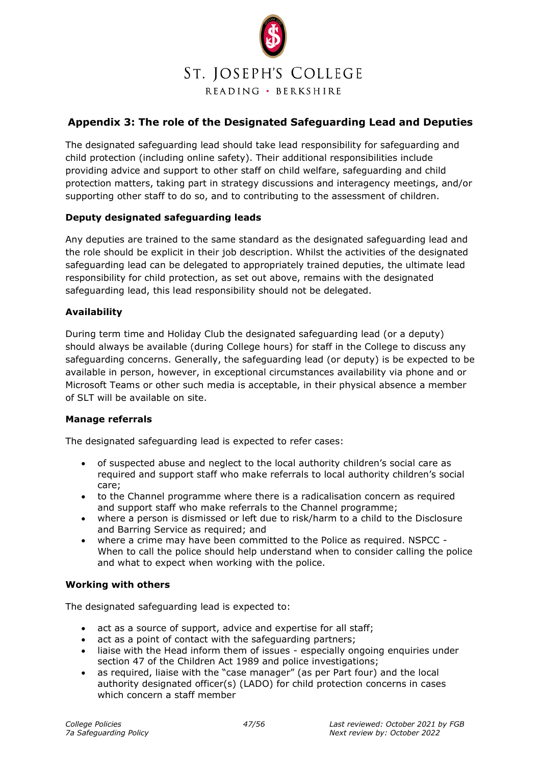ST. JOSEPH'S COLLEGE
READING • BERKSHIRE

## Appendix 3: The role of the Designated Safeguarding Lead and Deputies

The designated safeguarding lead should take lead responsibility for safeguarding and child protection (including online safety). Their additional responsibilities include providing advice and support to other staff on child welfare, safeguarding and child protection matters, taking part in strategy discussions and interagency meetings, and/or supporting other staff to do so, and to contributing to the assessment of children.

**Deputy designated safeguarding leads**

Any deputies are trained to the same standard as the designated safeguarding lead and the role should be explicit in their job description. Whilst the activities of the designated safeguarding lead can be delegated to appropriately trained deputies, the ultimate lead responsibility for child protection, as set out above, remains with the designated safeguarding lead, this lead responsibility should not be delegated.

**Availability**

During term time and Holiday Club the designated safeguarding lead (or a deputy) should always be available (during College hours) for staff in the College to discuss any safeguarding concerns. Generally, the safeguarding lead (or deputy) is be expected to be available in person, however, in exceptional circumstances availability via phone and or Microsoft Teams or other such media is acceptable, in their physical absence a member of SLT will be available on site.

**Manage referrals**

The designated safeguarding lead is expected to refer cases:

- of suspected abuse and neglect to the local authority children's social care as required and support staff who make referrals to local authority children's social care;
- to the Channel programme where there is a radicalisation concern as required and support staff who make referrals to the Channel programme;
- where a person is dismissed or left due to risk/harm to a child to the Disclosure and Barring Service as required; and
- where a crime may have been committed to the Police as required. NSPCC - When to call the police should help understand when to consider calling the police and what to expect when working with the police.

**Working with others**

The designated safeguarding lead is expected to:

- act as a source of support, advice and expertise for all staff;
- act as a point of contact with the safeguarding partners;
- liaise with the Head inform them of issues - especially ongoing enquiries under section 47 of the Children Act 1989 and police investigations;
- as required, liaise with the "case manager" (as per Part four) and the local authority designated officer(s) (LADO) for child protection concerns in cases which concern a staff member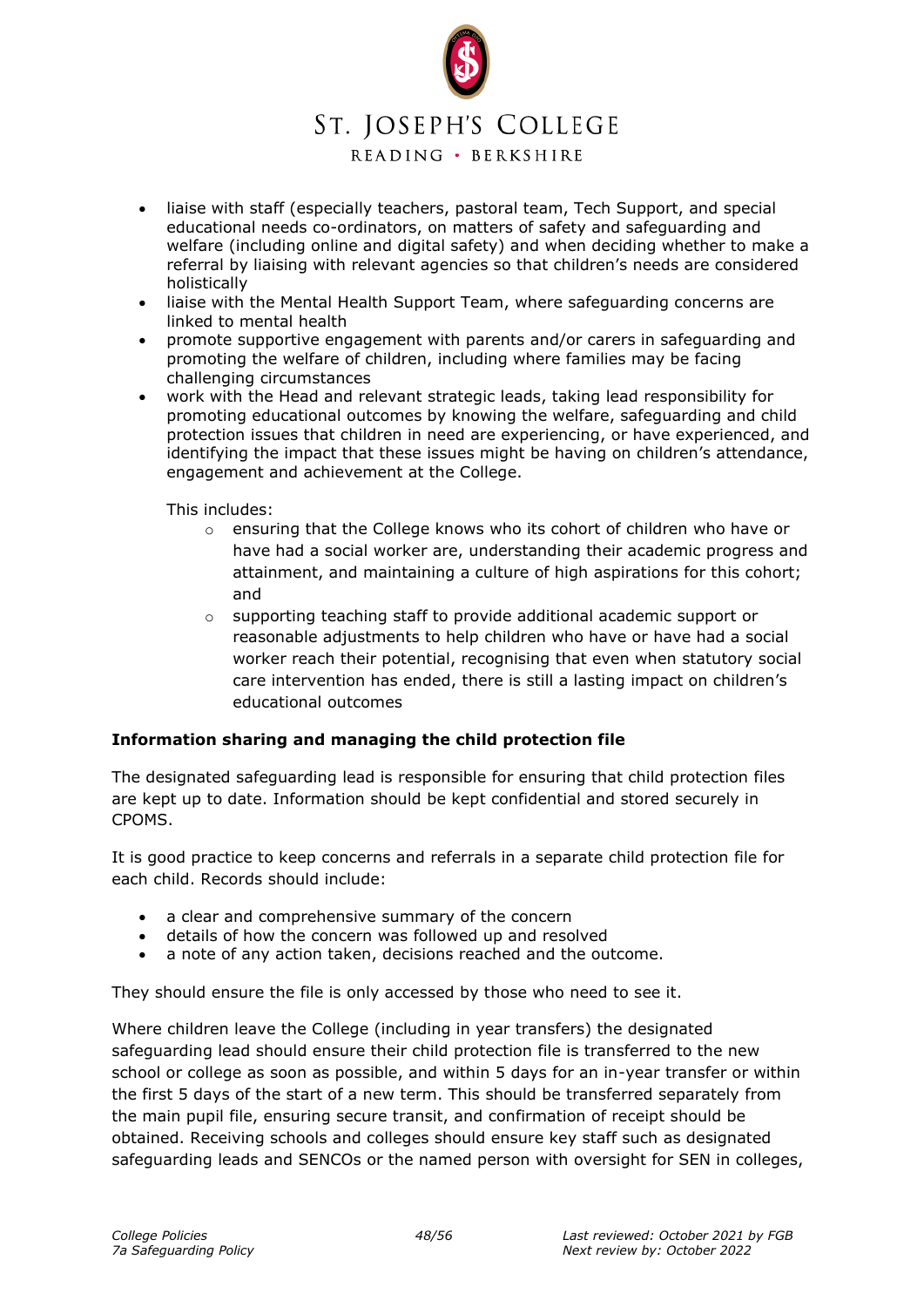- liaise with staff (especially teachers, pastoral team, Tech Support, and special educational needs co-ordinators, on matters of safety and safeguarding and welfare (including online and digital safety) and when deciding whether to make a referral by liaising with relevant agencies so that children's needs are considered holistically
- liaise with the Mental Health Support Team, where safeguarding concerns are linked to mental health
- promote supportive engagement with parents and/or carers in safeguarding and promoting the welfare of children, including where families may be facing challenging circumstances
- work with the Head and relevant strategic leads, taking lead responsibility for promoting educational outcomes by knowing the welfare, safeguarding and child protection issues that children in need are experiencing, or have experienced, and identifying the impact that these issues might be having on children's attendance, engagement and achievement at the College.

  This includes:

  - ensuring that the College knows who its cohort of children who have or have had a social worker are, understanding their academic progress and attainment, and maintaining a culture of high aspirations for this cohort; and
  - supporting teaching staff to provide additional academic support or reasonable adjustments to help children who have or have had a social worker reach their potential, recognising that even when statutory social care intervention has ended, there is still a lasting impact on children's educational outcomes

**Information sharing and managing the child protection file**

The designated safeguarding lead is responsible for ensuring that child protection files are kept up to date. Information should be kept confidential and stored securely in CPOMS.

It is good practice to keep concerns and referrals in a separate child protection file for each child. Records should include:

- a clear and comprehensive summary of the concern
- details of how the concern was followed up and resolved
- a note of any action taken, decisions reached and the outcome.

They should ensure the file is only accessed by those who need to see it.

Where children leave the College (including in year transfers) the designated safeguarding lead should ensure their child protection file is transferred to the new school or college as soon as possible, and within 5 days for an in-year transfer or within the first 5 days of the start of a new term. This should be transferred separately from the main pupil file, ensuring secure transit, and confirmation of receipt should be obtained. Receiving schools and colleges should ensure key staff such as designated safeguarding leads and SENCOs or the named person with oversight for SEN in colleges,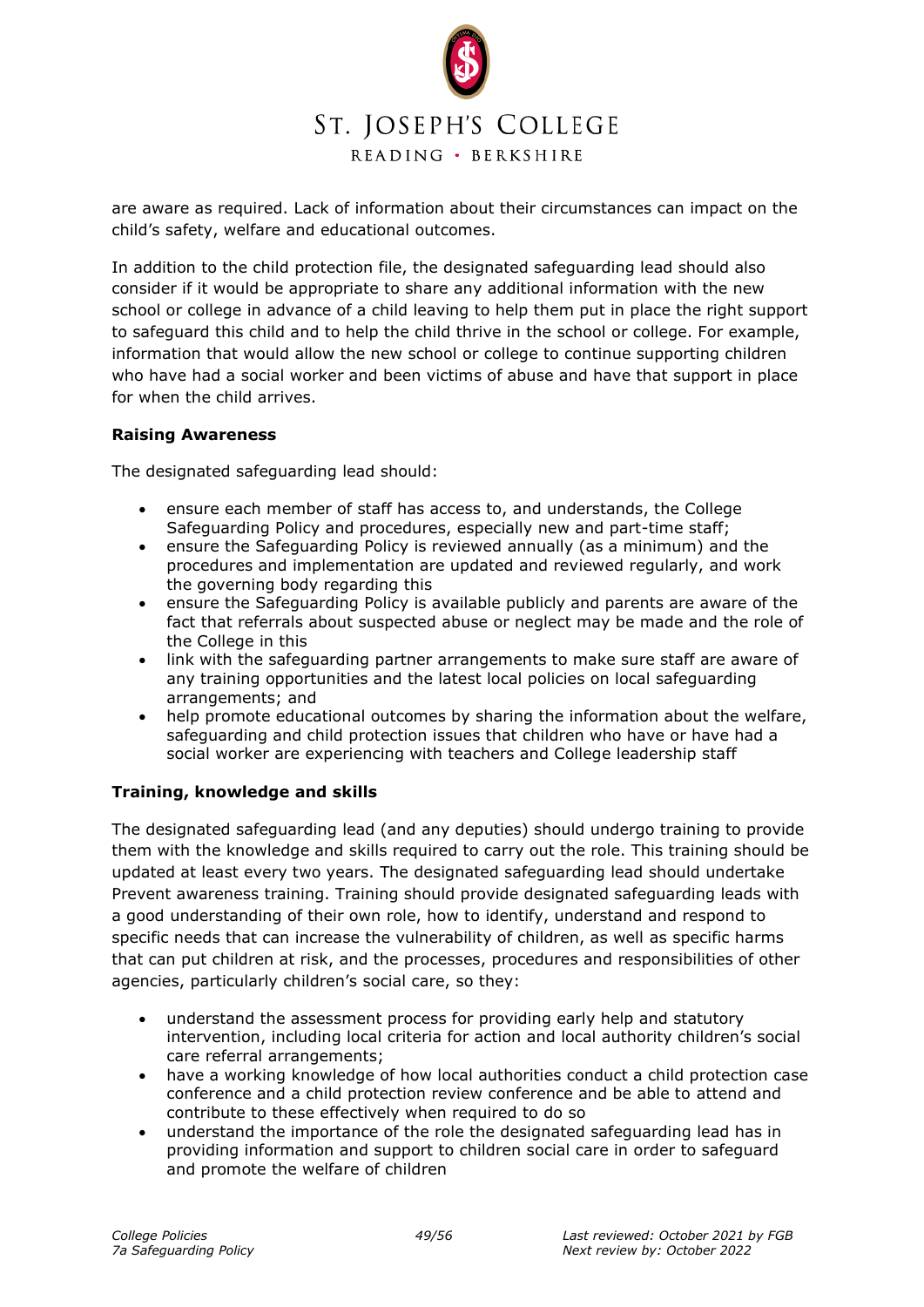are aware as required. Lack of information about their circumstances can impact on the child's safety, welfare and educational outcomes.

In addition to the child protection file, the designated safeguarding lead should also consider if it would be appropriate to share any additional information with the new school or college in advance of a child leaving to help them put in place the right support to safeguard this child and to help the child thrive in the school or college. For example, information that would allow the new school or college to continue supporting children who have had a social worker and been victims of abuse and have that support in place for when the child arrives.

**Raising Awareness**

The designated safeguarding lead should:

- ensure each member of staff has access to, and understands, the College Safeguarding Policy and procedures, especially new and part-time staff;
- ensure the Safeguarding Policy is reviewed annually (as a minimum) and the procedures and implementation are updated and reviewed regularly, and work the governing body regarding this
- ensure the Safeguarding Policy is available publicly and parents are aware of the fact that referrals about suspected abuse or neglect may be made and the role of the College in this
- link with the safeguarding partner arrangements to make sure staff are aware of any training opportunities and the latest local policies on local safeguarding arrangements; and
- help promote educational outcomes by sharing the information about the welfare, safeguarding and child protection issues that children who have or have had a social worker are experiencing with teachers and College leadership staff

**Training, knowledge and skills**

The designated safeguarding lead (and any deputies) should undergo training to provide them with the knowledge and skills required to carry out the role. This training should be updated at least every two years. The designated safeguarding lead should undertake Prevent awareness training. Training should provide designated safeguarding leads with a good understanding of their own role, how to identify, understand and respond to specific needs that can increase the vulnerability of children, as well as specific harms that can put children at risk, and the processes, procedures and responsibilities of other agencies, particularly children's social care, so they:

- understand the assessment process for providing early help and statutory intervention, including local criteria for action and local authority children's social care referral arrangements;
- have a working knowledge of how local authorities conduct a child protection case conference and a child protection review conference and be able to attend and contribute to these effectively when required to do so
- understand the importance of the role the designated safeguarding lead has in providing information and support to children social care in order to safeguard and promote the welfare of children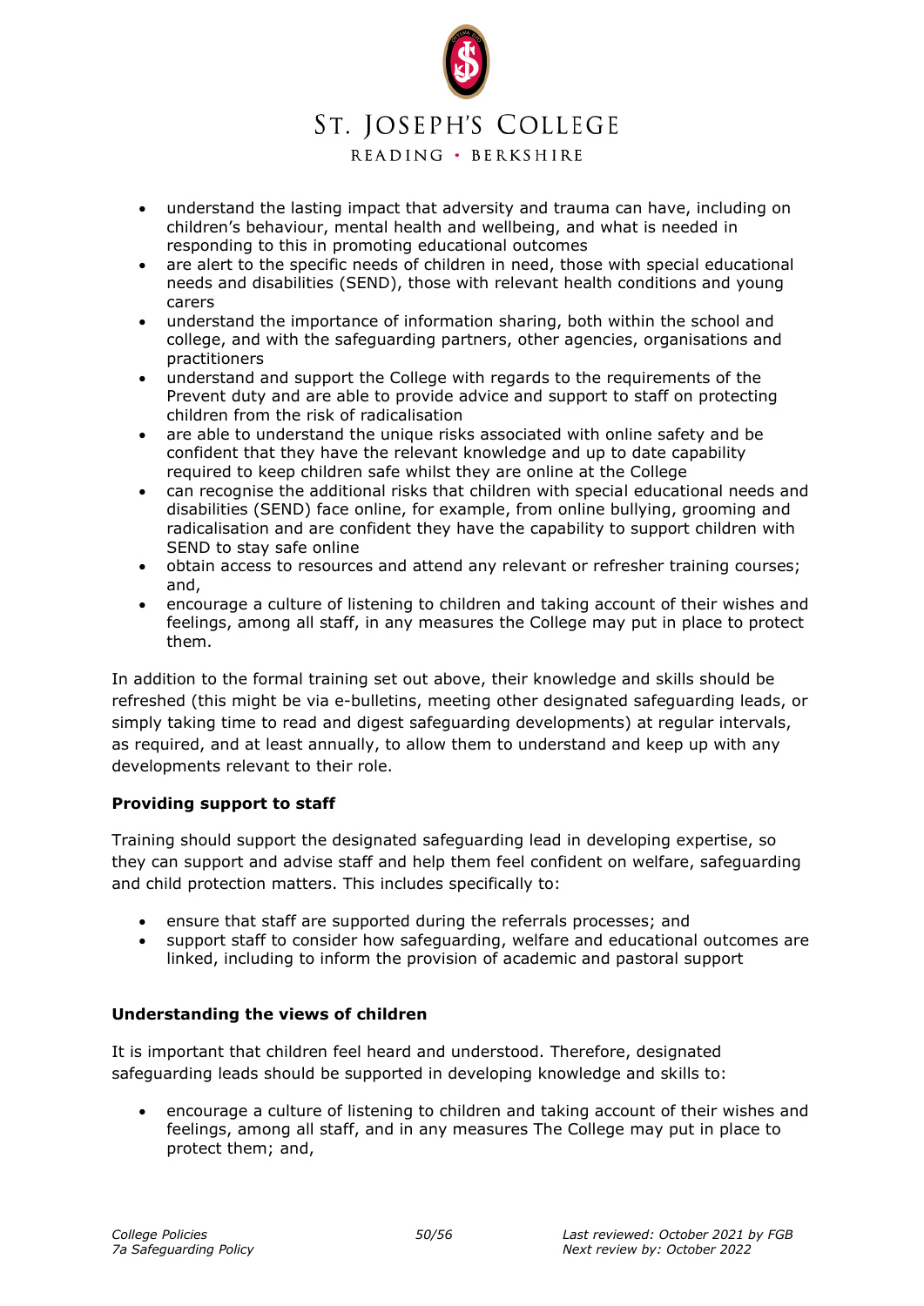- understand the lasting impact that adversity and trauma can have, including on children's behaviour, mental health and wellbeing, and what is needed in responding to this in promoting educational outcomes
- are alert to the specific needs of children in need, those with special educational needs and disabilities (SEND), those with relevant health conditions and young carers
- understand the importance of information sharing, both within the school and college, and with the safeguarding partners, other agencies, organisations and practitioners
- understand and support the College with regards to the requirements of the Prevent duty and are able to provide advice and support to staff on protecting children from the risk of radicalisation
- are able to understand the unique risks associated with online safety and be confident that they have the relevant knowledge and up to date capability required to keep children safe whilst they are online at the College
- can recognise the additional risks that children with special educational needs and disabilities (SEND) face online, for example, from online bullying, grooming and radicalisation and are confident they have the capability to support children with SEND to stay safe online
- obtain access to resources and attend any relevant or refresher training courses; and,
- encourage a culture of listening to children and taking account of their wishes and feelings, among all staff, in any measures the College may put in place to protect them.

In addition to the formal training set out above, their knowledge and skills should be refreshed (this might be via e-bulletins, meeting other designated safeguarding leads, or simply taking time to read and digest safeguarding developments) at regular intervals, as required, and at least annually, to allow them to understand and keep up with any developments relevant to their role.

**Providing support to staff**

Training should support the designated safeguarding lead in developing expertise, so they can support and advise staff and help them feel confident on welfare, safeguarding and child protection matters. This includes specifically to:

- ensure that staff are supported during the referrals processes; and
- support staff to consider how safeguarding, welfare and educational outcomes are linked, including to inform the provision of academic and pastoral support

**Understanding the views of children**

It is important that children feel heard and understood. Therefore, designated safeguarding leads should be supported in developing knowledge and skills to:

- encourage a culture of listening to children and taking account of their wishes and feelings, among all staff, and in any measures The College may put in place to protect them; and,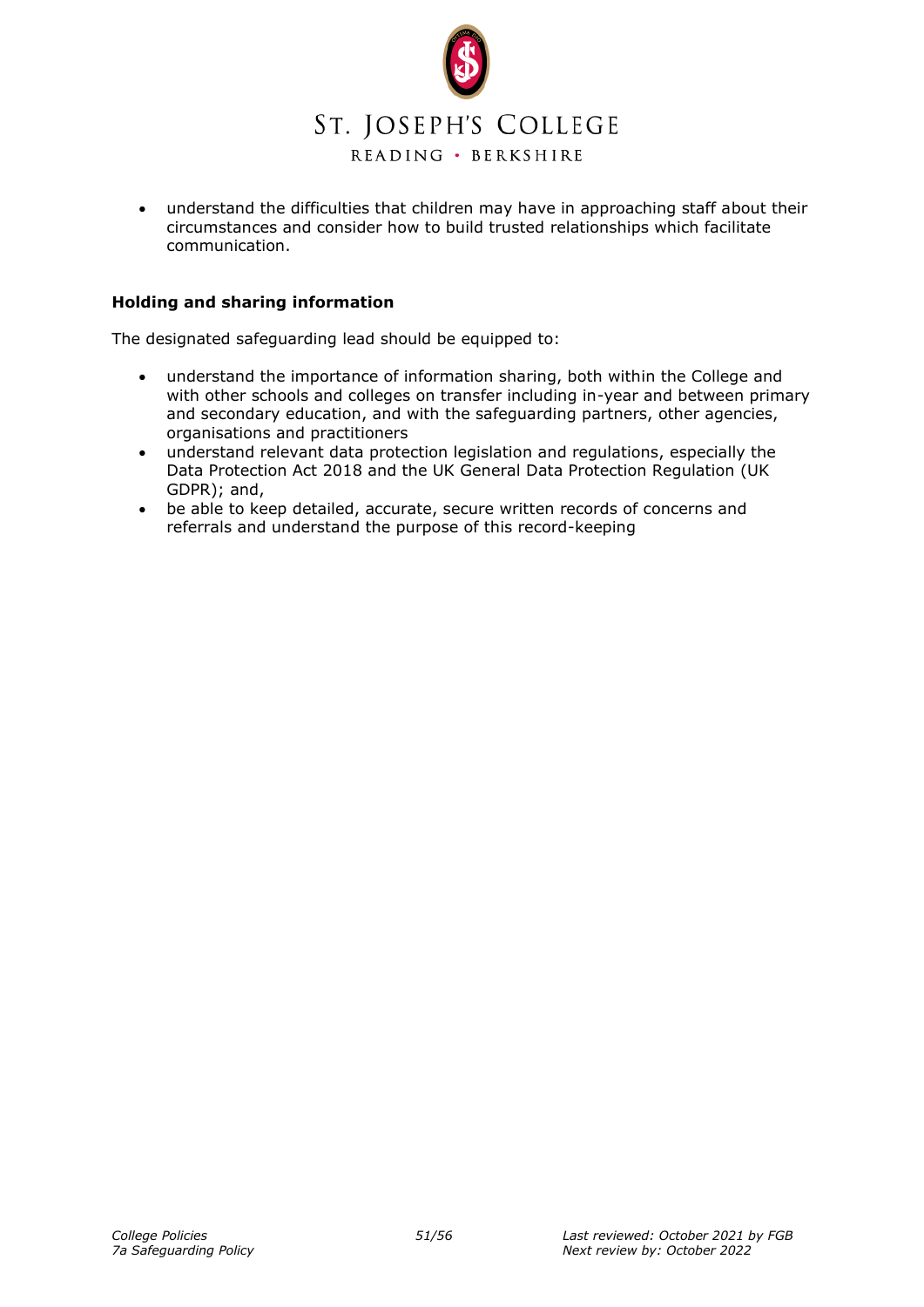- understand the difficulties that children may have in approaching staff about their circumstances and consider how to build trusted relationships which facilitate communication.

**Holding and sharing information**

The designated safeguarding lead should be equipped to:

- understand the importance of information sharing, both within the College and with other schools and colleges on transfer including in-year and between primary and secondary education, and with the safeguarding partners, other agencies, organisations and practitioners
- understand relevant data protection legislation and regulations, especially the Data Protection Act 2018 and the UK General Data Protection Regulation (UK GDPR); and,
- be able to keep detailed, accurate, secure written records of concerns and referrals and understand the purpose of this record-keeping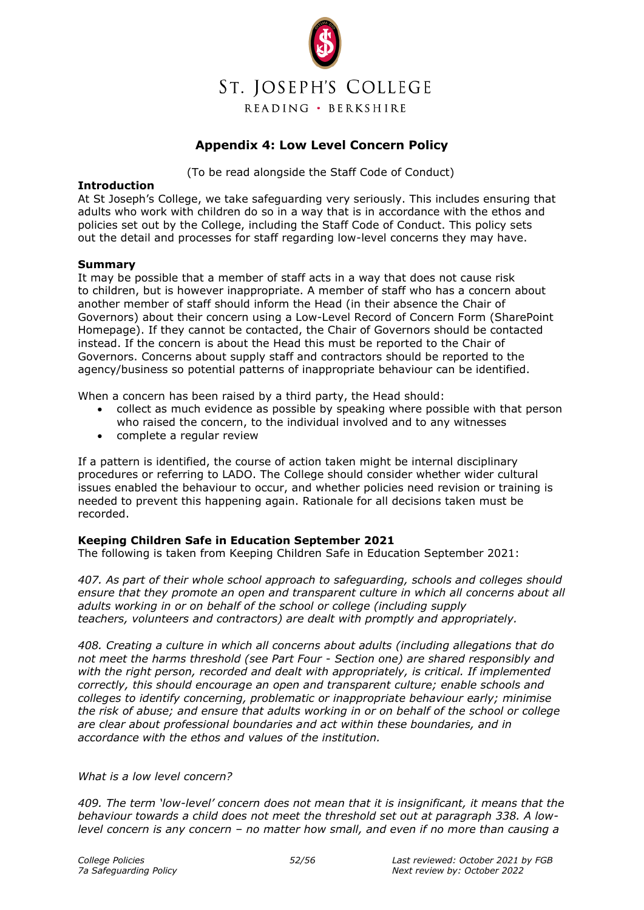ST. JOSEPH'S COLLEGE

READING • BERKSHIRE

## Appendix 4: Low Level Concern Policy

(To be read alongside the Staff Code of Conduct)

**Introduction**

At St Joseph's College, we take safeguarding very seriously. This includes ensuring that adults who work with children do so in a way that is in accordance with the ethos and policies set out by the College, including the Staff Code of Conduct. This policy sets out the detail and processes for staff regarding low-level concerns they may have.

**Summary**

It may be possible that a member of staff acts in a way that does not cause risk to children, but is however inappropriate. A member of staff who has a concern about another member of staff should inform the Head (in their absence the Chair of Governors) about their concern using a Low-Level Record of Concern Form (SharePoint Homepage). If they cannot be contacted, the Chair of Governors should be contacted instead. If the concern is about the Head this must be reported to the Chair of Governors. Concerns about supply staff and contractors should be reported to the agency/business so potential patterns of inappropriate behaviour can be identified.

When a concern has been raised by a third party, the Head should:

- collect as much evidence as possible by speaking where possible with that person who raised the concern, to the individual involved and to any witnesses
- complete a regular review

If a pattern is identified, the course of action taken might be internal disciplinary procedures or referring to LADO. The College should consider whether wider cultural issues enabled the behaviour to occur, and whether policies need revision or training is needed to prevent this happening again. Rationale for all decisions taken must be recorded.

**Keeping Children Safe in Education September 2021**

The following is taken from Keeping Children Safe in Education September 2021:

*407. As part of their whole school approach to safeguarding, schools and colleges should ensure that they promote an open and transparent culture in which all concerns about all adults working in or on behalf of the school or college (including supply teachers, volunteers and contractors) are dealt with promptly and appropriately.*

*408. Creating a culture in which all concerns about adults (including allegations that do not meet the harms threshold (see Part Four - Section one) are shared responsibly and with the right person, recorded and dealt with appropriately, is critical. If implemented correctly, this should encourage an open and transparent culture; enable schools and colleges to identify concerning, problematic or inappropriate behaviour early; minimise the risk of abuse; and ensure that adults working in or on behalf of the school or college are clear about professional boundaries and act within these boundaries, and in accordance with the ethos and values of the institution.*

*What is a low level concern?*

*409. The term 'low-level' concern does not mean that it is insignificant, it means that the behaviour towards a child does not meet the threshold set out at paragraph 338. A low-level concern is any concern – no matter how small, and even if no more than causing a*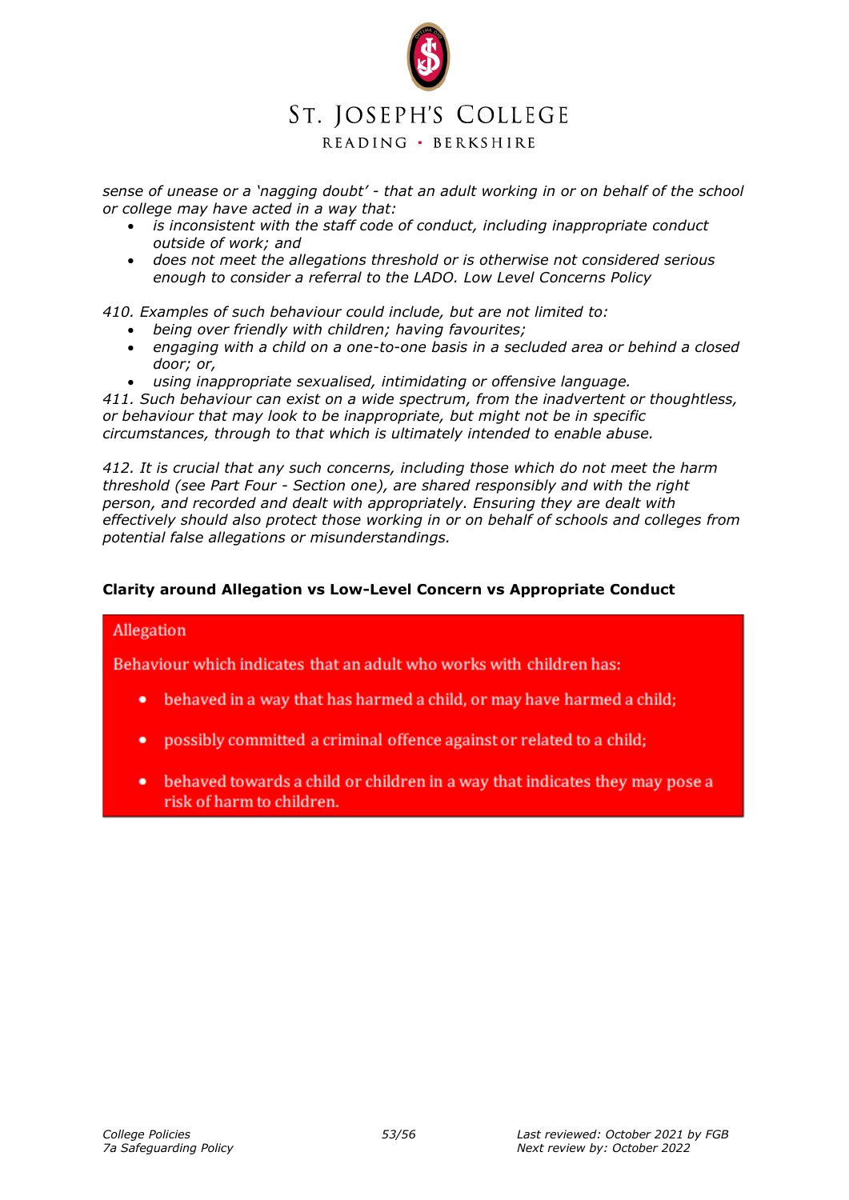*sense of unease or a 'nagging doubt' - that an adult working in or on behalf of the school or college may have acted in a way that:*

- *is inconsistent with the staff code of conduct, including inappropriate conduct outside of work; and*
- *does not meet the allegations threshold or is otherwise not considered serious enough to consider a referral to the LADO. Low Level Concerns Policy*

*410. Examples of such behaviour could include, but are not limited to:*

- *being over friendly with children; having favourites;*
- *engaging with a child on a one-to-one basis in a secluded area or behind a closed door; or,*
- *using inappropriate sexualised, intimidating or offensive language.*

*411. Such behaviour can exist on a wide spectrum, from the inadvertent or thoughtless, or behaviour that may look to be inappropriate, but might not be in specific circumstances, through to that which is ultimately intended to enable abuse.*

*412. It is crucial that any such concerns, including those which do not meet the harm threshold (see Part Four - Section one), are shared responsibly and with the right person, and recorded and dealt with appropriately. Ensuring they are dealt with effectively should also protect those working in or on behalf of schools and colleges from potential false allegations or misunderstandings.*

**Clarity around Allegation vs Low-Level Concern vs Appropriate Conduct**

Allegation

Behaviour which indicates that an adult who works with children has:

- behaved in a way that has harmed a child, or may have harmed a child;
- possibly committed a criminal offence against or related to a child;
- behaved towards a child or children in a way that indicates they may pose a risk of harm to children.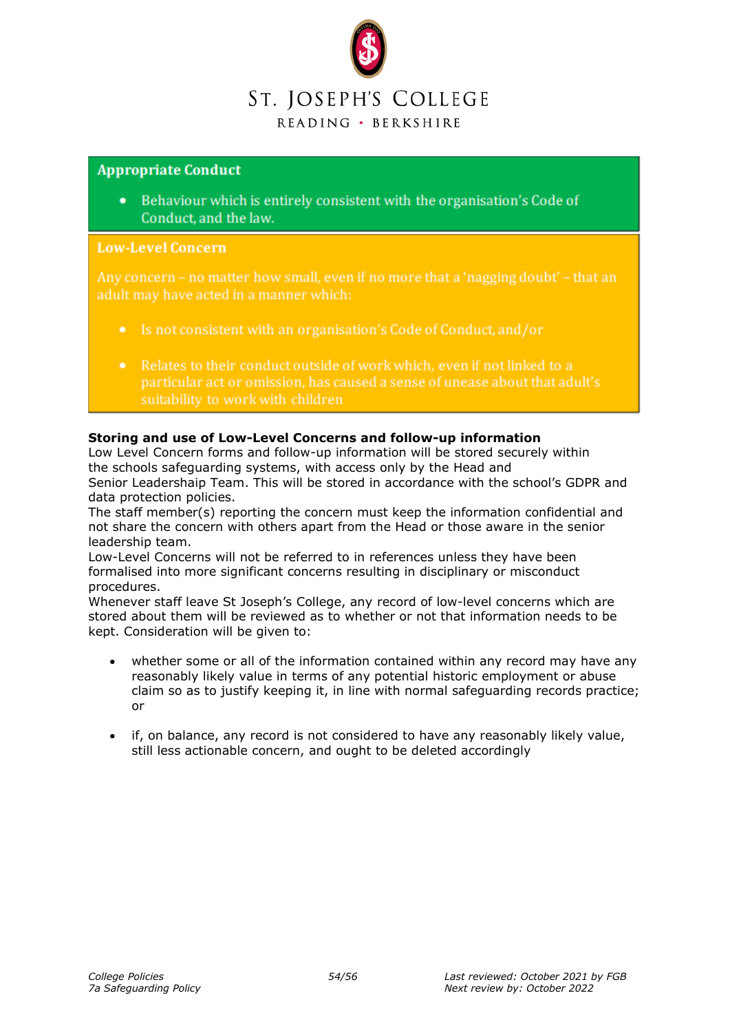**Appropriate Conduct**

- Behaviour which is entirely consistent with the organisation's Code of Conduct, and the law.

**Low-Level Concern**

Any concern – no matter how small, even if no more that a 'nagging doubt' – that an adult may have acted in a manner which:

- Is not consistent with an organisation's Code of Conduct, and/or
- Relates to their conduct outside of work which, even if not linked to a particular act or omission, has caused a sense of unease about that adult's suitability to work with children

**Storing and use of Low-Level Concerns and follow-up information**

Low Level Concern forms and follow-up information will be stored securely within the schools safeguarding systems, with access only by the Head and Senior Leadershaip Team. This will be stored in accordance with the school's GDPR and data protection policies.

The staff member(s) reporting the concern must keep the information confidential and not share the concern with others apart from the Head or those aware in the senior leadership team.

Low-Level Concerns will not be referred to in references unless they have been formalised into more significant concerns resulting in disciplinary or misconduct procedures.

Whenever staff leave St Joseph's College, any record of low-level concerns which are stored about them will be reviewed as to whether or not that information needs to be kept. Consideration will be given to:

- whether some or all of the information contained within any record may have any reasonably likely value in terms of any potential historic employment or abuse claim so as to justify keeping it, in line with normal safeguarding records practice; or
- if, on balance, any record is not considered to have any reasonably likely value, still less actionable concern, and ought to be deleted accordingly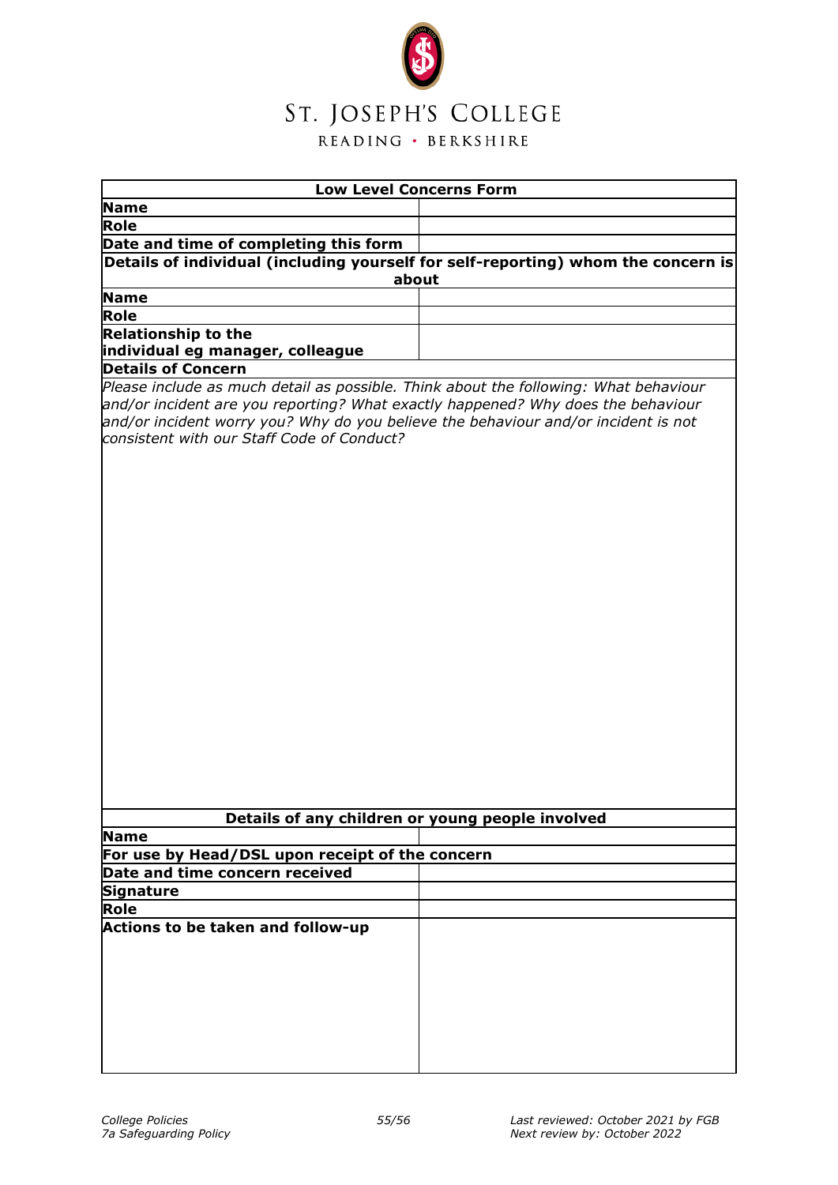ST. JOSEPH'S COLLEGE

READING • BERKSHIRE

| **Low Level Concerns Form** | |
|---|---|
| **Name** | |
| **Role** | |
| **Date and time of completing this form** | |
| **Details of individual (including yourself for self-reporting) whom the concern is about** | |
| **Name** | |
| **Role** | |
| **Relationship to the individual eg manager, colleague** | |
| **Details of Concern** | |
| *Please include as much detail as possible. Think about the following: What behaviour and/or incident are you reporting? What exactly happened? Why does the behaviour and/or incident worry you? Why do you believe the behaviour and/or incident is not consistent with our Staff Code of Conduct?* | |
| **Details of any children or young people involved** | |
| **Name** | |
| **For use by Head/DSL upon receipt of the concern** | |
| **Date and time concern received** | |
| **Signature** | |
| **Role** | |
| **Actions to be taken and follow-up** | |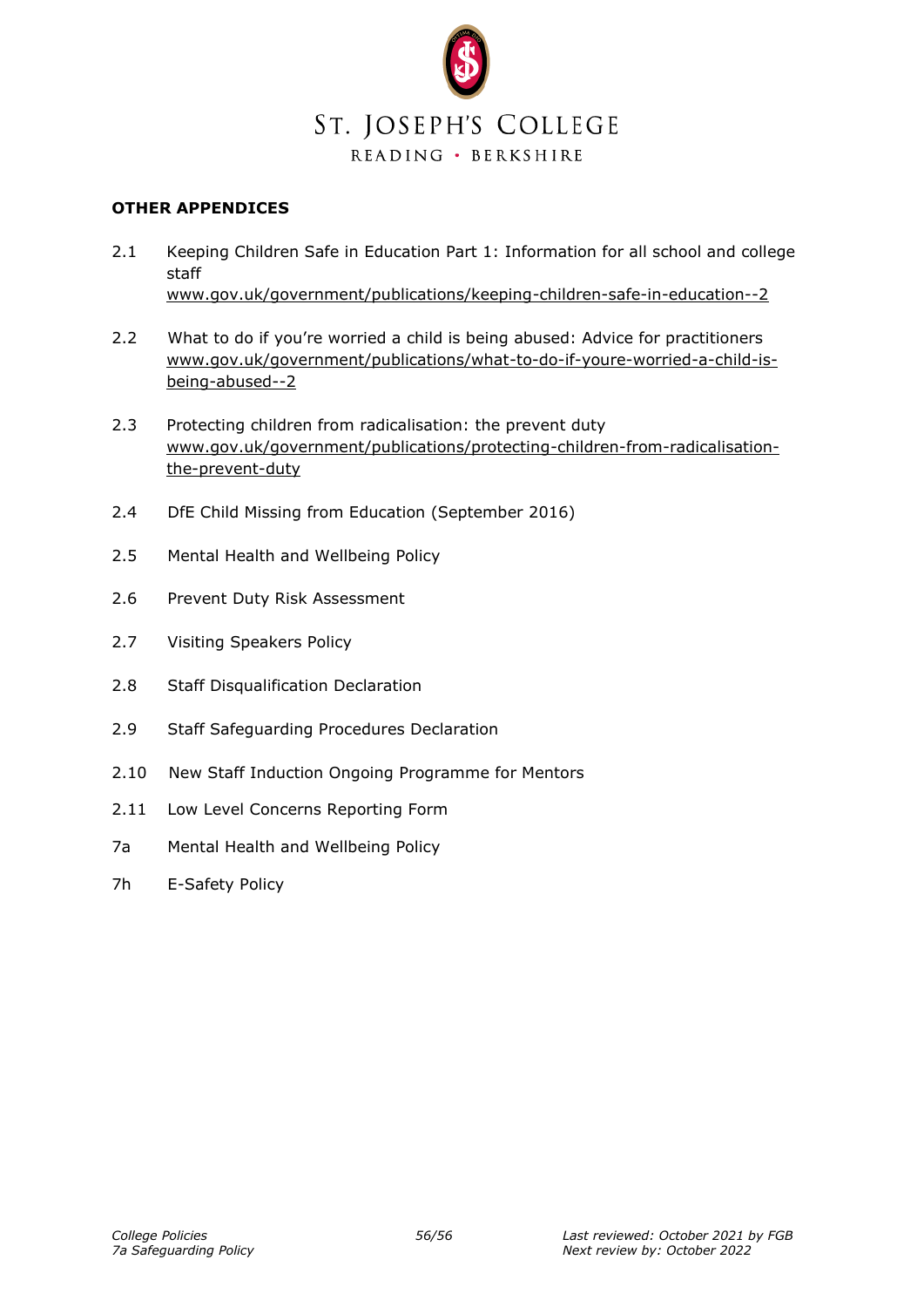**OTHER APPENDICES**

2.1 Keeping Children Safe in Education Part 1: Information for all school and college staff
www.gov.uk/government/publications/keeping-children-safe-in-education--2

2.2 What to do if you're worried a child is being abused: Advice for practitioners
www.gov.uk/government/publications/what-to-do-if-youre-worried-a-child-is-being-abused--2

2.3 Protecting children from radicalisation: the prevent duty
www.gov.uk/government/publications/protecting-children-from-radicalisation-the-prevent-duty

2.4 DfE Child Missing from Education (September 2016)

2.5 Mental Health and Wellbeing Policy

2.6 Prevent Duty Risk Assessment

2.7 Visiting Speakers Policy

2.8 Staff Disqualification Declaration

2.9 Staff Safeguarding Procedures Declaration

2.10 New Staff Induction Ongoing Programme for Mentors

2.11 Low Level Concerns Reporting Form

7a Mental Health and Wellbeing Policy

7h E-Safety Policy